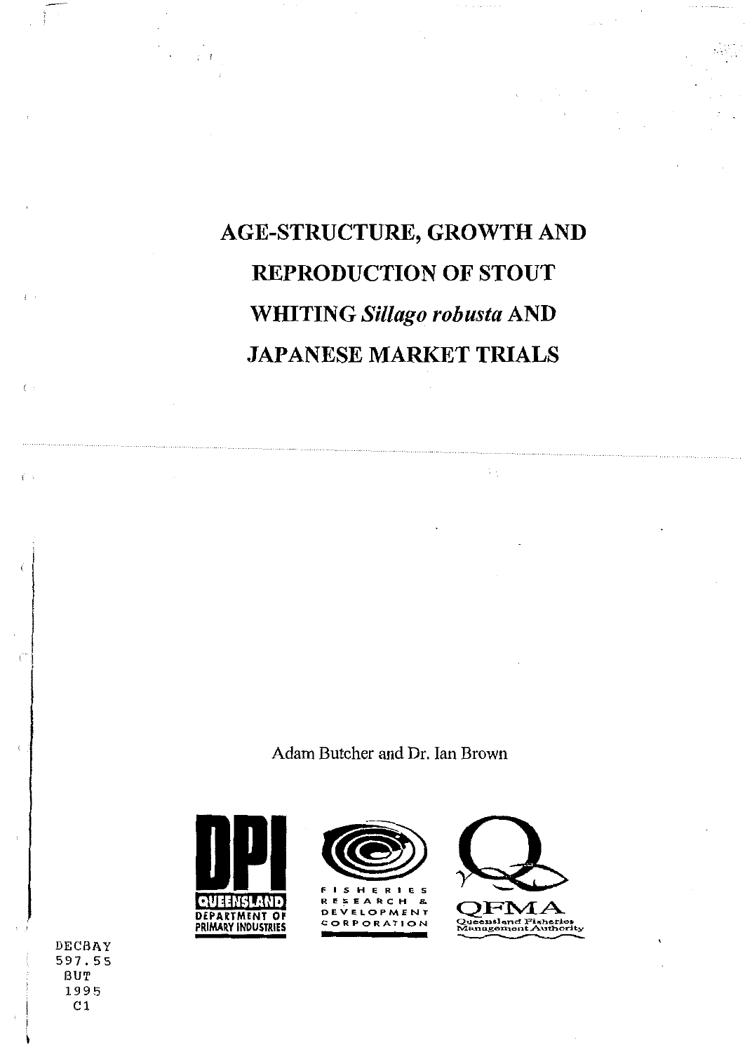# AGE-STRUCTURE, GROWTH AND REPRODUCTION OF STOUT WHITING *Sillago robusta* AND JAPANESE MARKET TRIALS

Adam Butcher and Dr. Ian Brown

DPI QUEENSLAND DEPARTMENT OF PRIMARY INDUSTRIES

FISHERIES RESEARCH & DEVELOPMENT CORPORATION

QFMA Queensland Fisheries Management Authority

DECBAY
597.55
BUT
1995
C1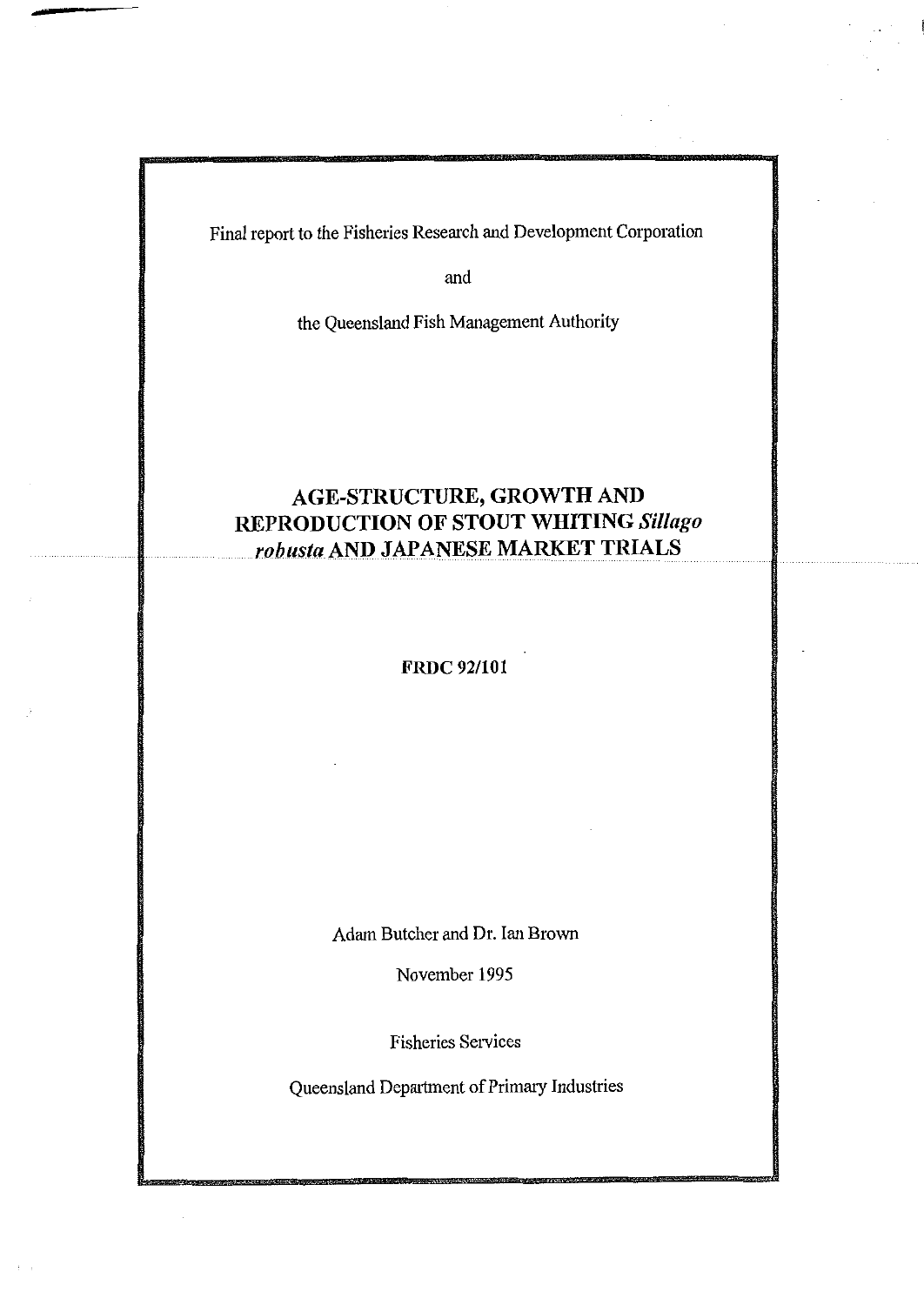Final report to the Fisheries Research and Development Corporation

and

the Queensland Fish Management Authority

# AGE-STRUCTURE, GROWTH AND REPRODUCTION OF STOUT WHITING *Sillago robusta* AND JAPANESE MARKET TRIALS

**FRDC 92/101**

Adam Butcher and Dr. Ian Brown

November 1995

Fisheries Services

Queensland Department of Primary Industries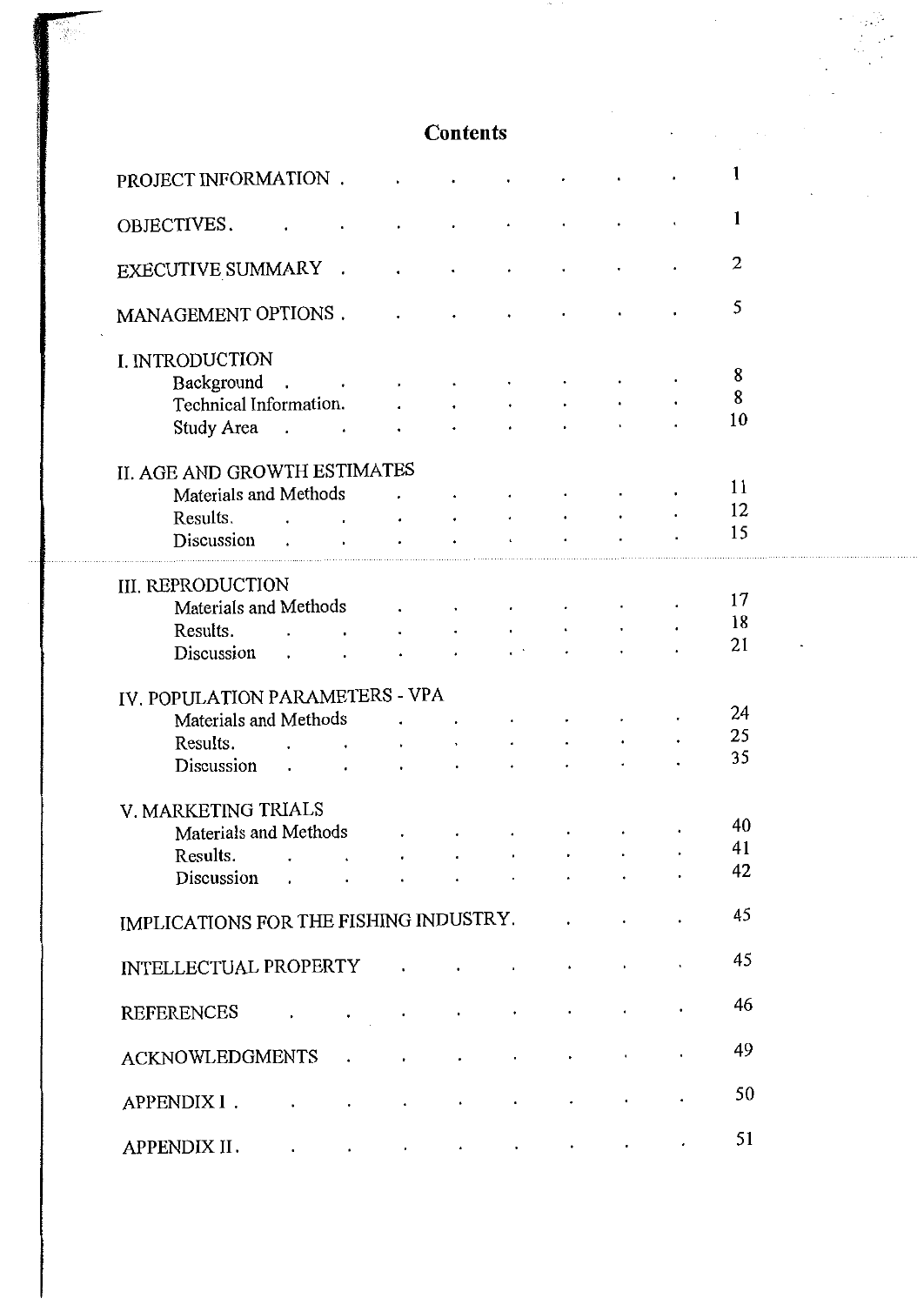# Contents

| | |
|---|---|
| PROJECT INFORMATION | 1 |
| OBJECTIVES | 1 |
| EXECUTIVE SUMMARY | 2 |
| MANAGEMENT OPTIONS | 5 |
| I. INTRODUCTION | |
| Background | 8 |
| Technical Information | 8 |
| Study Area | 10 |
| II. AGE AND GROWTH ESTIMATES | |
| Materials and Methods | 11 |
| Results | 12 |
| Discussion | 15 |
| III. REPRODUCTION | |
| Materials and Methods | 17 |
| Results | 18 |
| Discussion | 21 |
| IV. POPULATION PARAMETERS - VPA | |
| Materials and Methods | 24 |
| Results | 25 |
| Discussion | 35 |
| V. MARKETING TRIALS | |
| Materials and Methods | 40 |
| Results | 41 |
| Discussion | 42 |
| IMPLICATIONS FOR THE FISHING INDUSTRY | 45 |
| INTELLECTUAL PROPERTY | 45 |
| REFERENCES | 46 |
| ACKNOWLEDGMENTS | 49 |
| APPENDIX I | 50 |
| APPENDIX II | 51 |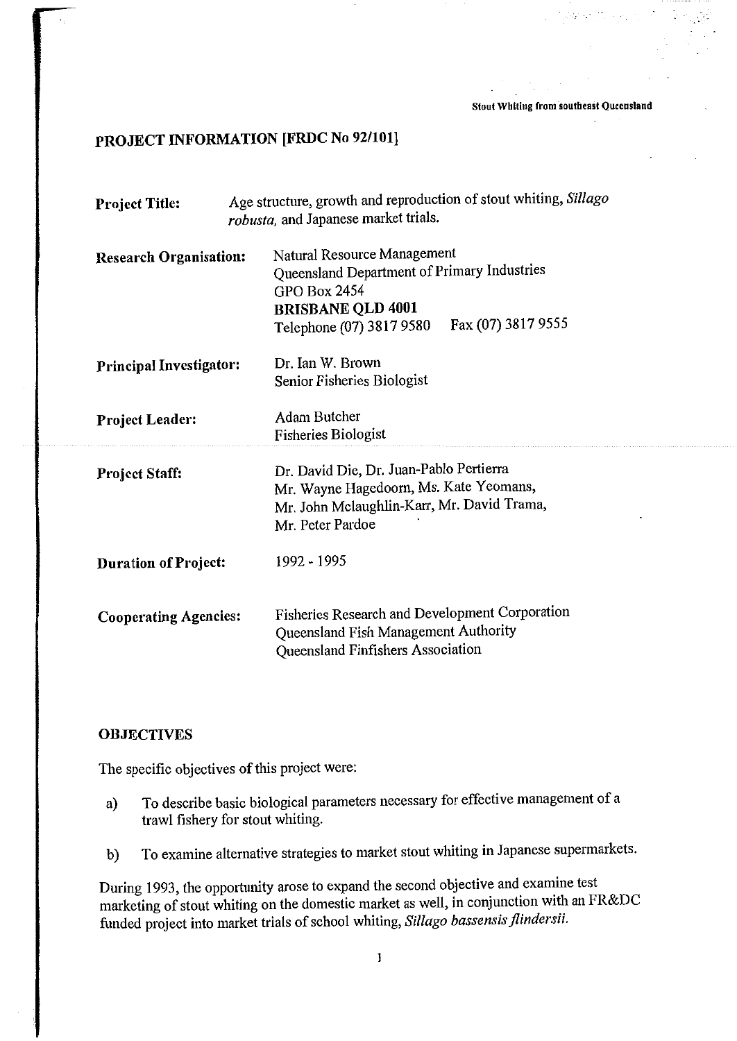## PROJECT INFORMATION [FRDC No 92/101]

| | |
|---|---|
| **Project Title:** | Age structure, growth and reproduction of stout whiting, *Sillago robusta*, and Japanese market trials. |
| **Research Organisation:** | Natural Resource Management<br>Queensland Department of Primary Industries<br>GPO Box 2454<br>**BRISBANE QLD 4001**<br>Telephone (07) 3817 9580 Fax (07) 3817 9555 |
| **Principal Investigator:** | Dr. Ian W. Brown<br>Senior Fisheries Biologist |
| **Project Leader:** | Adam Butcher<br>Fisheries Biologist |
| **Project Staff:** | Dr. David Die, Dr. Juan-Pablo Pertierra<br>Mr. Wayne Hagedoorn, Ms. Kate Yeomans,<br>Mr. John Mclaughlin-Karr, Mr. David Trama,<br>Mr. Peter Pardoe |
| **Duration of Project:** | 1992 - 1995 |
| **Cooperating Agencies:** | Fisheries Research and Development Corporation<br>Queensland Fish Management Authority<br>Queensland Finfishers Association |

### OBJECTIVES

The specific objectives of this project were:

a) To describe basic biological parameters necessary for effective management of a trawl fishery for stout whiting.

b) To examine alternative strategies to market stout whiting in Japanese supermarkets.

During 1993, the opportunity arose to expand the second objective and examine test marketing of stout whiting on the domestic market as well, in conjunction with an FR&DC funded project into market trials of school whiting, *Sillago bassensis flindersii*.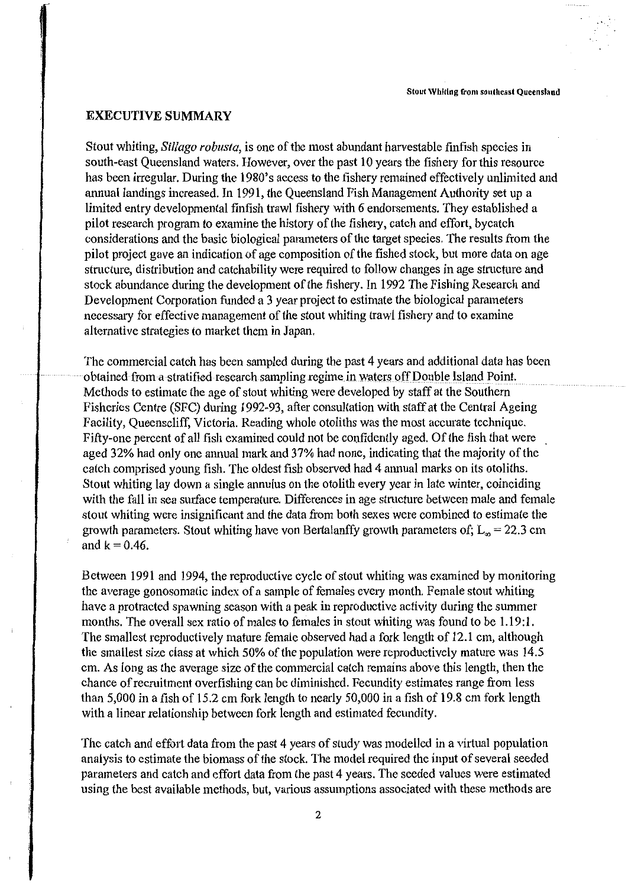## EXECUTIVE SUMMARY

Stout whiting, *Sillago robusta*, is one of the most abundant harvestable finfish species in south-east Queensland waters. However, over the past 10 years the fishery for this resource has been irregular. During the 1980's access to the fishery remained effectively unlimited and annual landings increased. In 1991, the Queensland Fish Management Authority set up a limited entry developmental finfish trawl fishery with 6 endorsements. They established a pilot research program to examine the history of the fishery, catch and effort, bycatch considerations and the basic biological parameters of the target species. The results from the pilot project gave an indication of age composition of the fished stock, but more data on age structure, distribution and catchability were required to follow changes in age structure and stock abundance during the development of the fishery. In 1992 The Fishing Research and Development Corporation funded a 3 year project to estimate the biological parameters necessary for effective management of the stout whiting trawl fishery and to examine alternative strategies to market them in Japan.

The commercial catch has been sampled during the past 4 years and additional data has been obtained from a stratified research sampling regime in waters off Double Island Point. Methods to estimate the age of stout whiting were developed by staff at the Southern Fisheries Centre (SFC) during 1992-93, after consultation with staff at the Central Ageing Facility, Queenscliff, Victoria. Reading whole otoliths was the most accurate technique. Fifty-one percent of all fish examined could not be confidently aged. Of the fish that were aged 32% had only one annual mark and 37% had none, indicating that the majority of the catch comprised young fish. The oldest fish observed had 4 annual marks on its otoliths. Stout whiting lay down a single annulus on the otolith every year in late winter, coinciding with the fall in sea surface temperature. Differences in age structure between male and female stout whiting were insignificant and the data from both sexes were combined to estimate the growth parameters. Stout whiting have von Bertalanffy growth parameters of; $L_{\infty} = 22.3$ cm and $k = 0.46$.

Between 1991 and 1994, the reproductive cycle of stout whiting was examined by monitoring the average gonosomatic index of a sample of females every month. Female stout whiting have a protracted spawning season with a peak in reproductive activity during the summer months. The overall sex ratio of males to females in stout whiting was found to be 1.19:1. The smallest reproductively mature female observed had a fork length of 12.1 cm, although the smallest size class at which 50% of the population were reproductively mature was 14.5 cm. As long as the average size of the commercial catch remains above this length, then the chance of recruitment overfishing can be diminished. Fecundity estimates range from less than 5,000 in a fish of 15.2 cm fork length to nearly 50,000 in a fish of 19.8 cm fork length with a linear relationship between fork length and estimated fecundity.

The catch and effort data from the past 4 years of study was modelled in a virtual population analysis to estimate the biomass of the stock. The model required the input of several seeded parameters and catch and effort data from the past 4 years. The seeded values were estimated using the best available methods, but, various assumptions associated with these methods are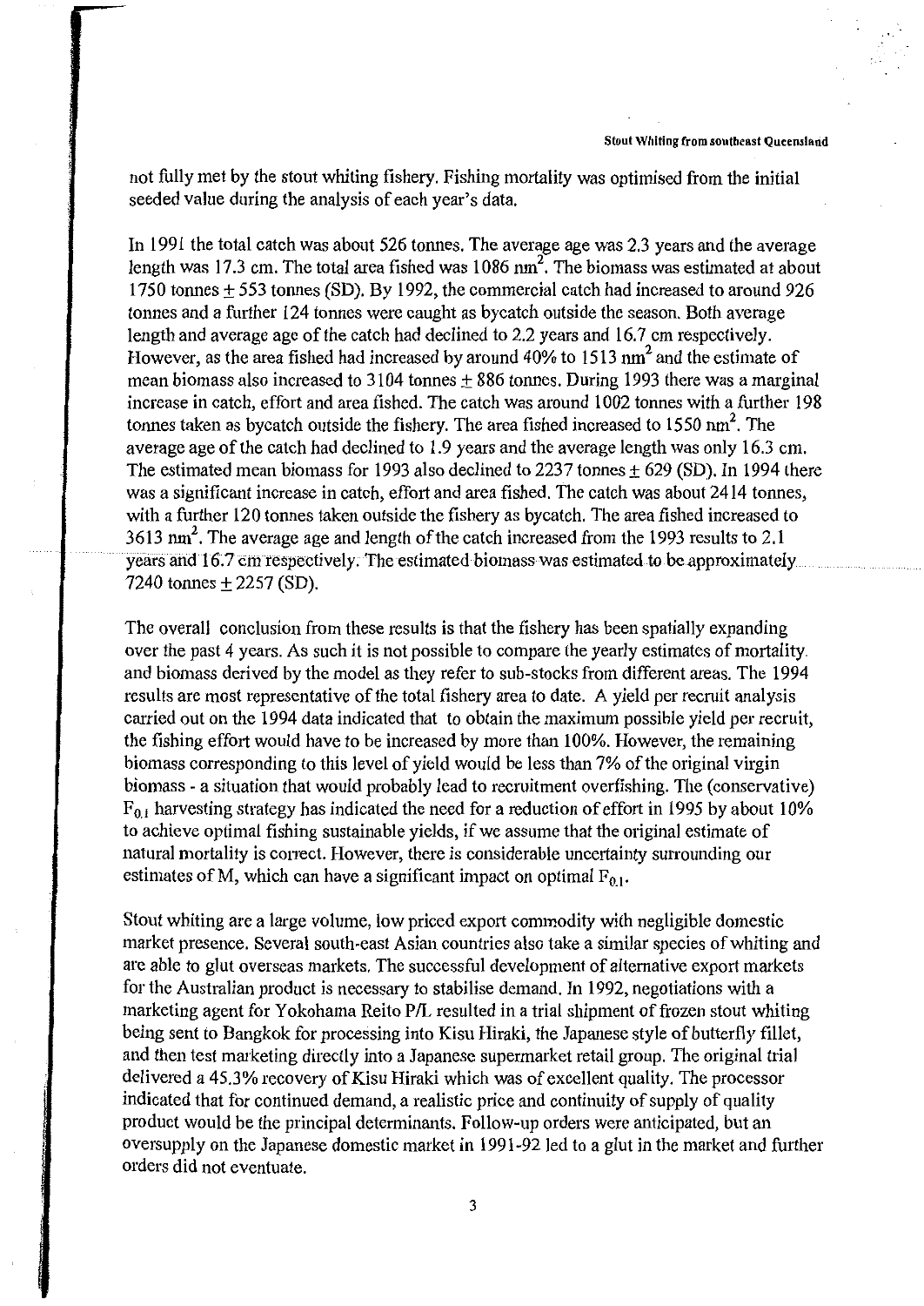not fully met by the stout whiting fishery. Fishing mortality was optimised from the initial seeded value during the analysis of each year's data.

In 1991 the total catch was about 526 tonnes. The average age was 2.3 years and the average length was 17.3 cm. The total area fished was 1086 $nm^2$. The biomass was estimated at about 1750 tonnes $\pm$ 553 tonnes (SD). By 1992, the commercial catch had increased to around 926 tonnes and a further 124 tonnes were caught as bycatch outside the season. Both average length and average age of the catch had declined to 2.2 years and 16.7 cm respectively. However, as the area fished had increased by around 40% to 1513 $nm^2$ and the estimate of mean biomass also increased to 3104 tonnes $\pm$ 886 tonnes. During 1993 there was a marginal increase in catch, effort and area fished. The catch was around 1002 tonnes with a further 198 tonnes taken as bycatch outside the fishery. The area fished increased to 1550 $nm^2$. The average age of the catch had declined to 1.9 years and the average length was only 16.3 cm. The estimated mean biomass for 1993 also declined to 2237 tonnes $\pm$ 629 (SD). In 1994 there was a significant increase in catch, effort and area fished. The catch was about 2414 tonnes, with a further 120 tonnes taken outside the fishery as bycatch. The area fished increased to 3613 $nm^2$. The average age and length of the catch increased from the 1993 results to 2.1 years and 16.7 cm respectively. The estimated biomass was estimated to be approximately 7240 tonnes $\pm$ 2257 (SD).

The overall conclusion from these results is that the fishery has been spatially expanding over the past 4 years. As such it is not possible to compare the yearly estimates of mortality and biomass derived by the model as they refer to sub-stocks from different areas. The 1994 results are most representative of the total fishery area to date. A yield per recruit analysis carried out on the 1994 data indicated that to obtain the maximum possible yield per recruit, the fishing effort would have to be increased by more than 100%. However, the remaining biomass corresponding to this level of yield would be less than 7% of the original virgin biomass - a situation that would probably lead to recruitment overfishing. The (conservative) $F_{0.1}$ harvesting strategy has indicated the need for a reduction of effort in 1995 by about 10% to achieve optimal fishing sustainable yields, if we assume that the original estimate of natural mortality is correct. However, there is considerable uncertainty surrounding our estimates of M, which can have a significant impact on optimal $F_{0.1}$.

Stout whiting are a large volume, low priced export commodity with negligible domestic market presence. Several south-east Asian countries also take a similar species of whiting and are able to glut overseas markets. The successful development of alternative export markets for the Australian product is necessary to stabilise demand. In 1992, negotiations with a marketing agent for Yokohama Reito P/L resulted in a trial shipment of frozen stout whiting being sent to Bangkok for processing into Kisu Hiraki, the Japanese style of butterfly fillet, and then test marketing directly into a Japanese supermarket retail group. The original trial delivered a 45.3% recovery of Kisu Hiraki which was of excellent quality. The processor indicated that for continued demand, a realistic price and continuity of supply of quality product would be the principal determinants. Follow-up orders were anticipated, but an oversupply on the Japanese domestic market in 1991-92 led to a glut in the market and further orders did not eventuate.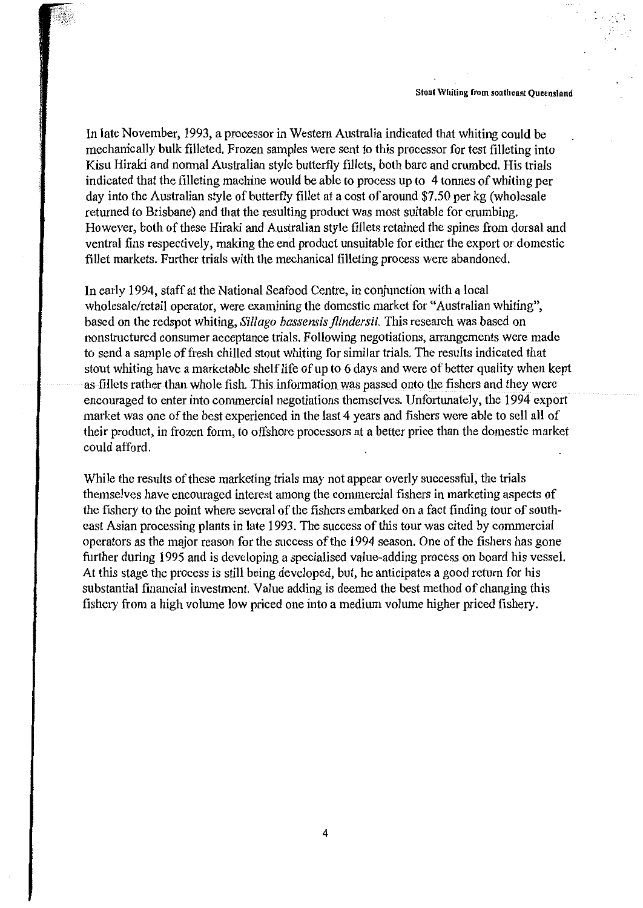In late November, 1993, a processor in Western Australia indicated that whiting could be mechanically bulk filleted. Frozen samples were sent to this processor for test filleting into Kisu Hiraki and normal Australian style butterfly fillets, both bare and crumbed. His trials indicated that the filleting machine would be able to process up to 4 tonnes of whiting per day into the Australian style of butterfly fillet at a cost of around $7.50 per kg (wholesale returned to Brisbane) and that the resulting product was most suitable for crumbing. However, both of these Hiraki and Australian style fillets retained the spines from dorsal and ventral fins respectively, making the end product unsuitable for either the export or domestic fillet markets. Further trials with the mechanical filleting process were abandoned.

In early 1994, staff at the National Seafood Centre, in conjunction with a local wholesale/retail operator, were examining the domestic market for "Australian whiting", based on the redspot whiting, *Sillago bassensis flindersii.* This research was based on nonstructured consumer acceptance trials. Following negotiations, arrangements were made to send a sample of fresh chilled stout whiting for similar trials. The results indicated that stout whiting have a marketable shelf life of up to 6 days and were of better quality when kept as fillets rather than whole fish. This information was passed onto the fishers and they were encouraged to enter into commercial negotiations themselves. Unfortunately, the 1994 export market was one of the best experienced in the last 4 years and fishers were able to sell all of their product, in frozen form, to offshore processors at a better price than the domestic market could afford.

While the results of these marketing trials may not appear overly successful, the trials themselves have encouraged interest among the commercial fishers in marketing aspects of the fishery to the point where several of the fishers embarked on a fact finding tour of south-east Asian processing plants in late 1993. The success of this tour was cited by commercial operators as the major reason for the success of the 1994 season. One of the fishers has gone further during 1995 and is developing a specialised value-adding process on board his vessel. At this stage the process is still being developed, but, he anticipates a good return for his substantial financial investment. Value adding is deemed the best method of changing this fishery from a high volume low priced one into a medium volume higher priced fishery.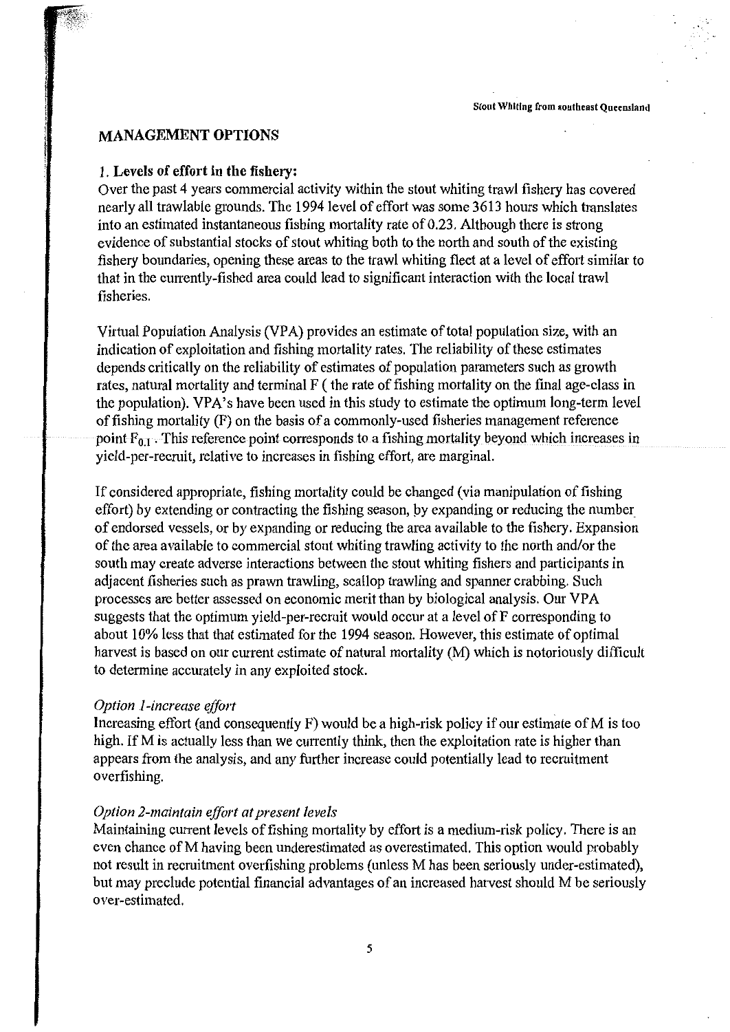## MANAGEMENT OPTIONS

### 1. Levels of effort in the fishery:

Over the past 4 years commercial activity within the stout whiting trawl fishery has covered nearly all trawlable grounds. The 1994 level of effort was some 3613 hours which translates into an estimated instantaneous fishing mortality rate of 0.23. Although there is strong evidence of substantial stocks of stout whiting both to the north and south of the existing fishery boundaries, opening these areas to the trawl whiting fleet at a level of effort similar to that in the currently-fished area could lead to significant interaction with the local trawl fisheries.

Virtual Population Analysis (VPA) provides an estimate of total population size, with an indication of exploitation and fishing mortality rates. The reliability of these estimates depends critically on the reliability of estimates of population parameters such as growth rates, natural mortality and terminal F ( the rate of fishing mortality on the final age-class in the population). VPA's have been used in this study to estimate the optimum long-term level of fishing mortality (F) on the basis of a commonly-used fisheries management reference point $F_{0.1}$. This reference point corresponds to a fishing mortality beyond which increases in yield-per-recruit, relative to increases in fishing effort, are marginal.

If considered appropriate, fishing mortality could be changed (via manipulation of fishing effort) by extending or contracting the fishing season, by expanding or reducing the number of endorsed vessels, or by expanding or reducing the area available to the fishery. Expansion of the area available to commercial stout whiting trawling activity to the north and/or the south may create adverse interactions between the stout whiting fishers and participants in adjacent fisheries such as prawn trawling, scallop trawling and spanner crabbing. Such processes are better assessed on economic merit than by biological analysis. Our VPA suggests that the optimum yield-per-recruit would occur at a level of F corresponding to about 10% less that that estimated for the 1994 season. However, this estimate of optimal harvest is based on our current estimate of natural mortality (M) which is notoriously difficult to determine accurately in any exploited stock.

*Option 1-increase effort*

Increasing effort (and consequently F) would be a high-risk policy if our estimate of M is too high. If M is actually less than we currently think, then the exploitation rate is higher than appears from the analysis, and any further increase could potentially lead to recruitment overfishing.

*Option 2-maintain effort at present levels*

Maintaining current levels of fishing mortality by effort is a medium-risk policy. There is an even chance of M having been underestimated as overestimated. This option would probably not result in recruitment overfishing problems (unless M has been seriously under-estimated), but may preclude potential financial advantages of an increased harvest should M be seriously over-estimated.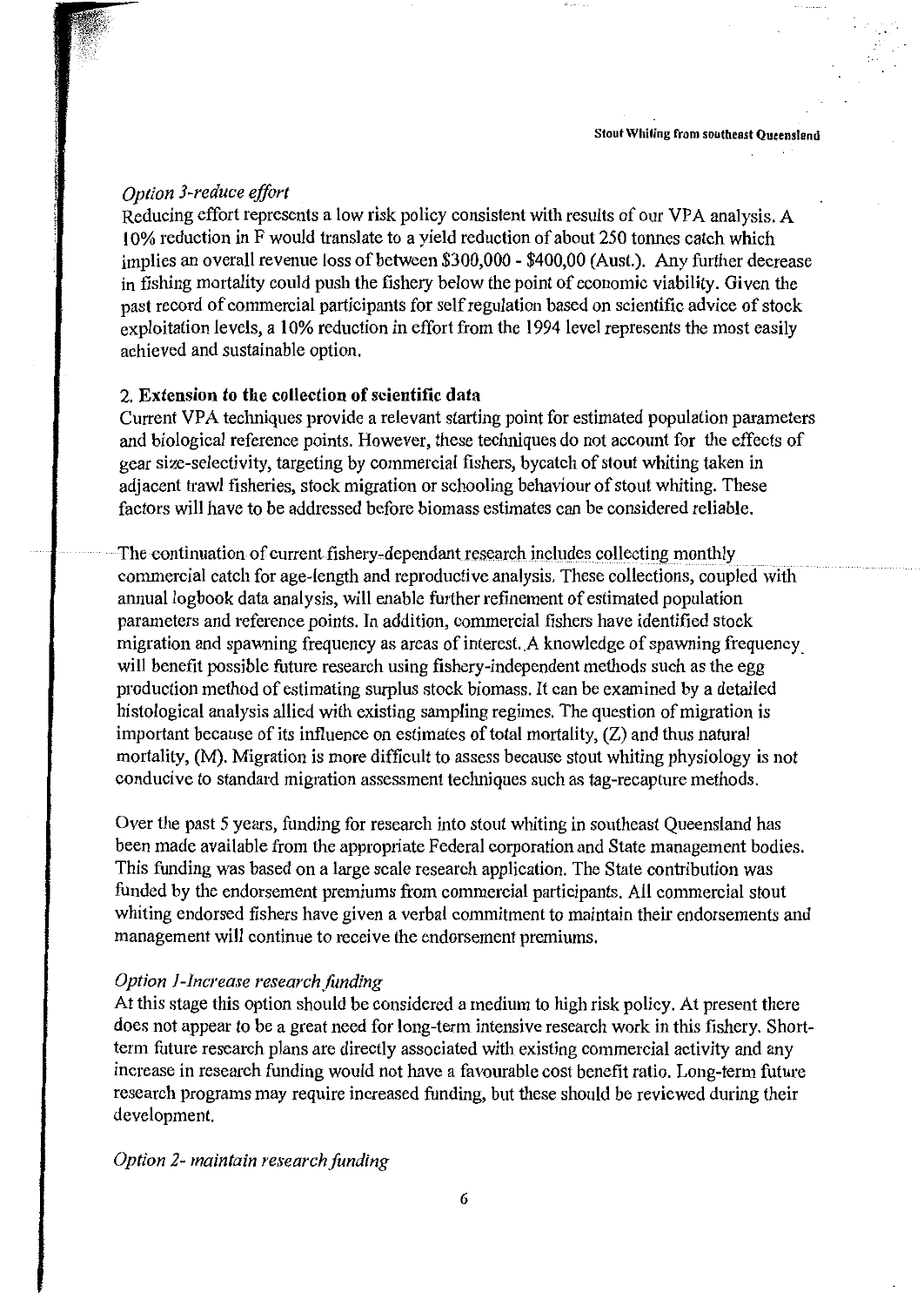*Option 3-reduce effort*

Reducing effort represents a low risk policy consistent with results of our VPA analysis. A 10% reduction in F would translate to a yield reduction of about 250 tonnes catch which implies an overall revenue loss of between \$300,000 - \$400,00 (Aust.). Any further decrease in fishing mortality could push the fishery below the point of economic viability. Given the past record of commercial participants for self regulation based on scientific advice of stock exploitation levels, a 10% reduction in effort from the 1994 level represents the most easily achieved and sustainable option.

**2. Extension to the collection of scientific data**

Current VPA techniques provide a relevant starting point for estimated population parameters and biological reference points. However, these techniques do not account for the effects of gear size-selectivity, targeting by commercial fishers, bycatch of stout whiting taken in adjacent trawl fisheries, stock migration or schooling behaviour of stout whiting. These factors will have to be addressed before biomass estimates can be considered reliable.

The continuation of current fishery-dependant research includes collecting monthly commercial catch for age-length and reproductive analysis. These collections, coupled with annual logbook data analysis, will enable further refinement of estimated population parameters and reference points. In addition, commercial fishers have identified stock migration and spawning frequency as areas of interest. A knowledge of spawning frequency will benefit possible future research using fishery-independent methods such as the egg production method of estimating surplus stock biomass. It can be examined by a detailed histological analysis allied with existing sampling regimes. The question of migration is important because of its influence on estimates of total mortality, (Z) and thus natural mortality, (M). Migration is more difficult to assess because stout whiting physiology is not conducive to standard migration assessment techniques such as tag-recapture methods.

Over the past 5 years, funding for research into stout whiting in southeast Queensland has been made available from the appropriate Federal corporation and State management bodies. This funding was based on a large scale research application. The State contribution was funded by the endorsement premiums from commercial participants. All commercial stout whiting endorsed fishers have given a verbal commitment to maintain their endorsements and management will continue to receive the endorsement premiums.

*Option 1-Increase research funding*

At this stage this option should be considered a medium to high risk policy. At present there does not appear to be a great need for long-term intensive research work in this fishery. Short-term future research plans are directly associated with existing commercial activity and any increase in research funding would not have a favourable cost benefit ratio. Long-term future research programs may require increased funding, but these should be reviewed during their development.

*Option 2- maintain research funding*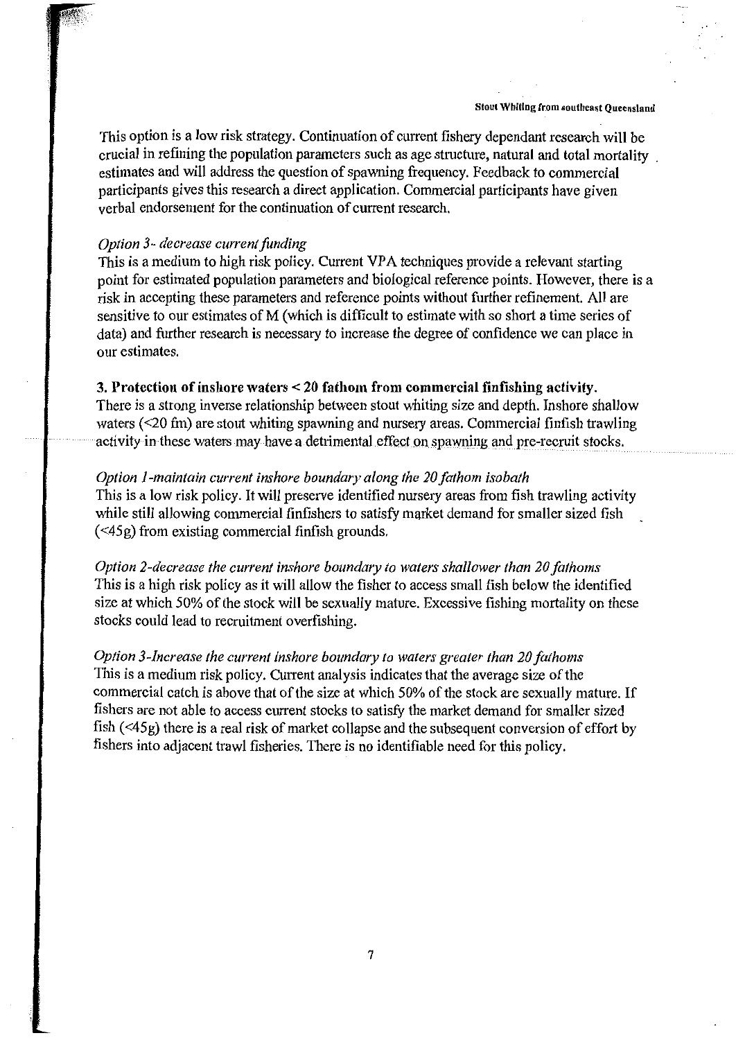This option is a low risk strategy. Continuation of current fishery dependant research will be crucial in refining the population parameters such as age structure, natural and total mortality estimates and will address the question of spawning frequency. Feedback to commercial participants gives this research a direct application. Commercial participants have given verbal endorsement for the continuation of current research.

*Option 3- decrease current funding*

This is a medium to high risk policy. Current VPA techniques provide a relevant starting point for estimated population parameters and biological reference points. However, there is a risk in accepting these parameters and reference points without further refinement. All are sensitive to our estimates of M (which is difficult to estimate with so short a time series of data) and further research is necessary to increase the degree of confidence we can place in our estimates.

**3. Protection of inshore waters < 20 fathom from commercial finfishing activity.**

There is a strong inverse relationship between stout whiting size and depth. Inshore shallow waters (<20 fm) are stout whiting spawning and nursery areas. Commercial finfish trawling activity in these waters may have a detrimental effect on spawning and pre-recruit stocks.

*Option 1-maintain current inshore boundary along the 20 fathom isobath*

This is a low risk policy. It will preserve identified nursery areas from fish trawling activity while still allowing commercial finfishers to satisfy market demand for smaller sized fish (<45g) from existing commercial finfish grounds.

*Option 2-decrease the current inshore boundary to waters shallower than 20 fathoms*

This is a high risk policy as it will allow the fisher to access small fish below the identified size at which 50% of the stock will be sexually mature. Excessive fishing mortality on these stocks could lead to recruitment overfishing.

*Option 3-Increase the current inshore boundary to waters greater than 20 fathoms*

This is a medium risk policy. Current analysis indicates that the average size of the commercial catch is above that of the size at which 50% of the stock are sexually mature. If fishers are not able to access current stocks to satisfy the market demand for smaller sized fish (<45g) there is a real risk of market collapse and the subsequent conversion of effort by fishers into adjacent trawl fisheries. There is no identifiable need for this policy.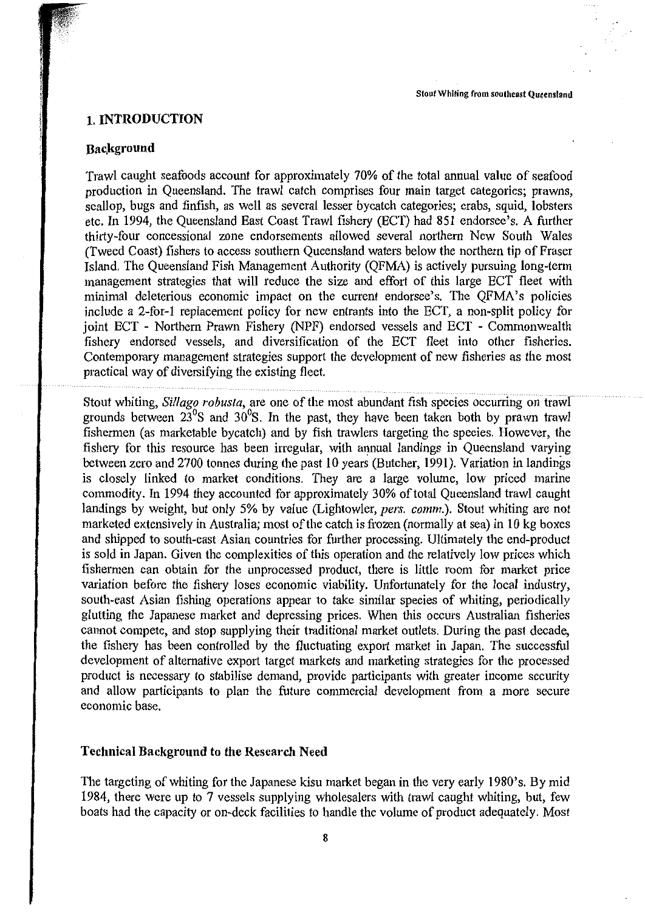# 1. INTRODUCTION

## Background

Trawl caught seafoods account for approximately 70% of the total annual value of seafood production in Queensland. The trawl catch comprises four main target categories; prawns, scallop, bugs and finfish, as well as several lesser bycatch categories; crabs, squid, lobsters etc. In 1994, the Queensland East Coast Trawl fishery (ECT) had 851 endorsee's. A further thirty-four concessional zone endorsements allowed several northern New South Wales (Tweed Coast) fishers to access southern Queensland waters below the northern tip of Fraser Island. The Queensland Fish Management Authority (QFMA) is actively pursuing long-term management strategies that will reduce the size and effort of this large ECT fleet with minimal deleterious economic impact on the current endorsee's. The QFMA's policies include a 2-for-1 replacement policy for new entrants into the ECT, a non-split policy for joint ECT - Northern Prawn Fishery (NPF) endorsed vessels and ECT - Commonwealth fishery endorsed vessels, and diversification of the ECT fleet into other fisheries. Contemporary management strategies support the development of new fisheries as the most practical way of diversifying the existing fleet.

Stout whiting, *Sillago robusta*, are one of the most abundant fish species occurring on trawl grounds between 23°S and 30°S. In the past, they have been taken both by prawn trawl fishermen (as marketable bycatch) and by fish trawlers targeting the species. However, the fishery for this resource has been irregular, with annual landings in Queensland varying between zero and 2700 tonnes during the past 10 years (Butcher, 1991). Variation in landings is closely linked to market conditions. They are a large volume, low priced marine commodity. In 1994 they accounted for approximately 30% of total Queensland trawl caught landings by weight, but only 5% by value (Lightowler, *pers. comm.*). Stout whiting are not marketed extensively in Australia; most of the catch is frozen (normally at sea) in 10 kg boxes and shipped to south-east Asian countries for further processing. Ultimately the end-product is sold in Japan. Given the complexities of this operation and the relatively low prices which fishermen can obtain for the unprocessed product, there is little room for market price variation before the fishery loses economic viability. Unfortunately for the local industry, south-east Asian fishing operations appear to take similar species of whiting, periodically glutting the Japanese market and depressing prices. When this occurs Australian fisheries cannot compete, and stop supplying their traditional market outlets. During the past decade, the fishery has been controlled by the fluctuating export market in Japan. The successful development of alternative export target markets and marketing strategies for the processed product is necessary to stabilise demand, provide participants with greater income security and allow participants to plan the future commercial development from a more secure economic base.

## Technical Background to the Research Need

The targeting of whiting for the Japanese kisu market began in the very early 1980's. By mid 1984, there were up to 7 vessels supplying wholesalers with trawl caught whiting, but, few boats had the capacity or on-deck facilities to handle the volume of product adequately. Most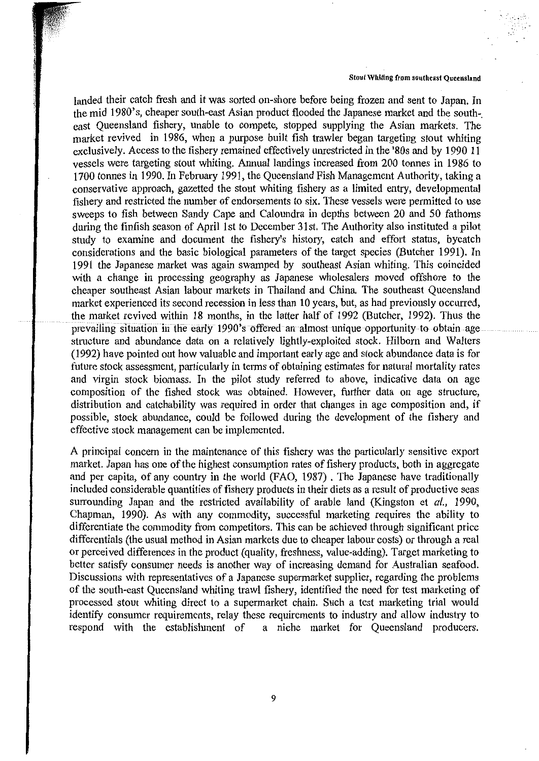landed their catch fresh and it was sorted on-shore before being frozen and sent to Japan. In the mid 1980's, cheaper south-east Asian product flooded the Japanese market and the south-east Queensland fishery, unable to compete, stopped supplying the Asian markets. The market revived in 1986, when a purpose built fish trawler began targeting stout whiting exclusively. Access to the fishery remained effectively unrestricted in the '80s and by 1990 11 vessels were targeting stout whiting. Annual landings increased from 200 tonnes in 1986 to 1700 tonnes in 1990. In February 1991, the Queensland Fish Management Authority, taking a conservative approach, gazetted the stout whiting fishery as a limited entry, developmental fishery and restricted the number of endorsements to six. These vessels were permitted to use sweeps to fish between Sandy Cape and Caloundra in depths between 20 and 50 fathoms during the finfish season of April 1st to December 31st. The Authority also instituted a pilot study to examine and document the fishery's history, catch and effort status, bycatch considerations and the basic biological parameters of the target species (Butcher 1991). In 1991 the Japanese market was again swamped by southeast Asian whiting. This coincided with a change in processing geography as Japanese wholesalers moved offshore to the cheaper southeast Asian labour markets in Thailand and China. The southeast Queensland market experienced its second recession in less than 10 years, but, as had previously occurred, the market revived within 18 months, in the latter half of 1992 (Butcher, 1992). Thus the prevailing situation in the early 1990's offered an almost unique opportunity to obtain age structure and abundance data on a relatively lightly-exploited stock. Hilborn and Walters (1992) have pointed out how valuable and important early age and stock abundance data is for future stock assessment, particularly in terms of obtaining estimates for natural mortality rates and virgin stock biomass. In the pilot study referred to above, indicative data on age composition of the fished stock was obtained. However, further data on age structure, distribution and catchability was required in order that changes in age composition and, if possible, stock abundance, could be followed during the development of the fishery and effective stock management can be implemented.

A principal concern in the maintenance of this fishery was the particularly sensitive export market. Japan has one of the highest consumption rates of fishery products, both in aggregate and per capita, of any country in the world (FAO, 1987) . The Japanese have traditionally included considerable quantities of fishery products in their diets as a result of productive seas surrounding Japan and the restricted availability of arable land (Kingston et *al.,* 1990, Chapman, 1990). As with any commodity, successful marketing requires the ability to differentiate the commodity from competitors. This can be achieved through significant price differentials (the usual method in Asian markets due to cheaper labour costs) or through a real or perceived differences in the product (quality, freshness, value-adding). Target marketing to better satisfy consumer needs is another way of increasing demand for Australian seafood. Discussions with representatives of a Japanese supermarket supplier, regarding the problems of the south-east Queensland whiting trawl fishery, identified the need for test marketing of processed stout whiting direct to a supermarket chain. Such a test marketing trial would identify consumer requirements, relay these requirements to industry and allow industry to respond with the establishment of a niche market for Queensland producers.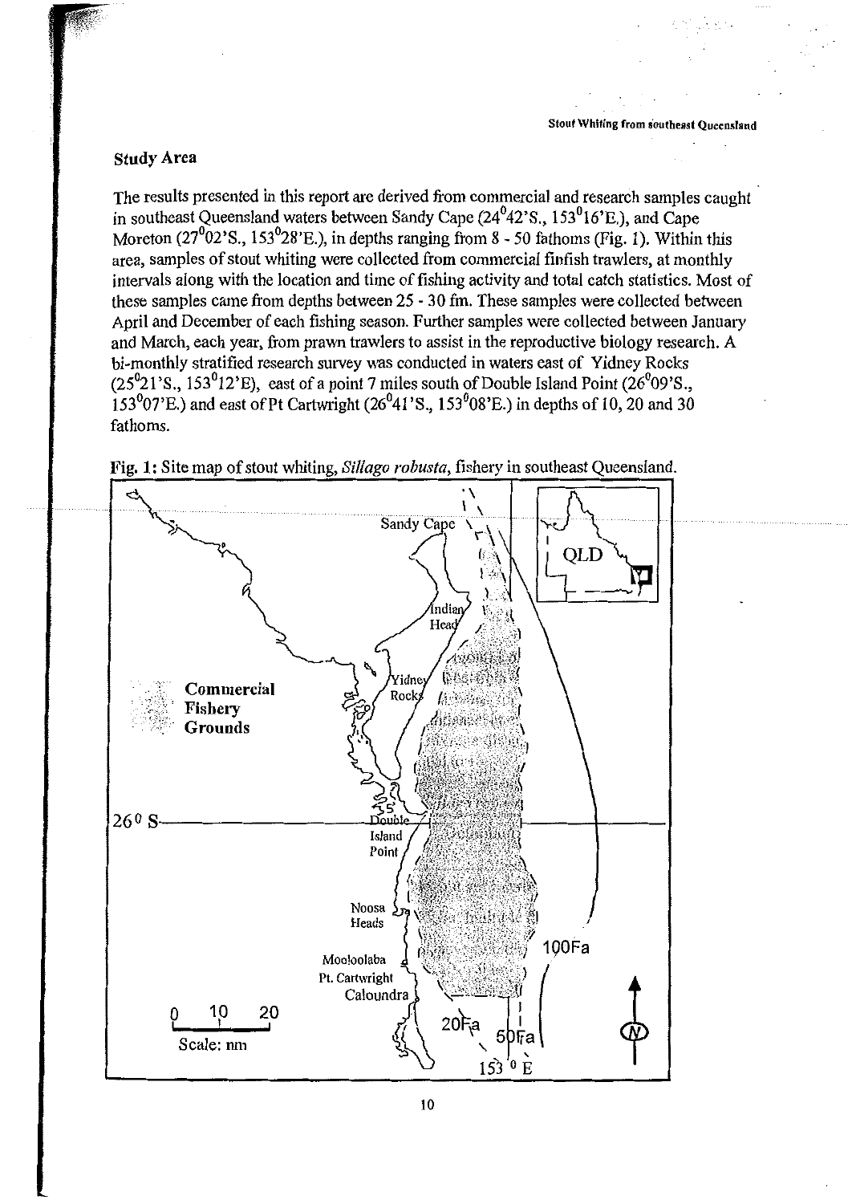## Study Area

The results presented in this report are derived from commercial and research samples caught in southeast Queensland waters between Sandy Cape (24°42'S., 153°16'E.), and Cape Moreton (27°02'S., 153°28'E.), in depths ranging from 8 - 50 fathoms (Fig. 1). Within this area, samples of stout whiting were collected from commercial finfish trawlers, at monthly intervals along with the location and time of fishing activity and total catch statistics. Most of these samples came from depths between 25 - 30 fm. These samples were collected between April and December of each fishing season. Further samples were collected between January and March, each year, from prawn trawlers to assist in the reproductive biology research. A bi-monthly stratified research survey was conducted in waters east of Yidney Rocks (25°21'S., 153°12'E), east of a point 7 miles south of Double Island Point (26°09'S., 153°07'E.) and east of Pt Cartwright (26°41'S., 153°08'E.) in depths of 10, 20 and 30 fathoms.

**Fig. 1:** Site map of stout whiting, *Sillago robusta*, fishery in southeast Queensland.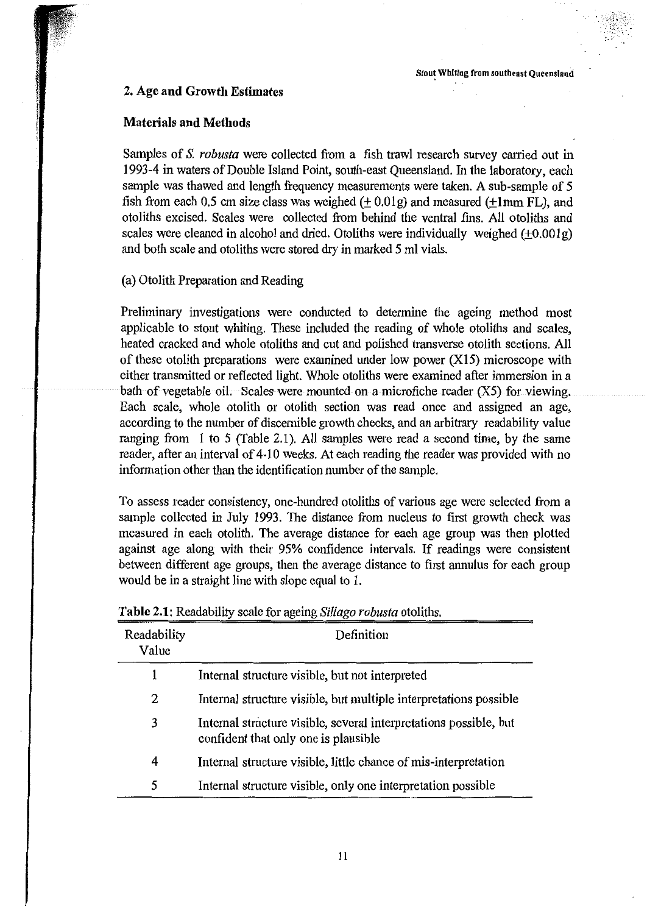## 2. Age and Growth Estimates

### Materials and Methods

Samples of *S. robusta* were collected from a fish trawl research survey carried out in 1993-4 in waters of Double Island Point, south-east Queensland. In the laboratory, each sample was thawed and length frequency measurements were taken. A sub-sample of 5 fish from each 0.5 cm size class was weighed ($\pm$ 0.01g) and measured ($\pm$1mm FL), and otoliths excised. Scales were collected from behind the ventral fins. All otoliths and scales were cleaned in alcohol and dried. Otoliths were individually weighed ($\pm$0.001g) and both scale and otoliths were stored dry in marked 5 ml vials.

(a) Otolith Preparation and Reading

Preliminary investigations were conducted to determine the ageing method most applicable to stout whiting. These included the reading of whole otoliths and scales, heated cracked and whole otoliths and cut and polished transverse otolith sections. All of these otolith preparations were examined under low power (X15) microscope with either transmitted or reflected light. Whole otoliths were examined after immersion in a bath of vegetable oil. Scales were mounted on a microfiche reader (X5) for viewing. Each scale, whole otolith or otolith section was read once and assigned an age, according to the number of discernible growth checks, and an arbitrary readability value ranging from 1 to 5 (Table 2.1). All samples were read a second time, by the same reader, after an interval of 4-10 weeks. At each reading the reader was provided with no information other than the identification number of the sample.

To assess reader consistency, one-hundred otoliths of various age were selected from a sample collected in July 1993. The distance from nucleus to first growth check was measured in each otolith. The average distance for each age group was then plotted against age along with their 95% confidence intervals. If readings were consistent between different age groups, then the average distance to first annulus for each group would be in a straight line with slope equal to 1.

**Table 2.1**: Readability scale for ageing *Sillago robusta* otoliths.

| Readability Value | Definition |
|---|---|
| 1 | Internal structure visible, but not interpreted |
| 2 | Internal structure visible, but multiple interpretations possible |
| 3 | Internal structure visible, several interpretations possible, but confident that only one is plausible |
| 4 | Internal structure visible, little chance of mis-interpretation |
| 5 | Internal structure visible, only one interpretation possible |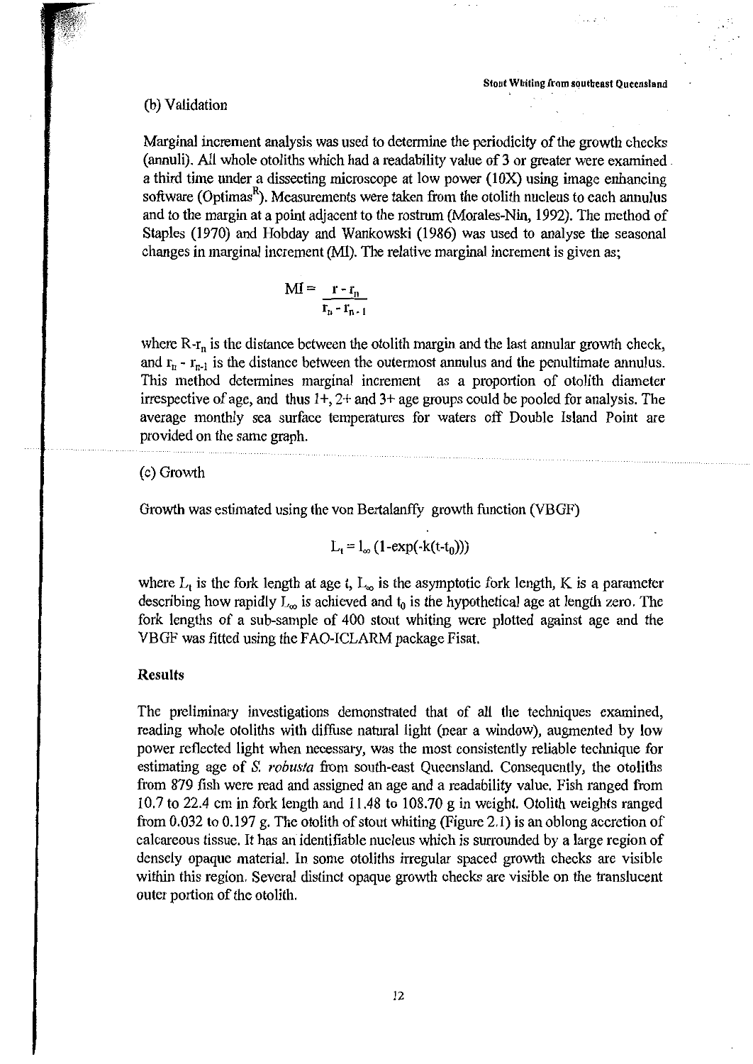(b) Validation

Marginal increment analysis was used to determine the periodicity of the growth checks (annuli). All whole otoliths which had a readability value of 3 or greater were examined a third time under a dissecting microscope at low power (10X) using image enhancing software (Optimas$^{R}$). Measurements were taken from the otolith nucleus to each annulus and to the margin at a point adjacent to the rostrum (Morales-Nin, 1992). The method of Staples (1970) and Hobday and Wankowski (1986) was used to analyse the seasonal changes in marginal increment (MI). The relative marginal increment is given as;

$$MI = \frac{r - r_n}{r_n - r_{n-1}}$$

where $R$-$r_n$ is the distance between the otolith margin and the last annular growth check, and $r_n - r_{n-1}$ is the distance between the outermost annulus and the penultimate annulus. This method determines marginal increment as a proportion of otolith diameter irrespective of age, and thus 1+, 2+ and 3+ age groups could be pooled for analysis. The average monthly sea surface temperatures for waters off Double Island Point are provided on the same graph.

(c) Growth

Growth was estimated using the von Bertalanffy growth function (VBGF)

$$L_t = l_\infty (1\text{-}\exp(\text{-}k(t\text{-}t_0)))$$

where $L_t$ is the fork length at age $t$, $L_\infty$ is the asymptotic fork length, K is a parameter describing how rapidly $L_\infty$ is achieved and $t_0$ is the hypothetical age at length zero. The fork lengths of a sub-sample of 400 stout whiting were plotted against age and the VBGF was fitted using the FAO-ICLARM package Fisat.

**Results**

The preliminary investigations demonstrated that of all the techniques examined, reading whole otoliths with diffuse natural light (near a window), augmented by low power reflected light when necessary, was the most consistently reliable technique for estimating age of *S. robusta* from south-east Queensland. Consequently, the otoliths from 879 fish were read and assigned an age and a readability value. Fish ranged from 10.7 to 22.4 cm in fork length and 11.48 to 108.70 g in weight. Otolith weights ranged from 0.032 to 0.197 g. The otolith of stout whiting (Figure 2.1) is an oblong accretion of calcareous tissue. It has an identifiable nucleus which is surrounded by a large region of densely opaque material. In some otoliths irregular spaced growth checks are visible within this region. Several distinct opaque growth checks are visible on the translucent outer portion of the otolith.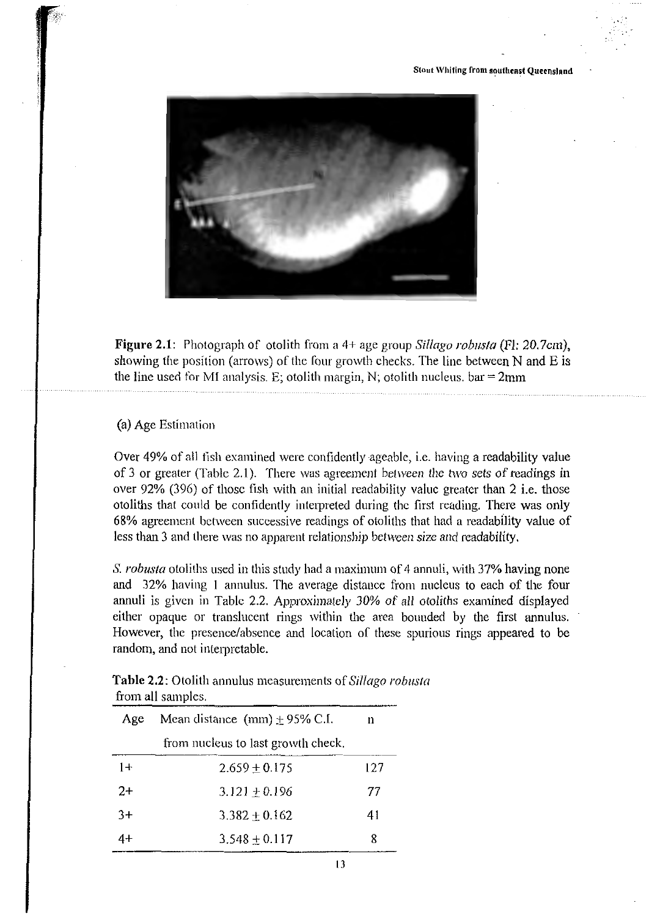**Figure 2.1**: Photograph of otolith from a 4+ age group *Sillago robusta* (Fl: 20.7cm), showing the position (arrows) of the four growth checks. The line between N and E is the line used for MI analysis. E; otolith margin, N; otolith nucleus. bar = 2mm

(a) Age Estimation

Over 49% of all fish examined were confidently ageable, i.e. having a readability value of 3 or greater (Table 2.1). There was agreement between the two sets of readings in over 92% (396) of those fish with an initial readability value greater than 2 i.e. those otoliths that could be confidently interpreted during the first reading. There was only 68% agreement between successive readings of otoliths that had a readability value of less than 3 and there was no apparent relationship between size and readability.

*S. robusta* otoliths used in this study had a maximum of 4 annuli, with 37% having none and 32% having 1 annulus. The average distance from nucleus to each of the four annuli is given in Table 2.2. Approximately 30% of all otoliths examined displayed either opaque or translucent rings within the area bounded by the first annulus. However, the presence/absence and location of these spurious rings appeared to be random, and not interpretable.

**Table 2.2**: Otolith annulus measurements of *Sillago robusta* from all samples.

| Age | Mean distance (mm) ± 95% C.I. from nucleus to last growth check. | n |
|---|---|---|
| 1+ | 2.659 ± 0.175 | 127 |
| 2+ | 3.121 ± 0.196 | 77 |
| 3+ | 3.382 ± 0.162 | 41 |
| 4+ | 3.548 ± 0.117 | 8 |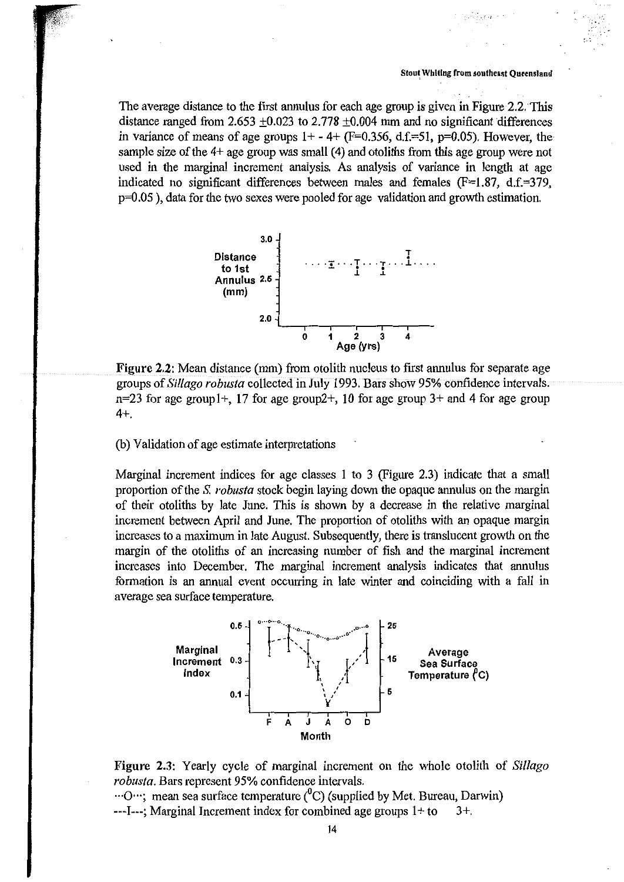The average distance to the first annulus for each age group is given in Figure 2.2. This distance ranged from 2.653 ±0.023 to 2.778 ±0.004 mm and no significant differences in variance of means of age groups 1+ - 4+ ($F=0.356$, d.f.=51, $p=0.05$). However, the sample size of the 4+ age group was small (4) and otoliths from this age group were not used in the marginal increment analysis. As analysis of variance in length at age indicated no significant differences between males and females ($F=1.87$, d.f.=379, $p=0.05$), data for the two sexes were pooled for age validation and growth estimation.

**Figure 2.2:** Mean distance (mm) from otolith nucleus to first annulus for separate age groups of *Sillago robusta* collected in July 1993. Bars show 95% confidence intervals. n=23 for age group1+, 17 for age group2+, 10 for age group 3+ and 4 for age group 4+.

(b) Validation of age estimate interpretations

Marginal increment indices for age classes 1 to 3 (Figure 2.3) indicate that a small proportion of the *S. robusta* stock begin laying down the opaque annulus on the margin of their otoliths by late June. This is shown by a decrease in the relative marginal increment between April and June. The proportion of otoliths with an opaque margin increases to a maximum in late August. Subsequently, there is translucent growth on the margin of the otoliths of an increasing number of fish and the marginal increment increases into December. The marginal increment analysis indicates that annulus formation is an annual event occurring in late winter and coinciding with a fall in average sea surface temperature.

**Figure 2.3:** Yearly cycle of marginal increment on the whole otolith of *Sillago robusta*. Bars represent 95% confidence intervals.
···O···; mean sea surface temperature ($^{0}$C) (supplied by Met. Bureau, Darwin)
---I---; Marginal Increment index for combined age groups 1+ to 3+.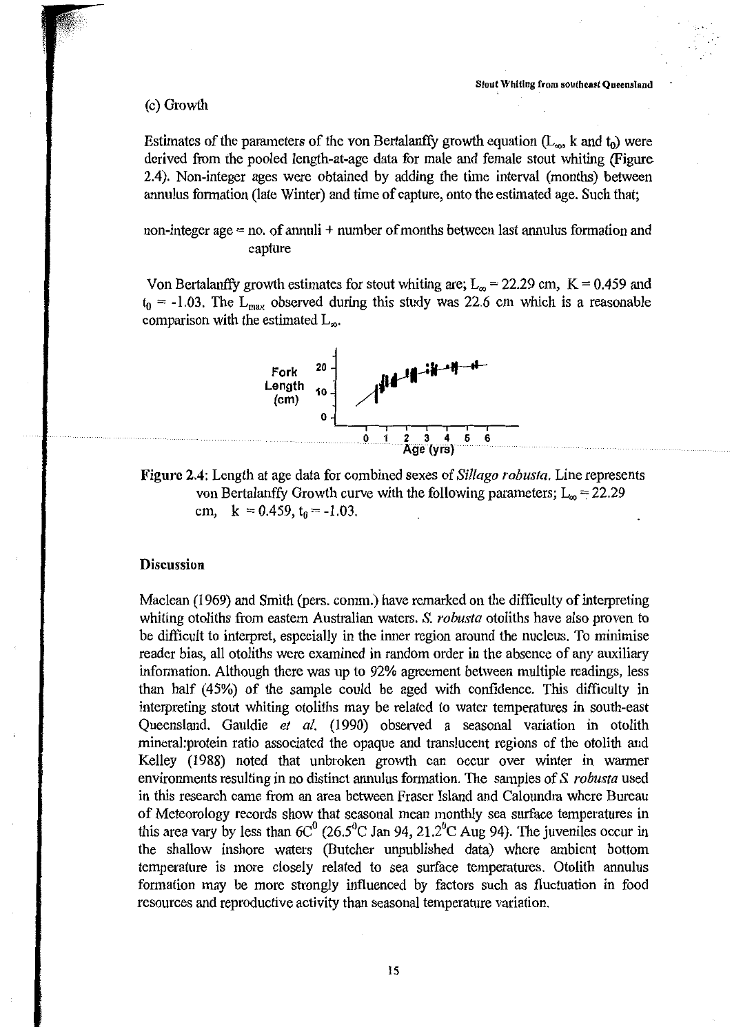(c) Growth

Estimates of the parameters of the von Bertalanffy growth equation ($L_\infty$, k and $t_0$) were derived from the pooled length-at-age data for male and female stout whiting (Figure 2.4). Non-integer ages were obtained by adding the time interval (months) between annulus formation (late Winter) and time of capture, onto the estimated age. Such that;

non-integer age = no. of annuli + number of months between last annulus formation and capture

Von Bertalanffy growth estimates for stout whiting are; $L_\infty = 22.29$ cm, K = 0.459 and $t_0 = -1.03$. The $L_{max}$ observed during this study was 22.6 cm which is a reasonable comparison with the estimated $L_\infty$.

**Figure 2.4**: Length at age data for combined sexes of *Sillago robusta*. Line represents von Bertalanffy Growth curve with the following parameters; $L_\infty = 22.29$ cm, $k = 0.459$, $t_0 = -1.03$.

### Discussion

Maclean (1969) and Smith (pers. comm.) have remarked on the difficulty of interpreting whiting otoliths from eastern Australian waters. *S. robusta* otoliths have also proven to be difficult to interpret, especially in the inner region around the nucleus. To minimise reader bias, all otoliths were examined in random order in the absence of any auxiliary information. Although there was up to 92% agreement between multiple readings, less than half (45%) of the sample could be aged with confidence. This difficulty in interpreting stout whiting otoliths may be related to water temperatures in south-east Queensland. Gauldie *et al.* (1990) observed a seasonal variation in otolith mineral:protein ratio associated the opaque and translucent regions of the otolith and Kelley (1988) noted that unbroken growth can occur over winter in warmer environments resulting in no distinct annulus formation. The samples of *S. robusta* used in this research came from an area between Fraser Island and Caloundra where Bureau of Meteorology records show that seasonal mean monthly sea surface temperatures in this area vary by less than $6C^0$ ($26.5^0$C Jan 94, $21.2^0$C Aug 94). The juveniles occur in the shallow inshore waters (Butcher unpublished data) where ambient bottom temperature is more closely related to sea surface temperatures. Otolith annulus formation may be more strongly influenced by factors such as fluctuation in food resources and reproductive activity than seasonal temperature variation.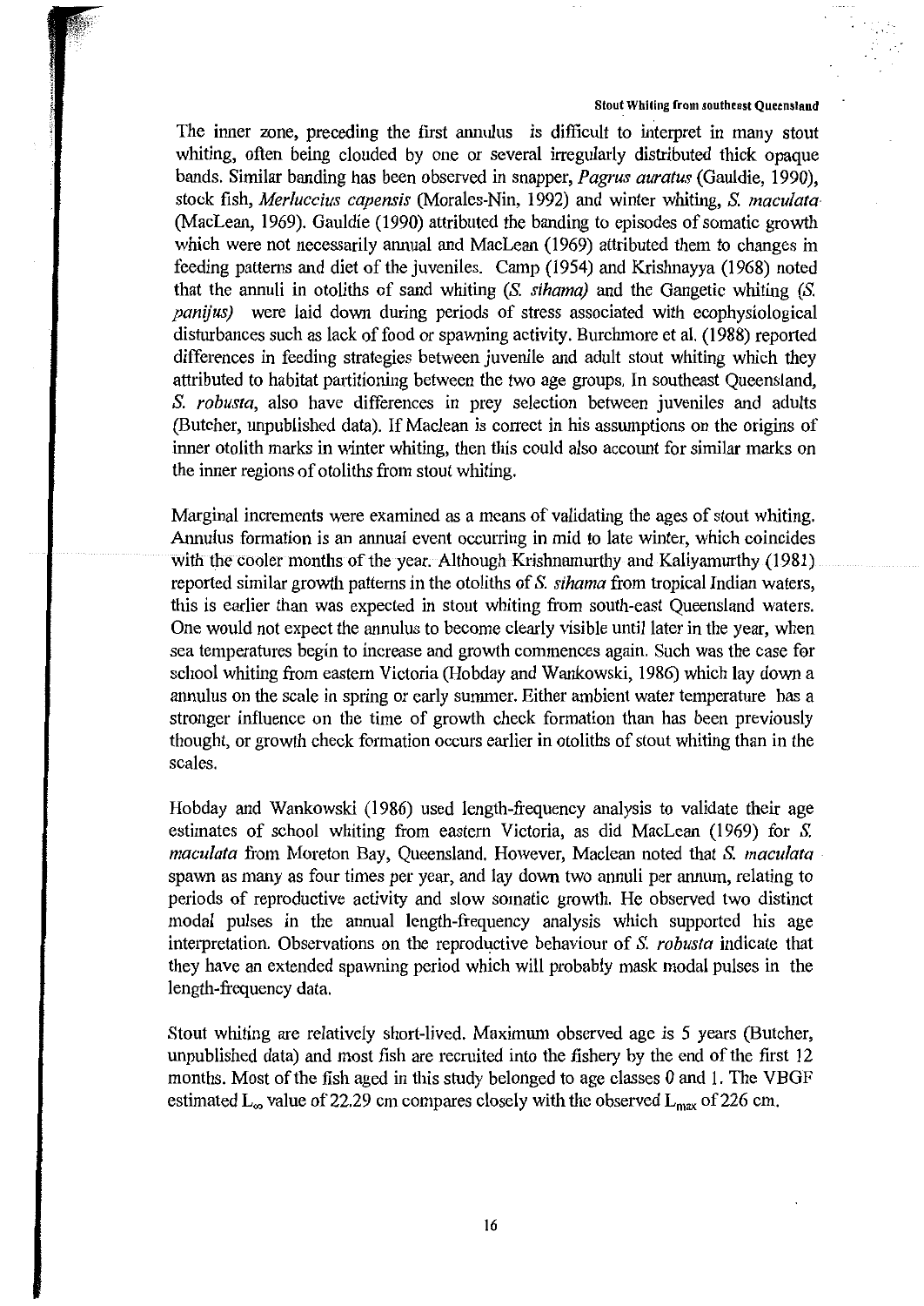The inner zone, preceding the first annulus is difficult to interpret in many stout whiting, often being clouded by one or several irregularly distributed thick opaque bands. Similar banding has been observed in snapper, *Pagrus auratus* (Gauldie, 1990), stock fish, *Merluccius capensis* (Morales-Nin, 1992) and winter whiting, *S. maculata* (MacLean, 1969). Gauldie (1990) attributed the banding to episodes of somatic growth which were not necessarily annual and MacLean (1969) attributed them to changes in feeding patterns and diet of the juveniles. Camp (1954) and Krishnayya (1968) noted that the annuli in otoliths of sand whiting (*S. sihama*) and the Gangetic whiting (*S. panijus*) were laid down during periods of stress associated with ecophysiological disturbances such as lack of food or spawning activity. Burchmore et al. (1988) reported differences in feeding strategies between juvenile and adult stout whiting which they attributed to habitat partitioning between the two age groups. In southeast Queensland, *S. robusta*, also have differences in prey selection between juveniles and adults (Butcher, unpublished data). If Maclean is correct in his assumptions on the origins of inner otolith marks in winter whiting, then this could also account for similar marks on the inner regions of otoliths from stout whiting.

Marginal increments were examined as a means of validating the ages of stout whiting. Annulus formation is an annual event occurring in mid to late winter, which coincides with the cooler months of the year. Although Krishnamurthy and Kaliyamurthy (1981) reported similar growth patterns in the otoliths of *S. sihama* from tropical Indian waters, this is earlier than was expected in stout whiting from south-east Queensland waters. One would not expect the annulus to become clearly visible until later in the year, when sea temperatures begin to increase and growth commences again. Such was the case for school whiting from eastern Victoria (Hobday and Wankowski, 1986) which lay down a annulus on the scale in spring or early summer. Either ambient water temperature has a stronger influence on the time of growth check formation than has been previously thought, or growth check formation occurs earlier in otoliths of stout whiting than in the scales.

Hobday and Wankowski (1986) used length-frequency analysis to validate their age estimates of school whiting from eastern Victoria, as did MacLean (1969) for *S. maculata* from Moreton Bay, Queensland. However, Maclean noted that *S. maculata* spawn as many as four times per year, and lay down two annuli per annum, relating to periods of reproductive activity and slow somatic growth. He observed two distinct modal pulses in the annual length-frequency analysis which supported his age interpretation. Observations on the reproductive behaviour of *S. robusta* indicate that they have an extended spawning period which will probably mask modal pulses in the length-frequency data.

Stout whiting are relatively short-lived. Maximum observed age is 5 years (Butcher, unpublished data) and most fish are recruited into the fishery by the end of the first 12 months. Most of the fish aged in this study belonged to age classes 0 and 1. The VBGF estimated $L_{\infty}$ value of 22.29 cm compares closely with the observed $L_{max}$ of 226 cm.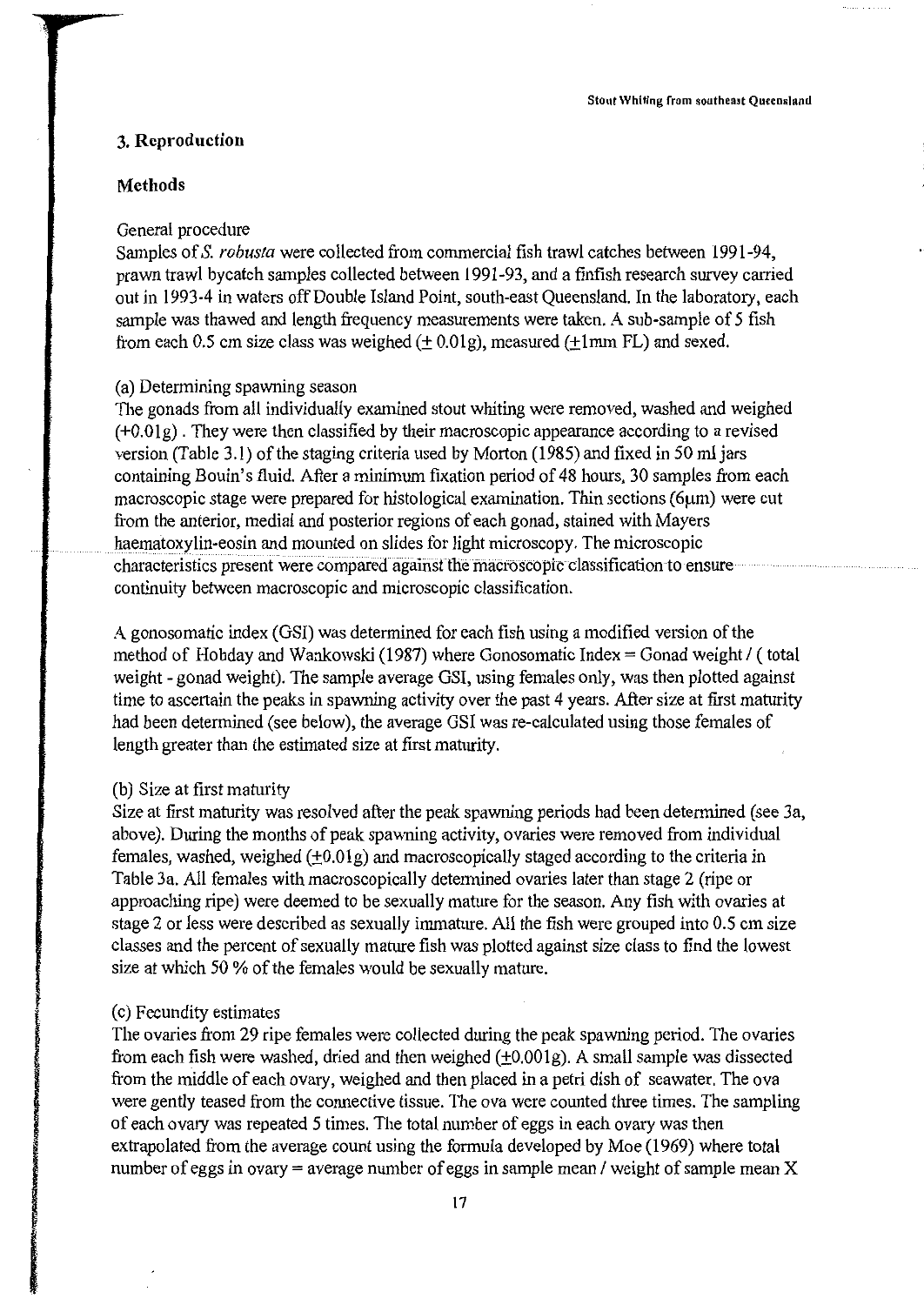## 3. Reproduction

### Methods

General procedure

Samples of *S. robusta* were collected from commercial fish trawl catches between 1991-94, prawn trawl bycatch samples collected between 1991-93, and a finfish research survey carried out in 1993-4 in waters off Double Island Point, south-east Queensland. In the laboratory, each sample was thawed and length frequency measurements were taken. A sub-sample of 5 fish from each 0.5 cm size class was weighed (± 0.01g), measured (±1mm FL) and sexed.

(a) Determining spawning season

The gonads from all individually examined stout whiting were removed, washed and weighed (+0.01g). They were then classified by their macroscopic appearance according to a revised version (Table 3.1) of the staging criteria used by Morton (1985) and fixed in 50 ml jars containing Bouin's fluid. After a minimum fixation period of 48 hours, 30 samples from each macroscopic stage were prepared for histological examination. Thin sections (6μm) were cut from the anterior, medial and posterior regions of each gonad, stained with Mayers haematoxylin-eosin and mounted on slides for light microscopy. The microscopic characteristics present were compared against the macroscopic classification to ensure continuity between macroscopic and microscopic classification.

A gonosomatic index (GSI) was determined for each fish using a modified version of the method of Hobday and Wankowski (1987) where Gonosomatic Index = Gonad weight / ( total weight - gonad weight). The sample average GSI, using females only, was then plotted against time to ascertain the peaks in spawning activity over the past 4 years. After size at first maturity had been determined (see below), the average GSI was re-calculated using those females of length greater than the estimated size at first maturity.

(b) Size at first maturity

Size at first maturity was resolved after the peak spawning periods had been determined (see 3a, above). During the months of peak spawning activity, ovaries were removed from individual females, washed, weighed (±0.01g) and macroscopically staged according to the criteria in Table 3a. All females with macroscopically determined ovaries later than stage 2 (ripe or approaching ripe) were deemed to be sexually mature for the season. Any fish with ovaries at stage 2 or less were described as sexually immature. All the fish were grouped into 0.5 cm size classes and the percent of sexually mature fish was plotted against size class to find the lowest size at which 50 % of the females would be sexually mature.

(c) Fecundity estimates

The ovaries from 29 ripe females were collected during the peak spawning period. The ovaries from each fish were washed, dried and then weighed (±0.001g). A small sample was dissected from the middle of each ovary, weighed and then placed in a petri dish of seawater. The ova were gently teased from the connective tissue. The ova were counted three times. The sampling of each ovary was repeated 5 times. The total number of eggs in each ovary was then extrapolated from the average count using the formula developed by Moe (1969) where total number of eggs in ovary = average number of eggs in sample mean / weight of sample mean X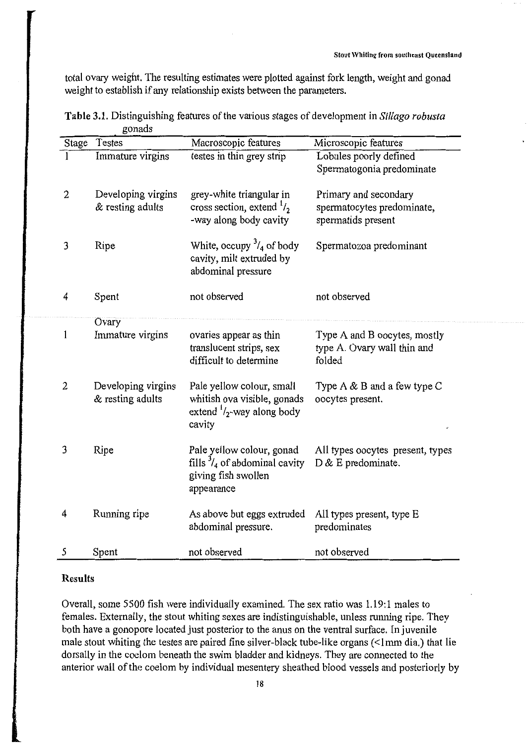total ovary weight. The resulting estimates were plotted against fork length, weight and gonad weight to establish if any relationship exists between the parameters.

**Table 3.1.** Distinguishing features of the various stages of development in *Sillago robusta* gonads

| Stage | Testes | Macroscopic features | Microscopic features |
|---|---|---|---|
| 1 | Immature virgins | testes in thin grey strip | Lobules poorly defined Spermatogonia predominate |
| 2 | Developing virgins & resting adults | grey-white triangular in cross section, extend $^{1}/_{2}$ -way along body cavity | Primary and secondary spermatocytes predominate, spermatids present |
| 3 | Ripe | White, occupy $^{3}/_{4}$ of body cavity, milt extruded by abdominal pressure | Spermatozoa predominant |
| 4 | Spent | not observed | not observed |
| | Ovary | | |
| 1 | Immature virgins | ovaries appear as thin translucent strips, sex difficult to determine | Type A and B oocytes, mostly type A. Ovary wall thin and folded |
| 2 | Developing virgins & resting adults | Pale yellow colour, small whitish ova visible, gonads extend $^{1}/_{2}$-way along body cavity | Type A & B and a few type C oocytes present. |
| 3 | Ripe | Pale yellow colour, gonad fills $^{3}/_{4}$ of abdominal cavity giving fish swollen appearance | All types oocytes present, types D & E predominate. |
| 4 | Running ripe | As above but eggs extruded abdominal pressure. | All types present, type E predominates |
| 5 | Spent | not observed | not observed |

## Results

Overall, some 5500 fish were individually examined. The sex ratio was 1.19:1 males to females. Externally, the stout whiting sexes are indistinguishable, unless running ripe. They both have a gonopore located just posterior to the anus on the ventral surface. In juvenile male stout whiting the testes are paired fine silver-black tube-like organs (<1mm dia.) that lie dorsally in the coelom beneath the swim bladder and kidneys. They are connected to the anterior wall of the coelom by individual mesentery sheathed blood vessels and posteriorly by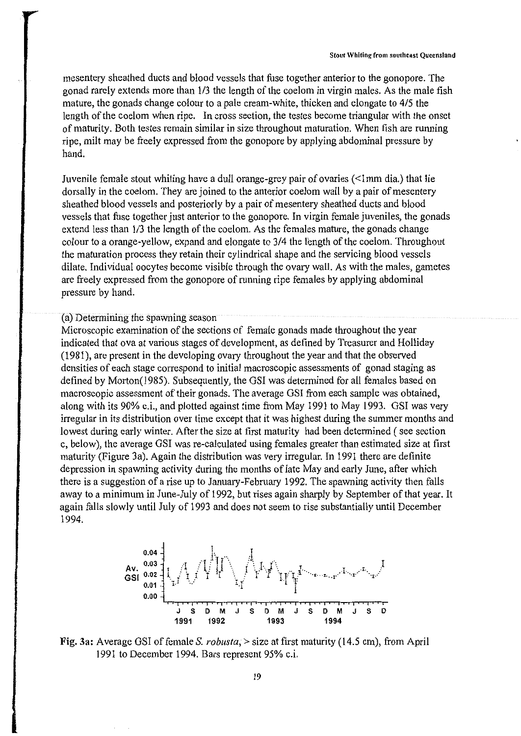mesentery sheathed ducts and blood vessels that fuse together anterior to the gonopore. The gonad rarely extends more than 1/3 the length of the coelom in virgin males. As the male fish mature, the gonads change colour to a pale cream-white, thicken and elongate to 4/5 the length of the coelom when ripe. In cross section, the testes become triangular with the onset of maturity. Both testes remain similar in size throughout maturation. When fish are running ripe, milt may be freely expressed from the gonopore by applying abdominal pressure by hand.

Juvenile female stout whiting have a dull orange-grey pair of ovaries (<1mm dia.) that lie dorsally in the coelom. They are joined to the anterior coelom wall by a pair of mesentery sheathed blood vessels and posteriorly by a pair of mesentery sheathed ducts and blood vessels that fuse together just anterior to the gonopore. In virgin female juveniles, the gonads extend less than 1/3 the length of the coelom. As the females mature, the gonads change colour to a orange-yellow, expand and elongate to 3/4 the length of the coelom. Throughout the maturation process they retain their cylindrical shape and the servicing blood vessels dilate. Individual oocytes become visible through the ovary wall. As with the males, gametes are freely expressed from the gonopore of running ripe females by applying abdominal pressure by hand.

(a) Determining the spawning season

Microscopic examination of the sections of female gonads made throughout the year indicated that ova at various stages of development, as defined by Treasurer and Holliday (1981), are present in the developing ovary throughout the year and that the observed densities of each stage correspond to initial macroscopic assessments of gonad staging as defined by Morton(1985). Subsequently, the GSI was determined for all females based on macroscopic assessment of their gonads. The average GSI from each sample was obtained, along with its 90% c.i., and plotted against time from May 1991 to May 1993. GSI was very irregular in its distribution over time except that it was highest during the summer months and lowest during early winter. After the size at first maturity had been determined ( see section c, below), the average GSI was re-calculated using females greater than estimated size at first maturity (Figure 3a). Again the distribution was very irregular. In 1991 there are definite depression in spawning activity during the months of late May and early June, after which there is a suggestion of a rise up to January-February 1992. The spawning activity then falls away to a minimum in June-July of 1992, but rises again sharply by September of that year. It again falls slowly until July of 1993 and does not seem to rise substantially until December 1994.

**Fig. 3a:** Average GSI of female *S. robusta*, > size at first maturity (14.5 cm), from April 1991 to December 1994. Bars represent 95% c.i.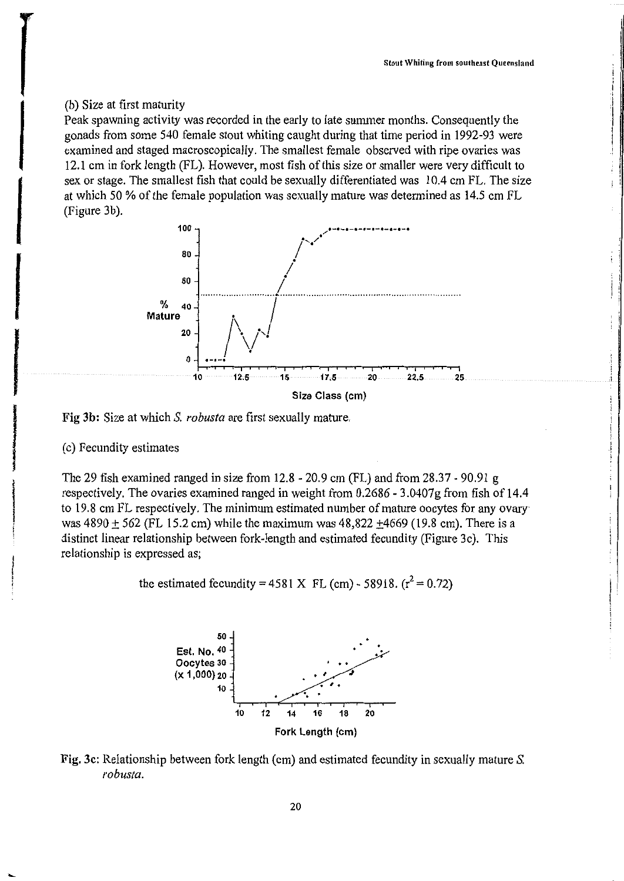(b) Size at first maturity

Peak spawning activity was recorded in the early to late summer months. Consequently the gonads from some 540 female stout whiting caught during that time period in 1992-93 were examined and staged macroscopically. The smallest female observed with ripe ovaries was 12.1 cm in fork length (FL). However, most fish of this size or smaller were very difficult to sex or stage. The smallest fish that could be sexually differentiated was 10.4 cm FL. The size at which 50 % of the female population was sexually mature was determined as 14.5 cm FL (Figure 3b).

**Fig 3b:** Size at which *S. robusta* are first sexually mature.

(c) Fecundity estimates

The 29 fish examined ranged in size from 12.8 - 20.9 cm (FL) and from 28.37 - 90.91 g respectively. The ovaries examined ranged in weight from 0.2686 - 3.0407g from fish of 14.4 to 19.8 cm FL respectively. The minimum estimated number of mature oocytes for any ovary was 4890 ± 562 (FL 15.2 cm) while the maximum was 48,822 ±4669 (19.8 cm). There is a distinct linear relationship between fork-length and estimated fecundity (Figure 3c). This relationship is expressed as;

the estimated fecundity = 4581 X FL (cm) - 58918. ($r^2 = 0.72$)

**Fig. 3c:** Relationship between fork length (cm) and estimated fecundity in sexually mature *S. robusta*.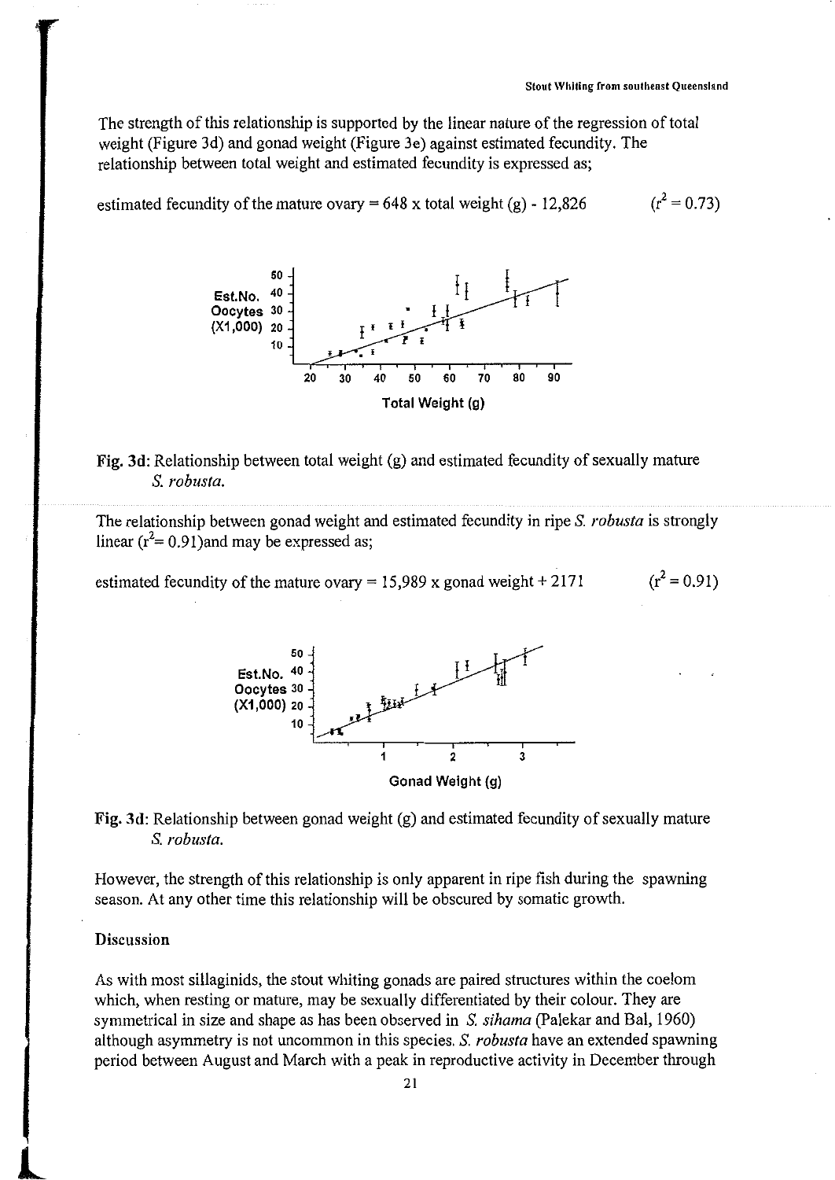The strength of this relationship is supported by the linear nature of the regression of total weight (Figure 3d) and gonad weight (Figure 3e) against estimated fecundity. The relationship between total weight and estimated fecundity is expressed as;

estimated fecundity of the mature ovary = 648 x total weight (g) - 12,826 $(r^2 = 0.73)$

**Fig. 3d**: Relationship between total weight (g) and estimated fecundity of sexually mature *S. robusta*.

The relationship between gonad weight and estimated fecundity in ripe *S. robusta* is strongly linear $(r^2= 0.91)$and may be expressed as;

estimated fecundity of the mature ovary = 15,989 x gonad weight + 2171 $(r^2 = 0.91)$

**Fig. 3d**: Relationship between gonad weight (g) and estimated fecundity of sexually mature *S. robusta*.

However, the strength of this relationship is only apparent in ripe fish during the spawning season. At any other time this relationship will be obscured by somatic growth.

## Discussion

As with most sillaginids, the stout whiting gonads are paired structures within the coelom which, when resting or mature, may be sexually differentiated by their colour. They are symmetrical in size and shape as has been observed in *S. sihama* (Palekar and Bal, 1960) although asymmetry is not uncommon in this species. *S. robusta* have an extended spawning period between August and March with a peak in reproductive activity in December through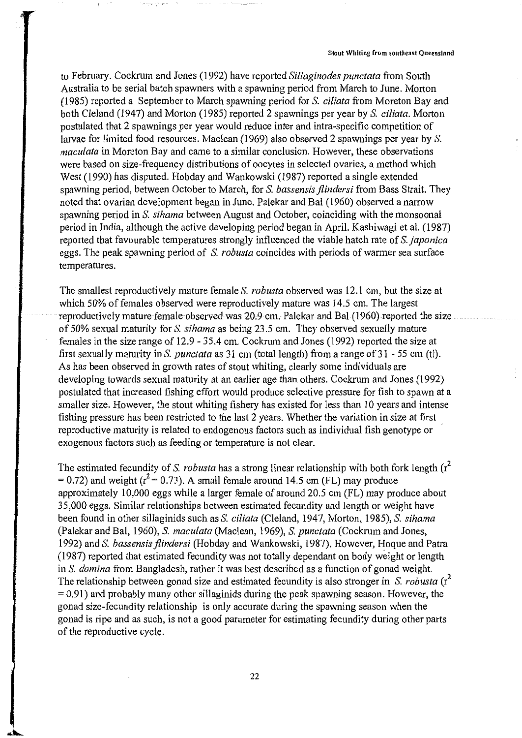to February. Cockrum and Jones (1992) have reported *Sillaginodes punctata* from South Australia to be serial batch spawners with a spawning period from March to June. Morton (1985) reported a September to March spawning period for *S. ciliata* from Moreton Bay and both Cleland (1947) and Morton (1985) reported 2 spawnings per year by *S. ciliata*. Morton postulated that 2 spawnings per year would reduce inter and intra-specific competition of larvae for limited food resources. Maclean (1969) also observed 2 spawnings per year by *S. maculata* in Moreton Bay and came to a similar conclusion. However, these observations were based on size-frequency distributions of oocytes in selected ovaries, a method which West (1990) has disputed. Hobday and Wankowski (1987) reported a single extended spawning period, between October to March, for *S. bassensis flindersi* from Bass Strait. They noted that ovarian development began in June. Palekar and Bal (1960) observed a narrow spawning period in *S. sihama* between August and October, coinciding with the monsoonal period in India, although the active developing period began in April. Kashiwagi et al. (1987) reported that favourable temperatures strongly influenced the viable hatch rate of *S. japonica* eggs. The peak spawning period of *S. robusta* coincides with periods of warmer sea surface temperatures.

The smallest reproductively mature female *S. robusta* observed was 12.1 cm, but the size at which 50% of females observed were reproductively mature was 14.5 cm. The largest reproductively mature female observed was 20.9 cm. Palekar and Bal (1960) reported the size of 50% sexual maturity for *S. sihama* as being 23.5 cm. They observed sexually mature females in the size range of 12.9 - 35.4 cm. Cockrum and Jones (1992) reported the size at first sexually maturity in *S. punctata* as 31 cm (total length) from a range of 31 - 55 cm (tl). As has been observed in growth rates of stout whiting, clearly some individuals are developing towards sexual maturity at an earlier age than others. Cockrum and Jones (1992) postulated that increased fishing effort would produce selective pressure for fish to spawn at a smaller size. However, the stout whiting fishery has existed for less than 10 years and intense fishing pressure has been restricted to the last 2 years. Whether the variation in size at first reproductive maturity is related to endogenous factors such as individual fish genotype or exogenous factors such as feeding or temperature is not clear.

The estimated fecundity of *S. robusta* has a strong linear relationship with both fork length ($r^2 = 0.72$) and weight ($r^2 = 0.73$). A small female around 14.5 cm (FL) may produce approximately 10,000 eggs while a larger female of around 20.5 cm (FL) may produce about 35,000 eggs. Similar relationships between estimated fecundity and length or weight have been found in other sillaginids such as *S. ciliata* (Cleland, 1947, Morton, 1985), *S. sihama* (Palekar and Bal, 1960), *S. maculata* (Maclean, 1969), *S. punctata* (Cockrum and Jones, 1992) and *S. bassensis flindersi* (Hobday and Wankowski, 1987). However, Hoque and Patra (1987) reported that estimated fecundity was not totally dependant on body weight or length in *S. domina* from Bangladesh, rather it was best described as a function of gonad weight. The relationship between gonad size and estimated fecundity is also stronger in *S. robusta* ($r^2 = 0.91$) and probably many other sillaginids during the peak spawning season. However, the gonad size-fecundity relationship is only accurate during the spawning season when the gonad is ripe and as such, is not a good parameter for estimating fecundity during other parts of the reproductive cycle.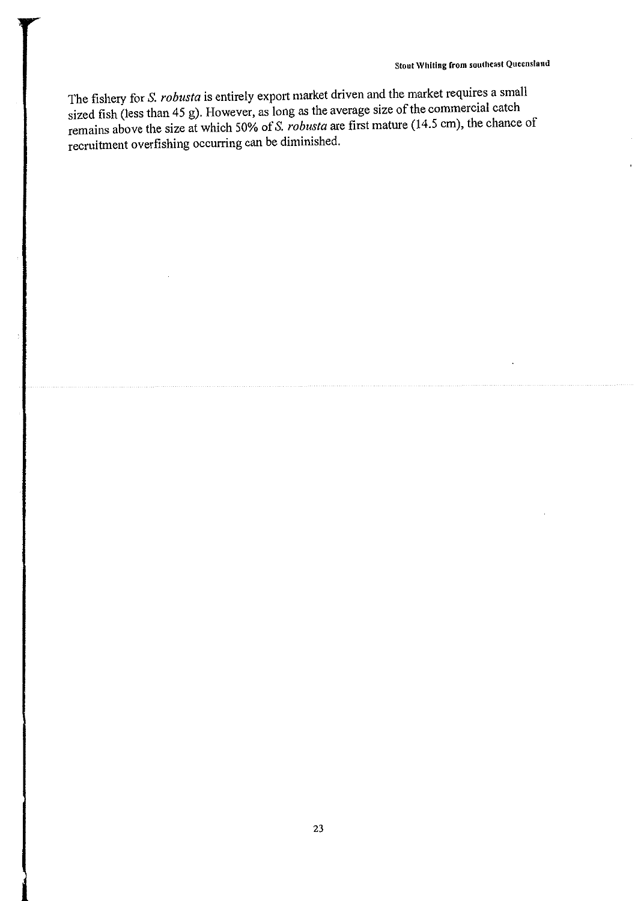The fishery for *S. robusta* is entirely export market driven and the market requires a small sized fish (less than 45 g). However, as long as the average size of the commercial catch remains above the size at which 50% of *S. robusta* are first mature (14.5 cm), the chance of recruitment overfishing occurring can be diminished.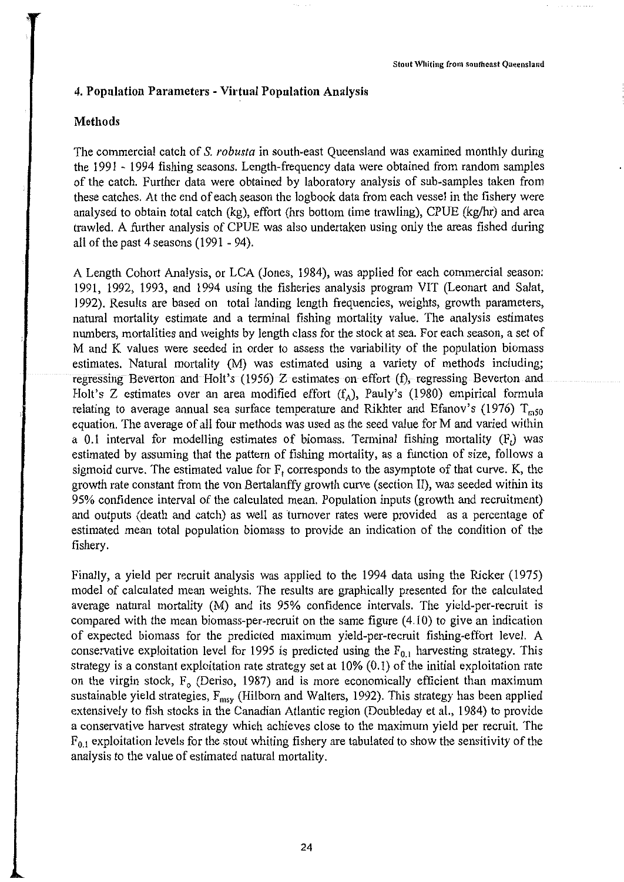## 4. Population Parameters - Virtual Population Analysis

### Methods

The commercial catch of *S. robusta* in south-east Queensland was examined monthly during the 1991 - 1994 fishing seasons. Length-frequency data were obtained from random samples of the catch. Further data were obtained by laboratory analysis of sub-samples taken from these catches. At the end of each season the logbook data from each vessel in the fishery were analysed to obtain total catch (kg), effort (hrs bottom time trawling), CPUE (kg/hr) and area trawled. A further analysis of CPUE was also undertaken using only the areas fished during all of the past 4 seasons (1991 - 94).

A Length Cohort Analysis, or LCA (Jones, 1984), was applied for each commercial season: 1991, 1992, 1993, and 1994 using the fisheries analysis program VIT (Leonart and Salat, 1992). Results are based on total landing length frequencies, weights, growth parameters, natural mortality estimate and a terminal fishing mortality value. The analysis estimates numbers, mortalities and weights by length class for the stock at sea. For each season, a set of M and K values were seeded in order to assess the variability of the population biomass estimates. Natural mortality (M) was estimated using a variety of methods including; regressing Beverton and Holt's (1956) Z estimates on effort (f), regressing Beverton and Holt's Z estimates over an area modified effort ($f_A$), Pauly's (1980) empirical formula relating to average annual sea surface temperature and Rikhter and Efanov's (1976) $T_{m50}$ equation. The average of all four methods was used as the seed value for M and varied within a 0.1 interval for modelling estimates of biomass. Terminal fishing mortality ($F_t$) was estimated by assuming that the pattern of fishing mortality, as a function of size, follows a sigmoid curve. The estimated value for $F_t$ corresponds to the asymptote of that curve. K, the growth rate constant from the von Bertalanffy growth curve (section II), was seeded within its 95% confidence interval of the calculated mean. Population inputs (growth and recruitment) and outputs (death and catch) as well as turnover rates were provided as a percentage of estimated mean total population biomass to provide an indication of the condition of the fishery.

Finally, a yield per recruit analysis was applied to the 1994 data using the Ricker (1975) model of calculated mean weights. The results are graphically presented for the calculated average natural mortality (M) and its 95% confidence intervals. The yield-per-recruit is compared with the mean biomass-per-recruit on the same figure (4.10) to give an indication of expected biomass for the predicted maximum yield-per-recruit fishing-effort level. A conservative exploitation level for 1995 is predicted using the $F_{0.1}$ harvesting strategy. This strategy is a constant exploitation rate strategy set at 10% (0.1) of the initial exploitation rate on the virgin stock, $F_0$ (Deriso, 1987) and is more economically efficient than maximum sustainable yield strategies, $F_{msy}$ (Hilborn and Walters, 1992). This strategy has been applied extensively to fish stocks in the Canadian Atlantic region (Doubleday et al., 1984) to provide a conservative harvest strategy which achieves close to the maximum yield per recruit. The $F_{0.1}$ exploitation levels for the stout whiting fishery are tabulated to show the sensitivity of the analysis to the value of estimated natural mortality.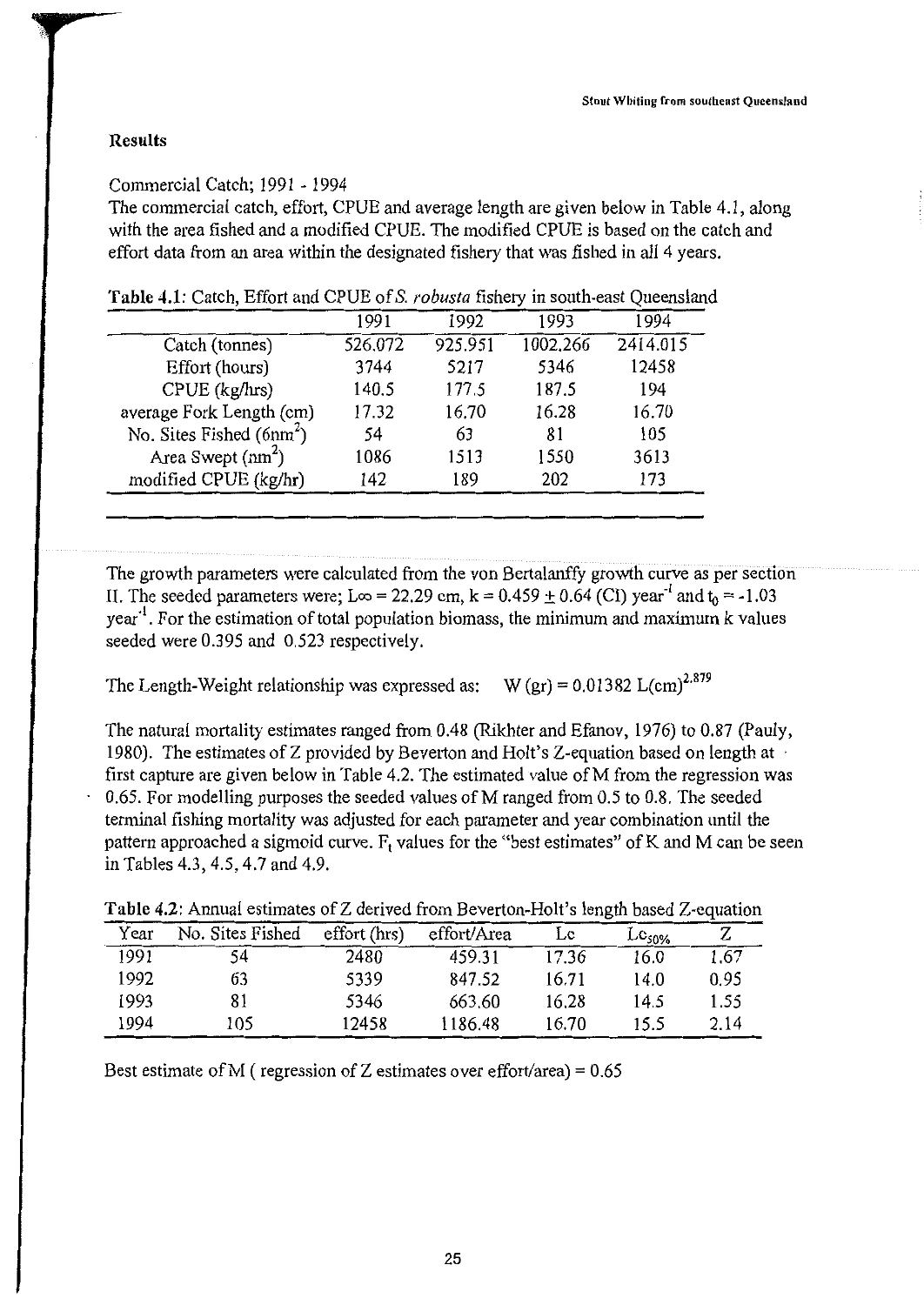## Results

Commercial Catch; 1991 - 1994

The commercial catch, effort, CPUE and average length are given below in Table 4.1, along with the area fished and a modified CPUE. The modified CPUE is based on the catch and effort data from an area within the designated fishery that was fished in all 4 years.

**Table 4.1**: Catch, Effort and CPUE of *S. robusta* fishery in south-east Queensland

| | 1991 | 1992 | 1993 | 1994 |
|---|---|---|---|---|
| Catch (tonnes) | 526.072 | 925.951 | 1002.266 | 2414.015 |
| Effort (hours) | 3744 | 5217 | 5346 | 12458 |
| CPUE (kg/hrs) | 140.5 | 177.5 | 187.5 | 194 |
| average Fork Length (cm) | 17.32 | 16.70 | 16.28 | 16.70 |
| No. Sites Fished ($6nm^2$) | 54 | 63 | 81 | 105 |
| Area Swept ($nm^2$) | 1086 | 1513 | 1550 | 3613 |
| modified CPUE (kg/hr) | 142 | 189 | 202 | 173 |

The growth parameters were calculated from the von Bertalanffy growth curve as per section II. The seeded parameters were; $L\infty = 22.29$ cm, $k = 0.459 \pm 0.64$ (CI) $year^{-1}$ and $t_0 = -1.03$ $year^{-1}$. For the estimation of total population biomass, the minimum and maximum k values seeded were 0.395 and 0.523 respectively.

The Length-Weight relationship was expressed as: $W (gr) = 0.01382 \, L(cm)^{2.879}$

The natural mortality estimates ranged from 0.48 (Rikhter and Efanov, 1976) to 0.87 (Pauly, 1980). The estimates of Z provided by Beverton and Holt's Z-equation based on length at first capture are given below in Table 4.2. The estimated value of M from the regression was 0.65. For modelling purposes the seeded values of M ranged from 0.5 to 0.8. The seeded terminal fishing mortality was adjusted for each parameter and year combination until the pattern approached a sigmoid curve. $F_t$ values for the "best estimates" of K and M can be seen in Tables 4.3, 4.5, 4.7 and 4.9.

**Table 4.2**: Annual estimates of Z derived from Beverton-Holt's length based Z-equation

| Year | No. Sites Fished | effort (hrs) | effort/Area | Lc | $Lc_{50\%}$ | Z |
|---|---|---|---|---|---|---|
| 1991 | 54 | 2480 | 459.31 | 17.36 | 16.0 | 1.67 |
| 1992 | 63 | 5339 | 847.52 | 16.71 | 14.0 | 0.95 |
| 1993 | 81 | 5346 | 663.60 | 16.28 | 14.5 | 1.55 |
| 1994 | 105 | 12458 | 1186.48 | 16.70 | 15.5 | 2.14 |

Best estimate of M ( regression of Z estimates over effort/area) = 0.65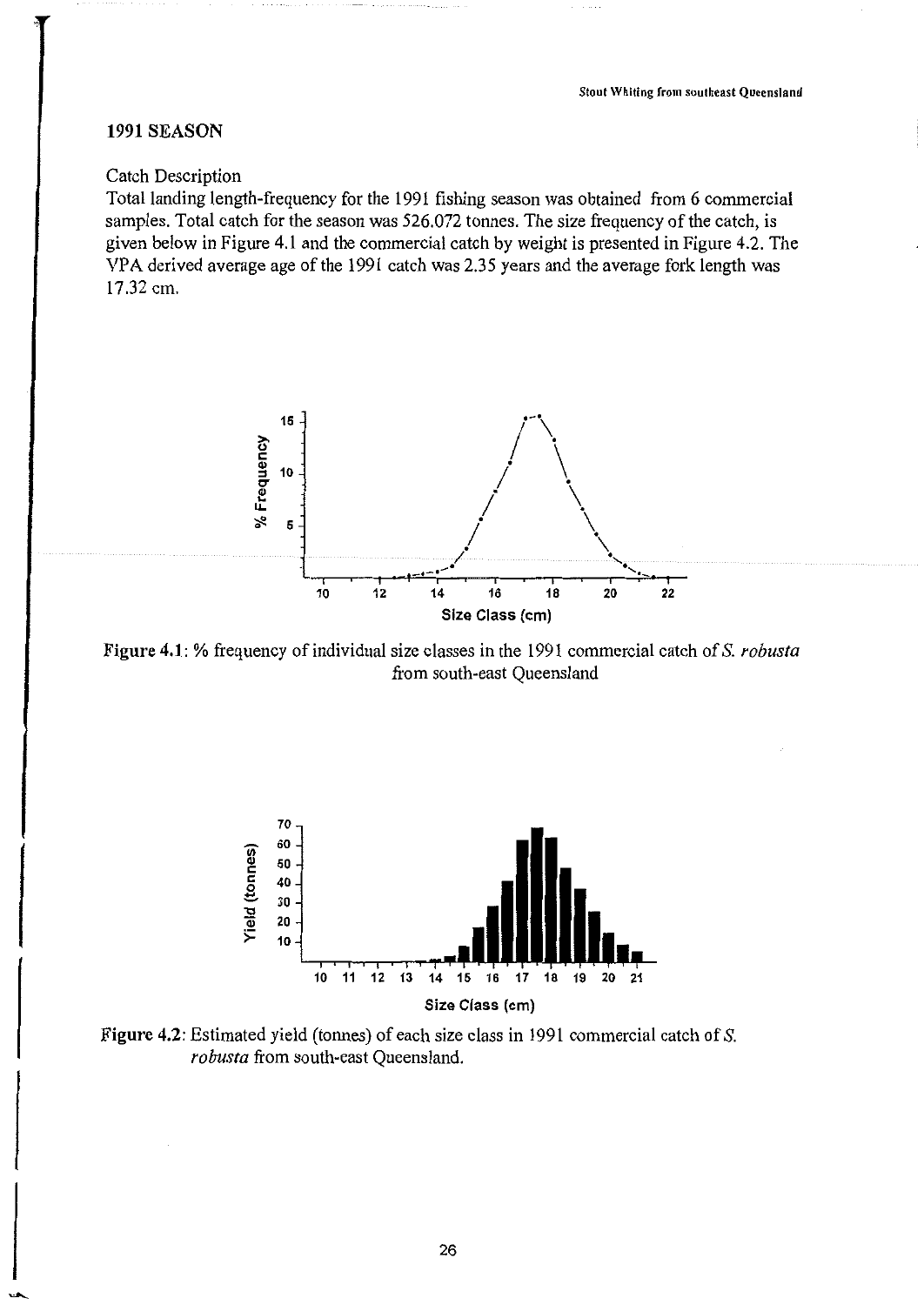## 1991 SEASON

Catch Description

Total landing length-frequency for the 1991 fishing season was obtained from 6 commercial samples. Total catch for the season was 526.072 tonnes. The size frequency of the catch, is given below in Figure 4.1 and the commercial catch by weight is presented in Figure 4.2. The VPA derived average age of the 1991 catch was 2.35 years and the average fork length was 17.32 cm.

**Figure 4.1**: % frequency of individual size classes in the 1991 commercial catch of *S. robusta* from south-east Queensland

**Figure 4.2**: Estimated yield (tonnes) of each size class in 1991 commercial catch of *S. robusta* from south-east Queensland.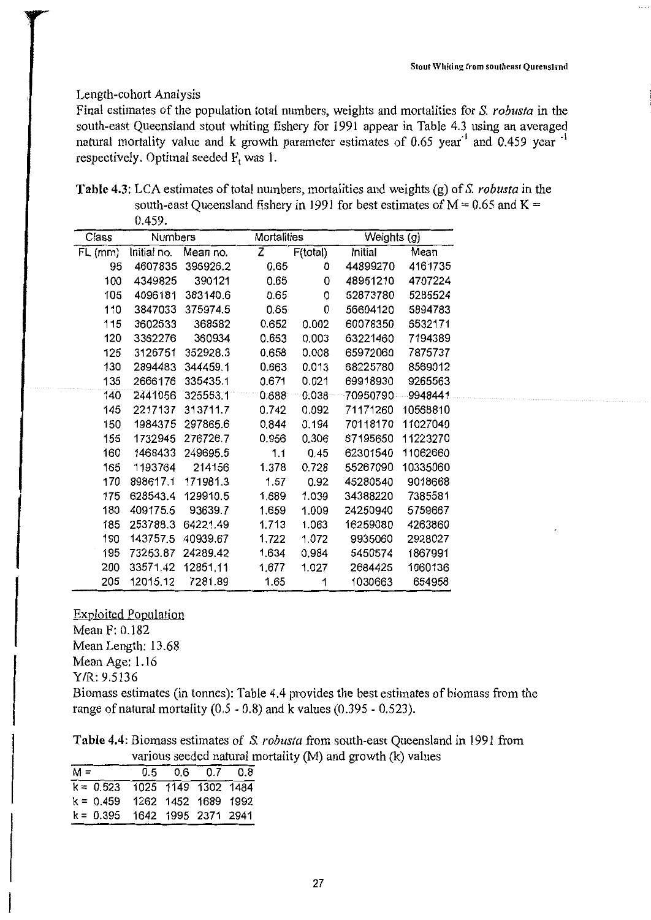Length-cohort Analysis

Final estimates of the population total numbers, weights and mortalities for *S. robusta* in the south-east Queensland stout whiting fishery for 1991 appear in Table 4.3 using an averaged natural mortality value and k growth parameter estimates of 0.65 year$^{-1}$ and 0.459 year $^{-1}$ respectively. Optimal seeded $F_t$ was 1.

**Table 4.3**: LCA estimates of total numbers, mortalities and weights (g) of *S. robusta* in the south-east Queensland fishery in 1991 for best estimates of M = 0.65 and K = 0.459.

| Class | Numbers | | Mortalities | | Weights (g) | |
|---|---|---|---|---|---|---|
| FL (mm) | Initial no. | Mean no. | Z | F(total) | Initial | Mean |
| 95 | 4607835 | 396926.2 | 0.65 | 0 | 44899270 | 4161735 |
| 100 | 4349825 | 390121 | 0.65 | 0 | 48961210 | 4707224 |
| 105 | 4096181 | 383140.6 | 0.65 | 0 | 52873780 | 5285524 |
| 110 | 3847033 | 375974.5 | 0.65 | 0 | 56604120 | 5894783 |
| 115 | 3602533 | 368582 | 0.652 | 0.002 | 60078350 | 6532171 |
| 120 | 3362276 | 360934 | 0.653 | 0.003 | 63221460 | 7194389 |
| 125 | 3126751 | 352928.3 | 0.658 | 0.008 | 65972060 | 7875737 |
| 130 | 2894483 | 344459.1 | 0.663 | 0.013 | 68225780 | 8569012 |
| 135 | 2666176 | 335435.1 | 0.671 | 0.021 | 69918930 | 9265563 |
| 140 | 2441056 | 325553.1 | 0.688 | 0.038 | 70950790 | 9948441 |
| 145 | 2217137 | 313711.7 | 0.742 | 0.092 | 71171260 | 10568810 |
| 150 | 1984375 | 297865.6 | 0.844 | 0.194 | 70118170 | 11027040 |
| 155 | 1732945 | 276726.7 | 0.956 | 0.306 | 67195650 | 11223270 |
| 160 | 1468433 | 249695.5 | 1.1 | 0.45 | 62301540 | 11062660 |
| 165 | 1193764 | 214156 | 1.378 | 0.728 | 55267090 | 10335060 |
| 170 | 898617.1 | 171981.3 | 1.57 | 0.92 | 45280540 | 9018668 |
| 175 | 628543.4 | 129910.5 | 1.689 | 1.039 | 34388220 | 7385581 |
| 180 | 409175.5 | 93639.7 | 1.659 | 1.009 | 24250940 | 5759667 |
| 185 | 253788.3 | 64221.49 | 1.713 | 1.063 | 16259080 | 4263860 |
| 190 | 143757.5 | 40939.67 | 1.722 | 1.072 | 9935060 | 2928027 |
| 195 | 73253.87 | 24289.42 | 1.634 | 0.984 | 5450574 | 1867991 |
| 200 | 33571.42 | 12851.11 | 1.677 | 1.027 | 2684425 | 1060136 |
| 205 | 12015.12 | 7281.89 | 1.65 | 1 | 1030663 | 654958 |

Exploited Population

Mean F: 0.182

Mean Length: 13.68

Mean Age: 1.16

Y/R: 9.5136

Biomass estimates (in tonnes): Table 4.4 provides the best estimates of biomass from the range of natural mortality (0.5 - 0.8) and k values (0.395 - 0.523).

**Table 4.4**: Biomass estimates of *S. robusta* from south-east Queensland in 1991 from various seeded natural mortality (M) and growth (k) values

| M = | 0.5 | 0.6 | 0.7 | 0.8 |
|---|---|---|---|---|
| k = 0.523 | 1025 | 1149 | 1302 | 1484 |
| k = 0.459 | 1262 | 1452 | 1689 | 1992 |
| k = 0.395 | 1642 | 1995 | 2371 | 2941 |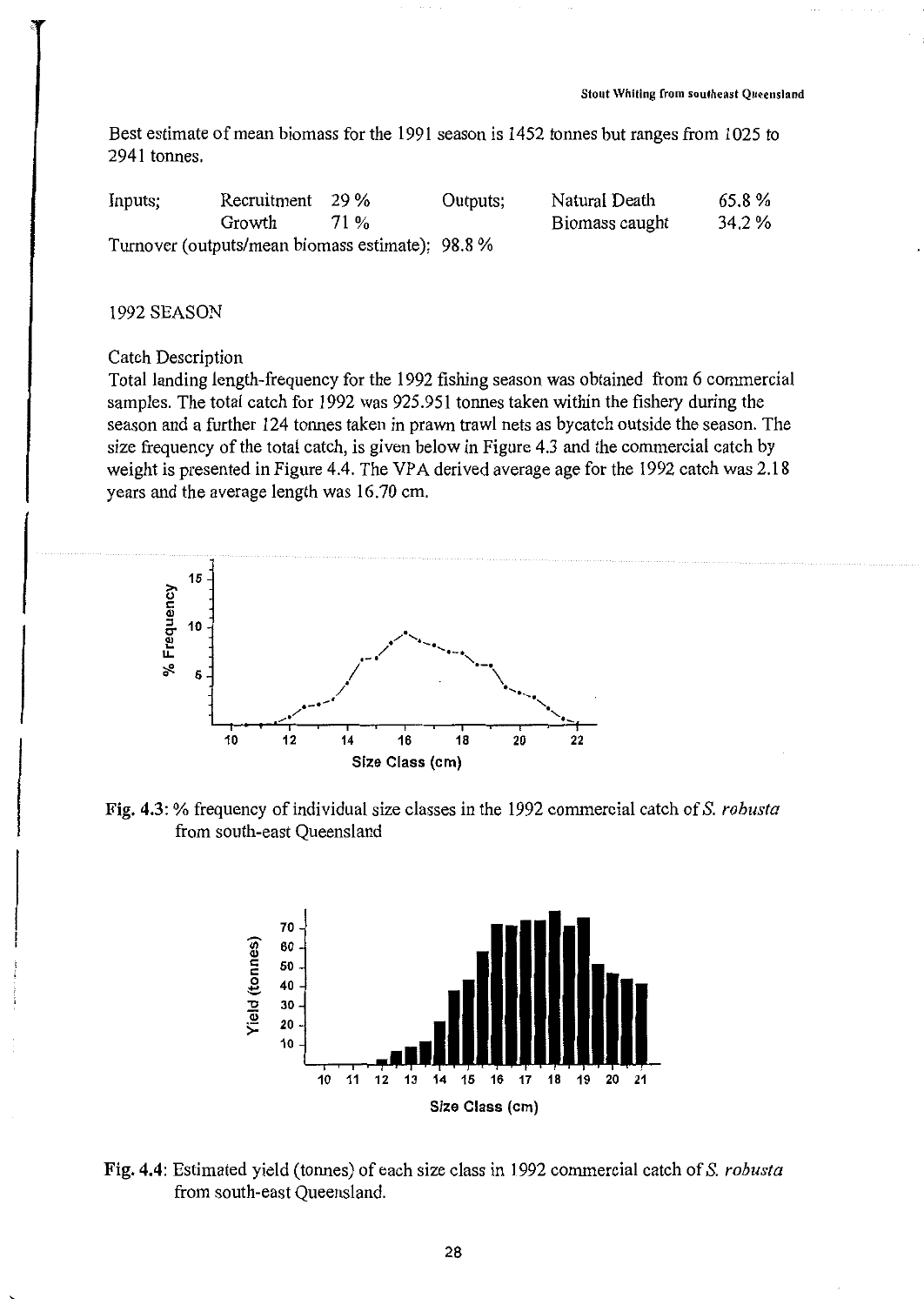Best estimate of mean biomass for the 1991 season is 1452 tonnes but ranges from 1025 to 2941 tonnes.

| Inputs; | Recruitment | 29 % | Outputs; | Natural Death | 65.8 % |
|---|---|---|---|---|---|
| | Growth | 71 % | | Biomass caught | 34.2 % |

Turnover (outputs/mean biomass estimate): 98.8 %

1992 SEASON

Catch Description

Total landing length-frequency for the 1992 fishing season was obtained from 6 commercial samples. The total catch for 1992 was 925.951 tonnes taken within the fishery during the season and a further 124 tonnes taken in prawn trawl nets as bycatch outside the season. The size frequency of the total catch, is given below in Figure 4.3 and the commercial catch by weight is presented in Figure 4.4. The VPA derived average age for the 1992 catch was 2.18 years and the average length was 16.70 cm.

**Fig. 4.3:** % frequency of individual size classes in the 1992 commercial catch of *S. robusta* from south-east Queensland

**Fig. 4.4:** Estimated yield (tonnes) of each size class in 1992 commercial catch of *S. robusta* from south-east Queensland.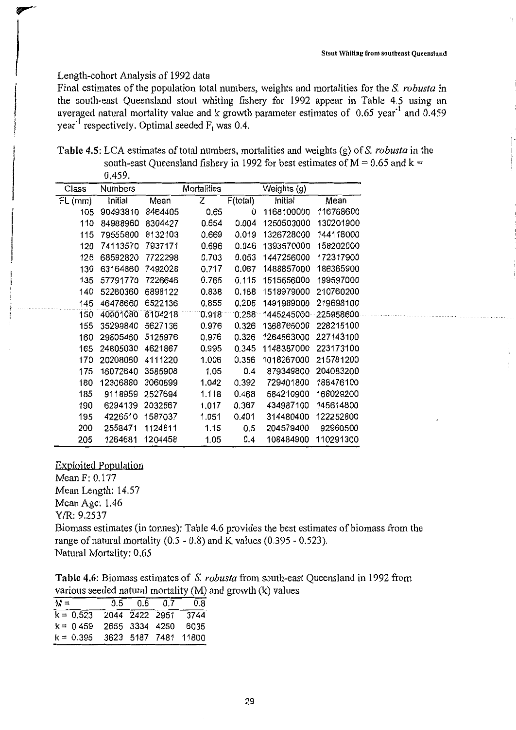Length-cohort Analysis of 1992 data

Final estimates of the population total numbers, weights and mortalities for the *S. robusta* in the south-east Queensland stout whiting fishery for 1992 appear in Table 4.5 using an averaged natural mortality value and k growth parameter estimates of 0.65 year$^{-1}$ and 0.459 year$^{-1}$ respectively. Optimal seeded $F_t$ was 0.4.

**Table 4.5**: LCA estimates of total numbers, mortalities and weights (g) of *S. robusta* in the south-east Queensland fishery in 1992 for best estimates of M = 0.65 and k = 0.459.

| Class | Numbers | | Mortalities | | Weights (g) | |
|---|---|---|---|---|---|---|
| FL (mm) | Initial | Mean | Z | F(total) | Initial | Mean |
| 105 | 90493810 | 8464405 | 0.65 | 0 | 1168100000 | 116768600 |
| 110 | 84988960 | 8304427 | 0.654 | 0.004 | 1250503000 | 130201900 |
| 115 | 79555800 | 8132103 | 0.669 | 0.019 | 1326728000 | 144118000 |
| 120 | 74113570 | 7937171 | 0.696 | 0.046 | 1393570000 | 158202000 |
| 125 | 68592820 | 7722298 | 0.703 | 0.053 | 1447256000 | 172317900 |
| 130 | 63164860 | 7492028 | 0.717 | 0.067 | 1488857000 | 186365900 |
| 135 | 57791770 | 7226646 | 0.765 | 0.115 | 1515556000 | 199597000 |
| 140 | 52260360 | 6898122 | 0.838 | 0.188 | 1518979000 | 210760200 |
| 145 | 46478660 | 6522136 | 0.855 | 0.205 | 1491989000 | 219698100 |
| 150 | 40901080 | 6104218 | 0.918 | 0.268 | 1445245000 | 225958600 |
| 155 | 35299840 | 5627136 | 0.976 | 0.326 | 1368765000 | 228215100 |
| 160 | 29805460 | 5125976 | 0.976 | 0.326 | 1264563000 | 227143100 |
| 165 | 24805030 | 4621867 | 0.995 | 0.345 | 1148387000 | 223173100 |
| 170 | 20208060 | 4111220 | 1.006 | 0.356 | 1018267000 | 215781200 |
| 175 | 16072640 | 3585908 | 1.05 | 0.4 | 879349800 | 204083200 |
| 180 | 12306880 | 3060699 | 1.042 | 0.392 | 729401800 | 188476100 |
| 185 | 9118959 | 2527694 | 1.118 | 0.468 | 584210900 | 168029200 |
| 190 | 6294139 | 2032567 | 1.017 | 0.367 | 434987100 | 145614800 |
| 195 | 4226510 | 1587037 | 1.051 | 0.401 | 314480400 | 122252800 |
| 200 | 2558471 | 1124811 | 1.15 | 0.5 | 204579400 | 92960500 |
| 205 | 1264681 | 1204458 | 1.05 | 0.4 | 108484900 | 110291300 |

Exploited Population

Mean F: 0.177

Mean Length: 14.57

Mean Age: 1.46

Y/R: 9.2537

Biomass estimates (in tonnes): Table 4.6 provides the best estimates of biomass from the range of natural mortality (0.5 - 0.8) and K values (0.395 - 0.523).

Natural Mortality: 0.65

**Table 4.6**: Biomass estimates of *S. robusta* from south-east Queensland in 1992 from various seeded natural mortality (M) and growth (k) values

| M = | 0.5 | 0.6 | 0.7 | 0.8 |
|---|---|---|---|---|
| k = 0.523 | 2044 | 2422 | 2951 | 3744 |
| k = 0.459 | 2655 | 3334 | 4250 | 6035 |
| k = 0.395 | 3623 | 5187 | 7481 | 11800 |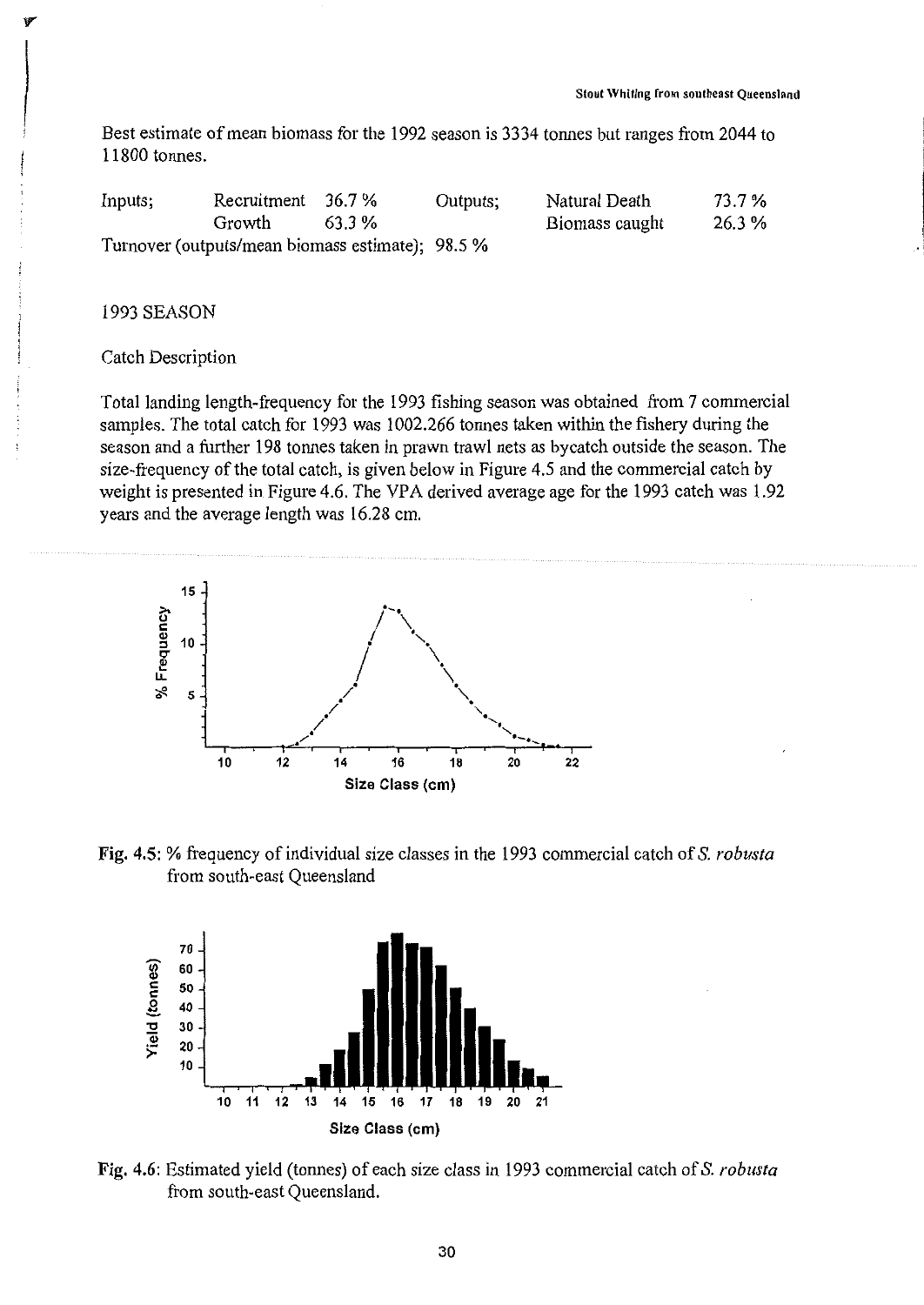Best estimate of mean biomass for the 1992 season is 3334 tonnes but ranges from 2044 to 11800 tonnes.

| Inputs; | Recruitment | 36.7 % | Outputs; | Natural Death | 73.7 % |
|---|---|---|---|---|---|
| | Growth | 63.3 % | | Biomass caught | 26.3 % |

Turnover (outputs/mean biomass estimate); 98.5 %

1993 SEASON

Catch Description

Total landing length-frequency for the 1993 fishing season was obtained from 7 commercial samples. The total catch for 1993 was 1002.266 tonnes taken within the fishery during the season and a further 198 tonnes taken in prawn trawl nets as bycatch outside the season. The size-frequency of the total catch, is given below in Figure 4.5 and the commercial catch by weight is presented in Figure 4.6. The VPA derived average age for the 1993 catch was 1.92 years and the average length was 16.28 cm.

**Fig. 4.5:** % frequency of individual size classes in the 1993 commercial catch of *S. robusta* from south-east Queensland

**Fig. 4.6:** Estimated yield (tonnes) of each size class in 1993 commercial catch of *S. robusta* from south-east Queensland.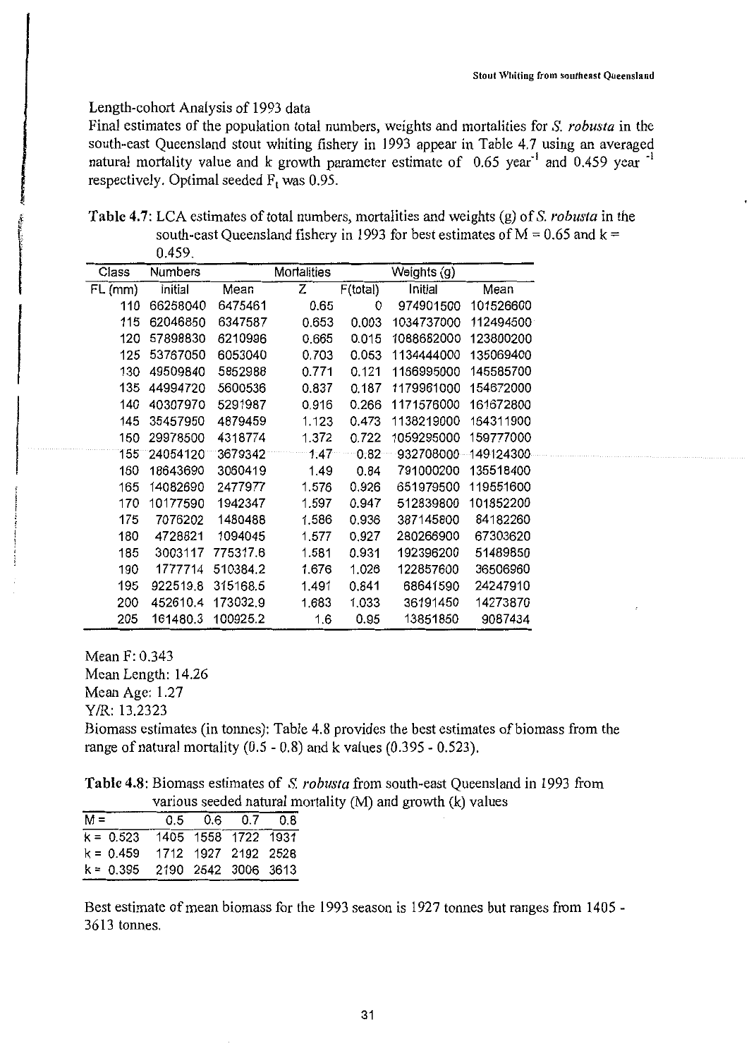Length-cohort Analysis of 1993 data

Final estimates of the population total numbers, weights and mortalities for *S. robusta* in the south-east Queensland stout whiting fishery in 1993 appear in Table 4.7 using an averaged natural mortality value and k growth parameter estimate of 0.65 year$^{-1}$ and 0.459 year $^{-1}$ respectively. Optimal seeded $F_t$ was 0.95.

**Table 4.7**: LCA estimates of total numbers, mortalities and weights (g) of *S. robusta* in the south-east Queensland fishery in 1993 for best estimates of M = 0.65 and k = 0.459.

| Class | Numbers | | Mortalities | | Weights (g) | |
|---|---|---|---|---|---|---|
| FL (mm) | Initial | Mean | Z | F(total) | Initial | Mean |
| 110 | 66258040 | 6475461 | 0.65 | 0 | 974901500 | 101526600 |
| 115 | 62046850 | 6347587 | 0.653 | 0.003 | 1034737000 | 112494500 |
| 120 | 57898830 | 6210996 | 0.665 | 0.015 | 1088652000 | 123800200 |
| 125 | 53767050 | 6053040 | 0.703 | 0.053 | 1134444000 | 135069400 |
| 130 | 49509840 | 5852988 | 0.771 | 0.121 | 1166995000 | 145585700 |
| 135 | 44994720 | 5600536 | 0.837 | 0.187 | 1179961000 | 154672000 |
| 140 | 40307970 | 5291987 | 0.916 | 0.266 | 1171576000 | 161672800 |
| 145 | 35457950 | 4879459 | 1.123 | 0.473 | 1138219000 | 164311900 |
| 150 | 29978500 | 4318774 | 1.372 | 0.722 | 1059295000 | 159777000 |
| 155 | 24054120 | 3679342 | 1.47 | 0.82 | 932708000 | 149124300 |
| 160 | 18643690 | 3060419 | 1.49 | 0.84 | 791000200 | 135518400 |
| 165 | 14082690 | 2477977 | 1.576 | 0.926 | 651979500 | 119551600 |
| 170 | 10177590 | 1942347 | 1.597 | 0.947 | 512839800 | 101852200 |
| 175 | 7076202 | 1480488 | 1.586 | 0.936 | 387145800 | 84182260 |
| 180 | 4728621 | 1094045 | 1.577 | 0.927 | 280266900 | 67303620 |
| 185 | 3003117 | 775317.6 | 1.581 | 0.931 | 192396200 | 51489850 |
| 190 | 1777714 | 510384.2 | 1.676 | 1.026 | 122857600 | 36506960 |
| 195 | 922519.8 | 315168.5 | 1.491 | 0.841 | 68641590 | 24247910 |
| 200 | 452610.4 | 173032.9 | 1.683 | 1.033 | 36191450 | 14273870 |
| 205 | 161480.3 | 100925.2 | 1.6 | 0.95 | 13851850 | 9087434 |

Mean F: 0.343
Mean Length: 14.26
Mean Age: 1.27
Y/R: 13.2323

Biomass estimates (in tonnes): Table 4.8 provides the best estimates of biomass from the range of natural mortality (0.5 - 0.8) and k values (0.395 - 0.523).

**Table 4.8**: Biomass estimates of *S. robusta* from south-east Queensland in 1993 from various seeded natural mortality (M) and growth (k) values

| M = | 0.5 | 0.6 | 0.7 | 0.8 |
|---|---|---|---|---|
| k = 0.523 | 1405 | 1558 | 1722 | 1931 |
| k = 0.459 | 1712 | 1927 | 2192 | 2528 |
| k = 0.395 | 2190 | 2542 | 3006 | 3613 |

Best estimate of mean biomass for the 1993 season is 1927 tonnes but ranges from 1405 - 3613 tonnes.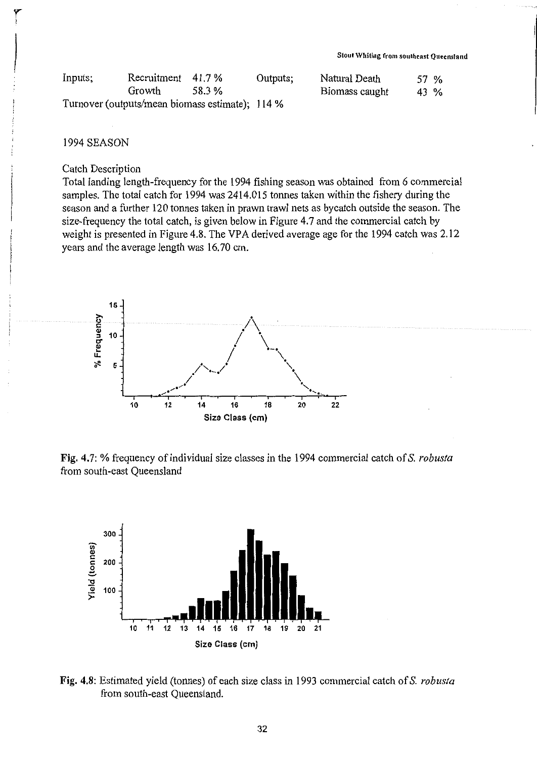| Inputs; | Recruitment | 41.7 % | Outputs; | Natural Death | 57 % |
|---|---|---|---|---|---|
| | Growth | 58.3 % | | Biomass caught | 43 % |

Turnover (outputs/mean biomass estimate); 114 %

## 1994 SEASON

### Catch Description

Total landing length-frequency for the 1994 fishing season was obtained from 6 commercial samples. The total catch for 1994 was 2414.015 tonnes taken within the fishery during the season and a further 120 tonnes taken in prawn trawl nets as bycatch outside the season. The size-frequency the total catch, is given below in Figure 4.7 and the commercial catch by weight is presented in Figure 4.8. The VPA derived average age for the 1994 catch was 2.12 years and the average length was 16.70 cm.

**Fig. 4.7:** % frequency of individual size classes in the 1994 commercial catch of *S. robusta* from south-east Queensland

**Fig. 4.8:** Estimated yield (tonnes) of each size class in 1993 commercial catch of *S. robusta* from south-east Queensland.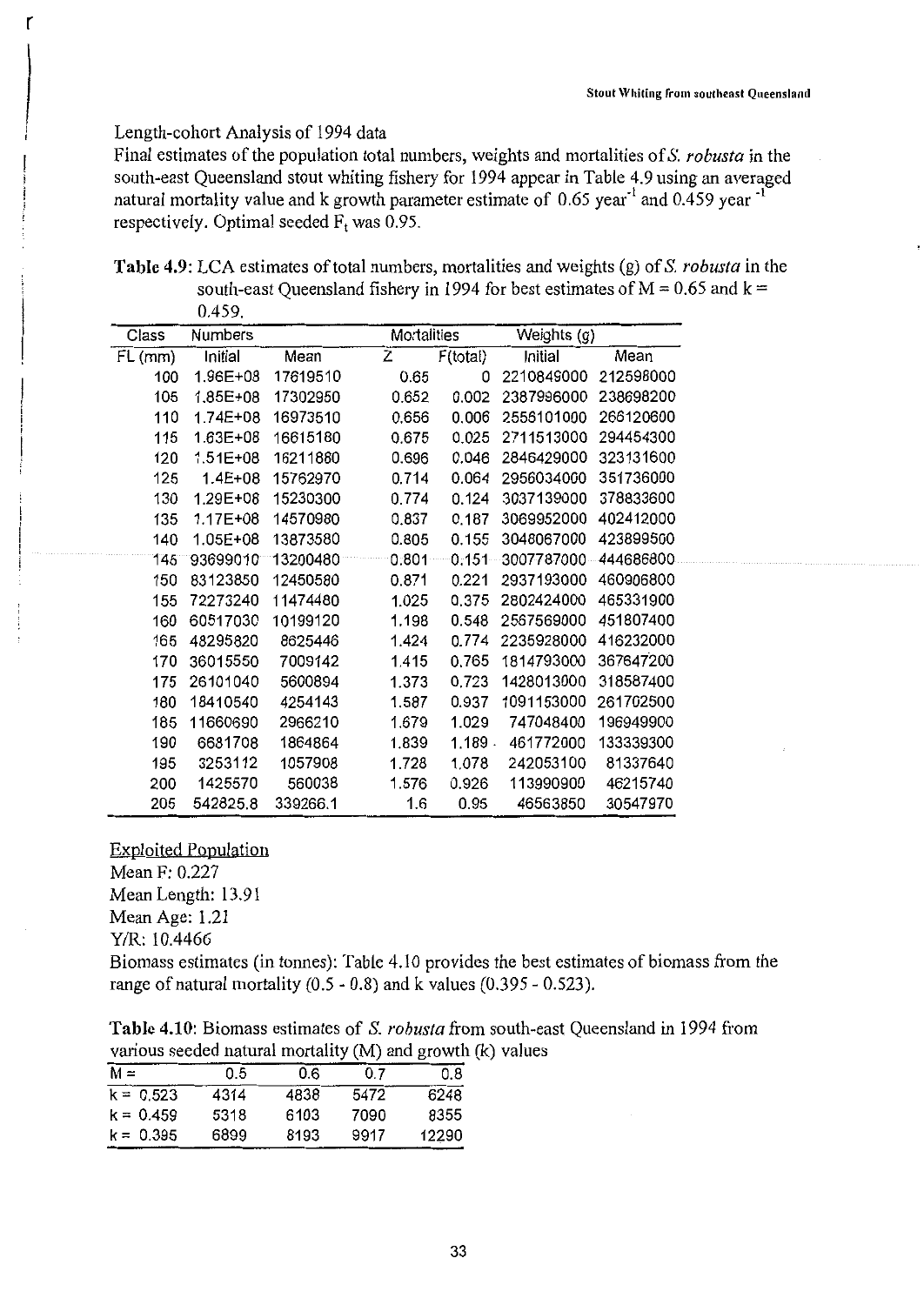Length-cohort Analysis of 1994 data

Final estimates of the population total numbers, weights and mortalities of *S. robusta* in the south-east Queensland stout whiting fishery for 1994 appear in Table 4.9 using an averaged natural mortality value and k growth parameter estimate of 0.65 $year^{-1}$ and 0.459 $year^{-1}$ respectively. Optimal seeded $F_t$ was 0.95.

**Table 4.9**: LCA estimates of total numbers, mortalities and weights (g) of *S. robusta* in the south-east Queensland fishery in 1994 for best estimates of M = 0.65 and k = 0.459.

| Class | Numbers | | Mortalities | | Weights (g) | |
|---|---|---|---|---|---|---|
| FL (mm) | Initial | Mean | Z | F(total) | Initial | Mean |
| 100 | 1.96E+08 | 17619510 | 0.65 | 0 | 2210849000 | 212598000 |
| 105 | 1.85E+08 | 17302950 | 0.652 | 0.002 | 2387996000 | 238698200 |
| 110 | 1.74E+08 | 16973510 | 0.656 | 0.006 | 2556101000 | 266120600 |
| 115 | 1.63E+08 | 16615180 | 0.675 | 0.025 | 2711513000 | 294454300 |
| 120 | 1.51E+08 | 16211660 | 0.696 | 0.046 | 2846429000 | 323131600 |
| 125 | 1.4E+08 | 15762970 | 0.714 | 0.064 | 2956034000 | 351736000 |
| 130 | 1.29E+08 | 15230300 | 0.774 | 0.124 | 3037139000 | 378833600 |
| 135 | 1.17E+08 | 14570980 | 0.837 | 0.187 | 3069952000 | 402412000 |
| 140 | 1.05E+08 | 13873580 | 0.805 | 0.155 | 3048067000 | 423899500 |
| 145 | 93699010 | 13200480 | 0.801 | 0.151 | 3007787000 | 444686800 |
| 150 | 83123850 | 12450580 | 0.871 | 0.221 | 2937193000 | 460906800 |
| 155 | 72273240 | 11474480 | 1.025 | 0.375 | 2802424000 | 465331900 |
| 160 | 60517030 | 10199120 | 1.198 | 0.548 | 2567569000 | 451807400 |
| 165 | 48295820 | 8625446 | 1.424 | 0.774 | 2235928000 | 416232000 |
| 170 | 36015550 | 7009142 | 1.415 | 0.765 | 1814793000 | 367647200 |
| 175 | 26101040 | 5600894 | 1.373 | 0.723 | 1428013000 | 318587400 |
| 180 | 18410540 | 4254143 | 1.587 | 0.937 | 1091153000 | 261702500 |
| 185 | 11660690 | 2966210 | 1.679 | 1.029 | 747048400 | 196949900 |
| 190 | 6681708 | 1864864 | 1.839 | 1.189 | 461772000 | 133339300 |
| 195 | 3253112 | 1057908 | 1.728 | 1.078 | 242053100 | 81337640 |
| 200 | 1425570 | 560038 | 1.576 | 0.926 | 113990900 | 46215740 |
| 205 | 542825.8 | 339266.1 | 1.6 | 0.95 | 46563850 | 30547970 |

<u>Exploited Population</u>

Mean F: 0.227

Mean Length: 13.91

Mean Age: 1.21

Y/R: 10.4466

Biomass estimates (in tonnes): Table 4.10 provides the best estimates of biomass from the range of natural mortality (0.5 - 0.8) and k values (0.395 - 0.523).

**Table 4.10**: Biomass estimates of *S. robusta* from south-east Queensland in 1994 from various seeded natural mortality (M) and growth (k) values

| M = | 0.5 | 0.6 | 0.7 | 0.8 |
|---|---|---|---|---|
| k = 0.523 | 4314 | 4838 | 5472 | 6248 |
| k = 0.459 | 5318 | 6103 | 7090 | 8355 |
| k = 0.395 | 6899 | 8193 | 9917 | 12290 |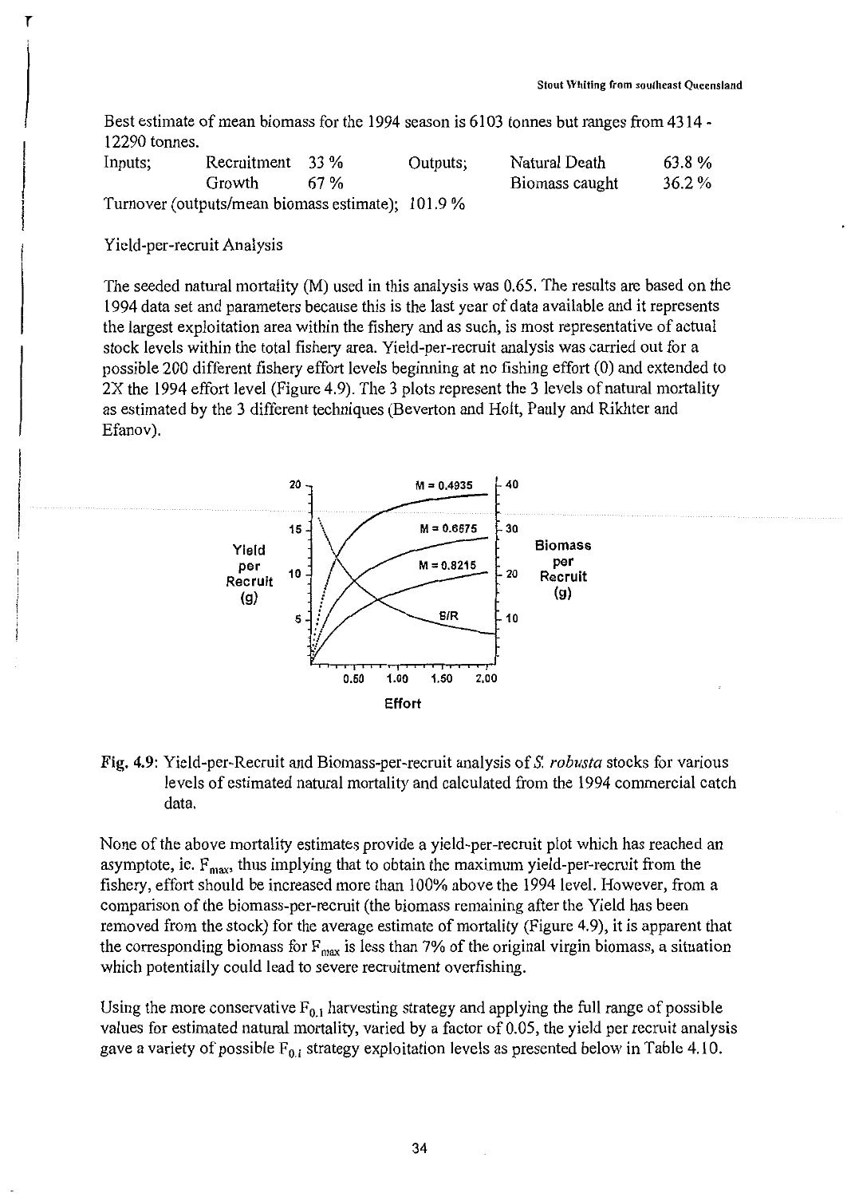Best estimate of mean biomass for the 1994 season is 6103 tonnes but ranges from 4314 - 12290 tonnes.

| Inputs; | Recruitment | 33 % | Outputs; | Natural Death | 63.8 % |
|---|---|---|---|---|---|
| | Growth | 67 % | | Biomass caught | 36.2 % |

Turnover (outputs/mean biomass estimate); 101.9 %

Yield-per-recruit Analysis

The seeded natural mortality (M) used in this analysis was 0.65. The results are based on the 1994 data set and parameters because this is the last year of data available and it represents the largest exploitation area within the fishery and as such, is most representative of actual stock levels within the total fishery area. Yield-per-recruit analysis was carried out for a possible 200 different fishery effort levels beginning at no fishing effort (0) and extended to 2X the 1994 effort level (Figure 4.9). The 3 plots represent the 3 levels of natural mortality as estimated by the 3 different techniques (Beverton and Holt, Pauly and Rikhter and Efanov).

**Fig. 4.9**: Yield-per-Recruit and Biomass-per-recruit analysis of *S. robusta* stocks for various levels of estimated natural mortality and calculated from the 1994 commercial catch data.

None of the above mortality estimates provide a yield-per-recruit plot which has reached an asymptote, ie. $F_{max}$, thus implying that to obtain the maximum yield-per-recruit from the fishery, effort should be increased more than 100% above the 1994 level. However, from a comparison of the biomass-per-recruit (the biomass remaining after the Yield has been removed from the stock) for the average estimate of mortality (Figure 4.9), it is apparent that the corresponding biomass for $F_{max}$ is less than 7% of the original virgin biomass, a situation which potentially could lead to severe recruitment overfishing.

Using the more conservative $F_{0.1}$ harvesting strategy and applying the full range of possible values for estimated natural mortality, varied by a factor of 0.05, the yield per recruit analysis gave a variety of possible $F_{0.1}$ strategy exploitation levels as presented below in Table 4.10.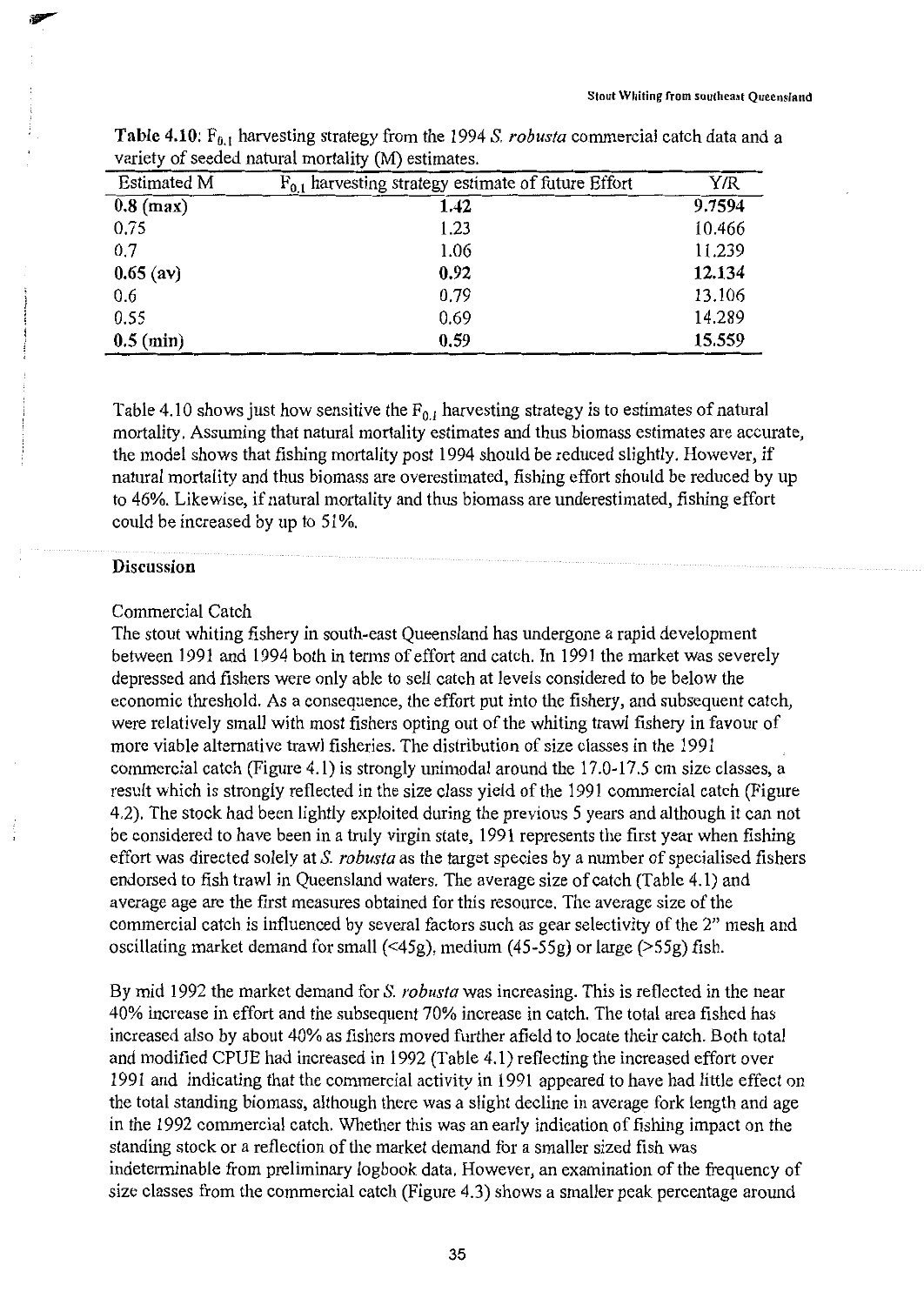**Table 4.10:** $F_{0.1}$ harvesting strategy from the 1994 *S. robusta* commercial catch data and a variety of seeded natural mortality (M) estimates.

| Estimated M | $F_{0.1}$ harvesting strategy estimate of future Effort | Y/R |
|---|---|---|
| **0.8 (max)** | **1.42** | **9.7594** |
| 0.75 | 1.23 | 10.466 |
| 0.7 | 1.06 | 11.239 |
| **0.65 (av)** | **0.92** | **12.134** |
| 0.6 | 0.79 | 13.106 |
| 0.55 | 0.69 | 14.289 |
| **0.5 (min)** | **0.59** | **15.559** |

Table 4.10 shows just how sensitive the $F_{0.1}$ harvesting strategy is to estimates of natural mortality. Assuming that natural mortality estimates and thus biomass estimates are accurate, the model shows that fishing mortality post 1994 should be reduced slightly. However, if natural mortality and thus biomass are overestimated, fishing effort should be reduced by up to 46%. Likewise, if natural mortality and thus biomass are underestimated, fishing effort could be increased by up to 51%.

## Discussion

### Commercial Catch

The stout whiting fishery in south-east Queensland has undergone a rapid development between 1991 and 1994 both in terms of effort and catch. In 1991 the market was severely depressed and fishers were only able to sell catch at levels considered to be below the economic threshold. As a consequence, the effort put into the fishery, and subsequent catch, were relatively small with most fishers opting out of the whiting trawl fishery in favour of more viable alternative trawl fisheries. The distribution of size classes in the 1991 commercial catch (Figure 4.1) is strongly unimodal around the 17.0-17.5 cm size classes, a result which is strongly reflected in the size class yield of the 1991 commercial catch (Figure 4.2). The stock had been lightly exploited during the previous 5 years and although it can not be considered to have been in a truly virgin state, 1991 represents the first year when fishing effort was directed solely at *S. robusta* as the target species by a number of specialised fishers endorsed to fish trawl in Queensland waters. The average size of catch (Table 4.1) and average age are the first measures obtained for this resource. The average size of the commercial catch is influenced by several factors such as gear selectivity of the 2" mesh and oscillating market demand for small (<45g), medium (45-55g) or large (>55g) fish.

By mid 1992 the market demand for *S. robusta* was increasing. This is reflected in the near 40% increase in effort and the subsequent 70% increase in catch. The total area fished has increased also by about 40% as fishers moved further afield to locate their catch. Both total and modified CPUE had increased in 1992 (Table 4.1) reflecting the increased effort over 1991 and indicating that the commercial activity in 1991 appeared to have had little effect on the total standing biomass, although there was a slight decline in average fork length and age in the 1992 commercial catch. Whether this was an early indication of fishing impact on the standing stock or a reflection of the market demand for a smaller sized fish was indeterminable from preliminary logbook data. However, an examination of the frequency of size classes from the commercial catch (Figure 4.3) shows a smaller peak percentage around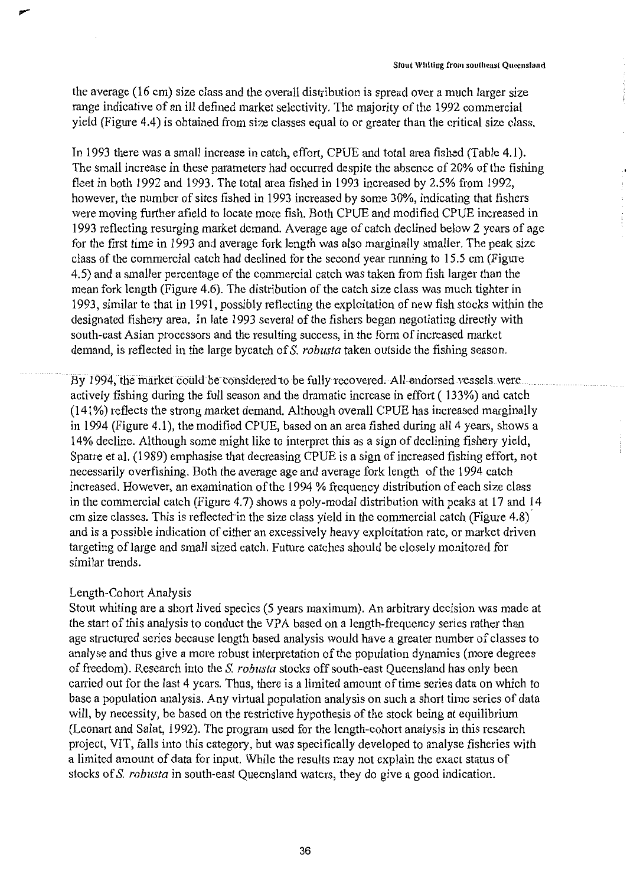the average (16 cm) size class and the overall distribution is spread over a much larger size range indicative of an ill defined market selectivity. The majority of the 1992 commercial yield (Figure 4.4) is obtained from size classes equal to or greater than the critical size class.

In 1993 there was a small increase in catch, effort, CPUE and total area fished (Table 4.1). The small increase in these parameters had occurred despite the absence of 20% of the fishing fleet in both 1992 and 1993. The total area fished in 1993 increased by 2.5% from 1992, however, the number of sites fished in 1993 increased by some 30%, indicating that fishers were moving further afield to locate more fish. Both CPUE and modified CPUE increased in 1993 reflecting resurging market demand. Average age of catch declined below 2 years of age for the first time in 1993 and average fork length was also marginally smaller. The peak size class of the commercial catch had declined for the second year running to 15.5 cm (Figure 4.5) and a smaller percentage of the commercial catch was taken from fish larger than the mean fork length (Figure 4.6). The distribution of the catch size class was much tighter in 1993, similar to that in 1991, possibly reflecting the exploitation of new fish stocks within the designated fishery area. In late 1993 several of the fishers began negotiating directly with south-east Asian processors and the resulting success, in the form of increased market demand, is reflected in the large bycatch of *S. robusta* taken outside the fishing season.

By 1994, the market could be considered to be fully recovered. All endorsed vessels were actively fishing during the full season and the dramatic increase in effort ( 133%) and catch (141%) reflects the strong market demand. Although overall CPUE has increased marginally in 1994 (Figure 4.1), the modified CPUE, based on an area fished during all 4 years, shows a 14% decline. Although some might like to interpret this as a sign of declining fishery yield, Sparre et al. (1989) emphasise that decreasing CPUE is a sign of increased fishing effort, not necessarily overfishing. Both the average age and average fork length of the 1994 catch increased. However, an examination of the 1994 % frequency distribution of each size class in the commercial catch (Figure 4.7) shows a poly-modal distribution with peaks at 17 and 14 cm size classes. This is reflected in the size class yield in the commercial catch (Figure 4.8) and is a possible indication of either an excessively heavy exploitation rate, or market driven targeting of large and small sized catch. Future catches should be closely monitored for similar trends.

Length-Cohort Analysis

Stout whiting are a short lived species (5 years maximum). An arbitrary decision was made at the start of this analysis to conduct the VPA based on a length-frequency series rather than age structured series because length based analysis would have a greater number of classes to analyse and thus give a more robust interpretation of the population dynamics (more degrees of freedom). Research into the *S. robusta* stocks off south-east Queensland has only been carried out for the last 4 years. Thus, there is a limited amount of time series data on which to base a population analysis. Any virtual population analysis on such a short time series of data will, by necessity, be based on the restrictive hypothesis of the stock being at equilibrium (Leonart and Salat, 1992). The program used for the length-cohort analysis in this research project, VIT, falls into this category, but was specifically developed to analyse fisheries with a limited amount of data for input. While the results may not explain the exact status of stocks of *S. robusta* in south-east Queensland waters, they do give a good indication.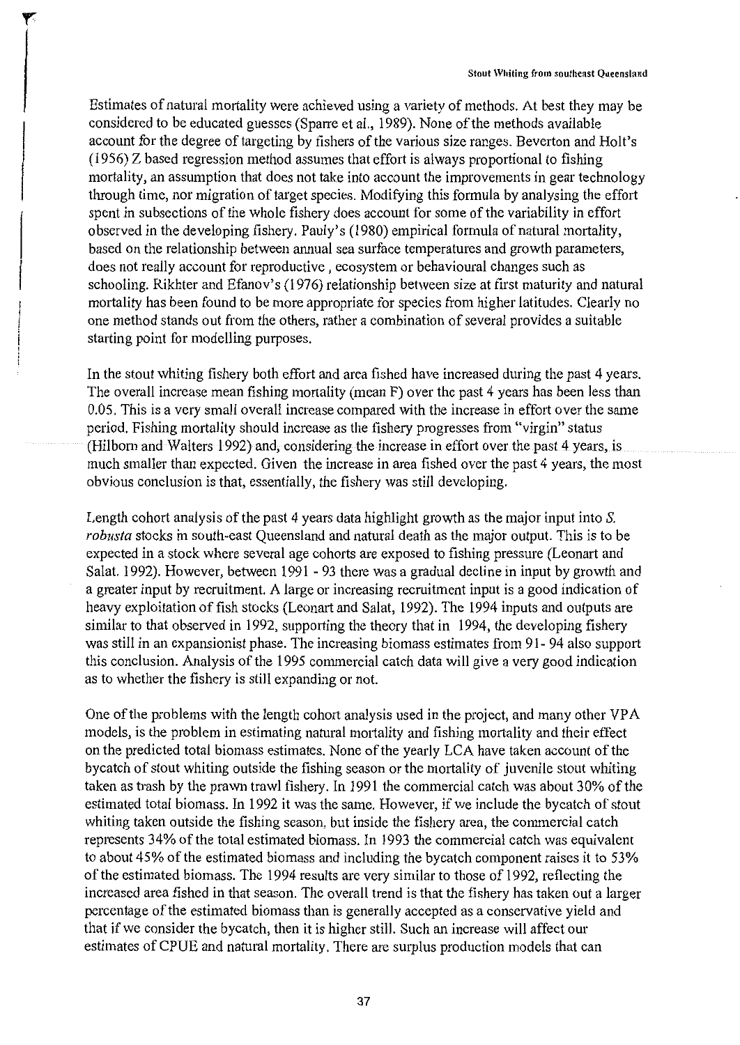Estimates of natural mortality were achieved using a variety of methods. At best they may be considered to be educated guesses (Sparre et al., 1989). None of the methods available account for the degree of targeting by fishers of the various size ranges. Beverton and Holt's (1956) Z based regression method assumes that effort is always proportional to fishing mortality, an assumption that does not take into account the improvements in gear technology through time, nor migration of target species. Modifying this formula by analysing the effort spent in subsections of the whole fishery does account for some of the variability in effort observed in the developing fishery. Pauly's (1980) empirical formula of natural mortality, based on the relationship between annual sea surface temperatures and growth parameters, does not really account for reproductive , ecosystem or behavioural changes such as schooling. Rikhter and Efanov's (1976) relationship between size at first maturity and natural mortality has been found to be more appropriate for species from higher latitudes. Clearly no one method stands out from the others, rather a combination of several provides a suitable starting point for modelling purposes.

In the stout whiting fishery both effort and area fished have increased during the past 4 years. The overall increase mean fishing mortality (mean F) over the past 4 years has been less than 0.05. This is a very small overall increase compared with the increase in effort over the same period. Fishing mortality should increase as the fishery progresses from "virgin" status (Hilborn and Walters 1992) and, considering the increase in effort over the past 4 years, is much smaller than expected. Given the increase in area fished over the past 4 years, the most obvious conclusion is that, essentially, the fishery was still developing.

Length cohort analysis of the past 4 years data highlight growth as the major input into *S. robusta* stocks in south-east Queensland and natural death as the major output. This is to be expected in a stock where several age cohorts are exposed to fishing pressure (Leonart and Salat, 1992). However, between 1991 - 93 there was a gradual decline in input by growth and a greater input by recruitment. A large or increasing recruitment input is a good indication of heavy exploitation of fish stocks (Leonart and Salat, 1992). The 1994 inputs and outputs are similar to that observed in 1992, supporting the theory that in 1994, the developing fishery was still in an expansionist phase. The increasing biomass estimates from 91- 94 also support this conclusion. Analysis of the 1995 commercial catch data will give a very good indication as to whether the fishery is still expanding or not.

One of the problems with the length cohort analysis used in the project, and many other VPA models, is the problem in estimating natural mortality and fishing mortality and their effect on the predicted total biomass estimates. None of the yearly LCA have taken account of the bycatch of stout whiting outside the fishing season or the mortality of juvenile stout whiting taken as trash by the prawn trawl fishery. In 1991 the commercial catch was about 30% of the estimated total biomass. In 1992 it was the same. However, if we include the bycatch of stout whiting taken outside the fishing season, but inside the fishery area, the commercial catch represents 34% of the total estimated biomass. In 1993 the commercial catch was equivalent to about 45% of the estimated biomass and including the bycatch component raises it to 53% of the estimated biomass. The 1994 results are very similar to those of 1992, reflecting the increased area fished in that season. The overall trend is that the fishery has taken out a larger percentage of the estimated biomass than is generally accepted as a conservative yield and that if we consider the bycatch, then it is higher still. Such an increase will affect our estimates of CPUE and natural mortality. There are surplus production models that can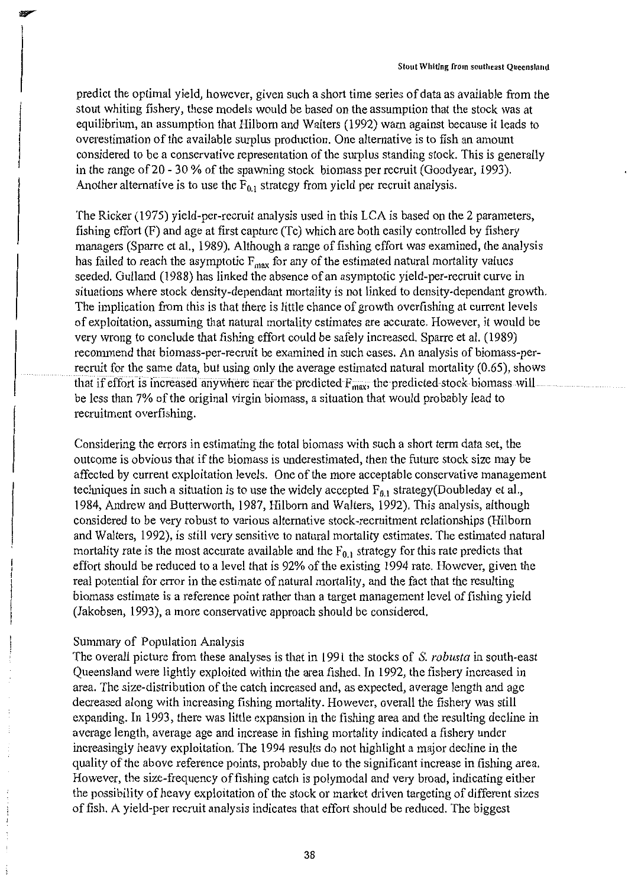predict the optimal yield, however, given such a short time series of data as available from the stout whiting fishery, these models would be based on the assumption that the stock was at equilibrium, an assumption that Hilborn and Walters (1992) warn against because it leads to overestimation of the available surplus production. One alternative is to fish an amount considered to be a conservative representation of the surplus standing stock. This is generally in the range of 20 - 30 % of the spawning stock biomass per recruit (Goodyear, 1993). Another alternative is to use the $F_{0.1}$ strategy from yield per recruit analysis.

The Ricker (1975) yield-per-recruit analysis used in this LCA is based on the 2 parameters, fishing effort (F) and age at first capture (Tc) which are both easily controlled by fishery managers (Sparre et al., 1989). Although a range of fishing effort was examined, the analysis has failed to reach the asymptotic $F_{max}$ for any of the estimated natural mortality values seeded. Gulland (1988) has linked the absence of an asymptotic yield-per-recruit curve in situations where stock density-dependant mortality is not linked to density-dependant growth. The implication from this is that there is little chance of growth overfishing at current levels of exploitation, assuming that natural mortality estimates are accurate. However, it would be very wrong to conclude that fishing effort could be safely increased. Sparre et al. (1989) recommend that biomass-per-recruit be examined in such cases. An analysis of biomass-per-recruit for the same data, but using only the average estimated natural mortality (0.65), shows that if effort is increased anywhere near the predicted $F_{max}$, the predicted stock biomass will be less than 7% of the original virgin biomass, a situation that would probably lead to recruitment overfishing.

Considering the errors in estimating the total biomass with such a short term data set, the outcome is obvious that if the biomass is underestimated, then the future stock size may be affected by current exploitation levels. One of the more acceptable conservative management techniques in such a situation is to use the widely accepted $F_{0.1}$ strategy(Doubleday et al., 1984, Andrew and Butterworth, 1987, Hilborn and Walters, 1992). This analysis, although considered to be very robust to various alternative stock-recruitment relationships (Hilborn and Walters, 1992), is still very sensitive to natural mortality estimates. The estimated natural mortality rate is the most accurate available and the $F_{0.1}$ strategy for this rate predicts that effort should be reduced to a level that is 92% of the existing 1994 rate. However, given the real potential for error in the estimate of natural mortality, and the fact that the resulting biomass estimate is a reference point rather than a target management level of fishing yield (Jakobsen, 1993), a more conservative approach should be considered.

Summary of Population Analysis

The overall picture from these analyses is that in 1991 the stocks of *S. robusta* in south-east Queensland were lightly exploited within the area fished. In 1992, the fishery increased in area. The size-distribution of the catch increased and, as expected, average length and age decreased along with increasing fishing mortality. However, overall the fishery was still expanding. In 1993, there was little expansion in the fishing area and the resulting decline in average length, average age and increase in fishing mortality indicated a fishery under increasingly heavy exploitation. The 1994 results do not highlight a major decline in the quality of the above reference points, probably due to the significant increase in fishing area. However, the size-frequency of fishing catch is polymodal and very broad, indicating either the possibility of heavy exploitation of the stock or market driven targeting of different sizes of fish. A yield-per recruit analysis indicates that effort should be reduced. The biggest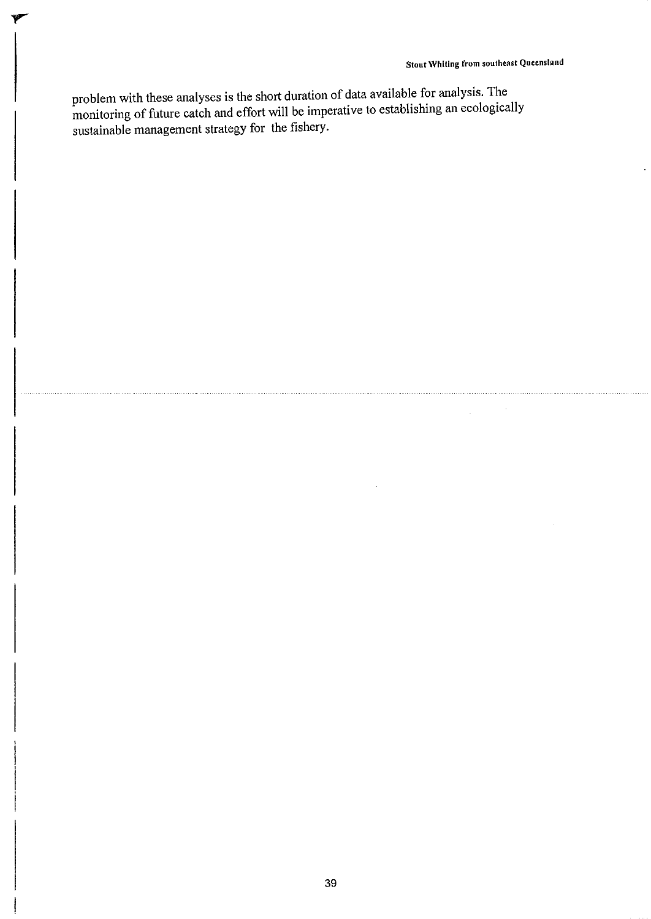problem with these analyses is the short duration of data available for analysis. The monitoring of future catch and effort will be imperative to establishing an ecologically sustainable management strategy for the fishery.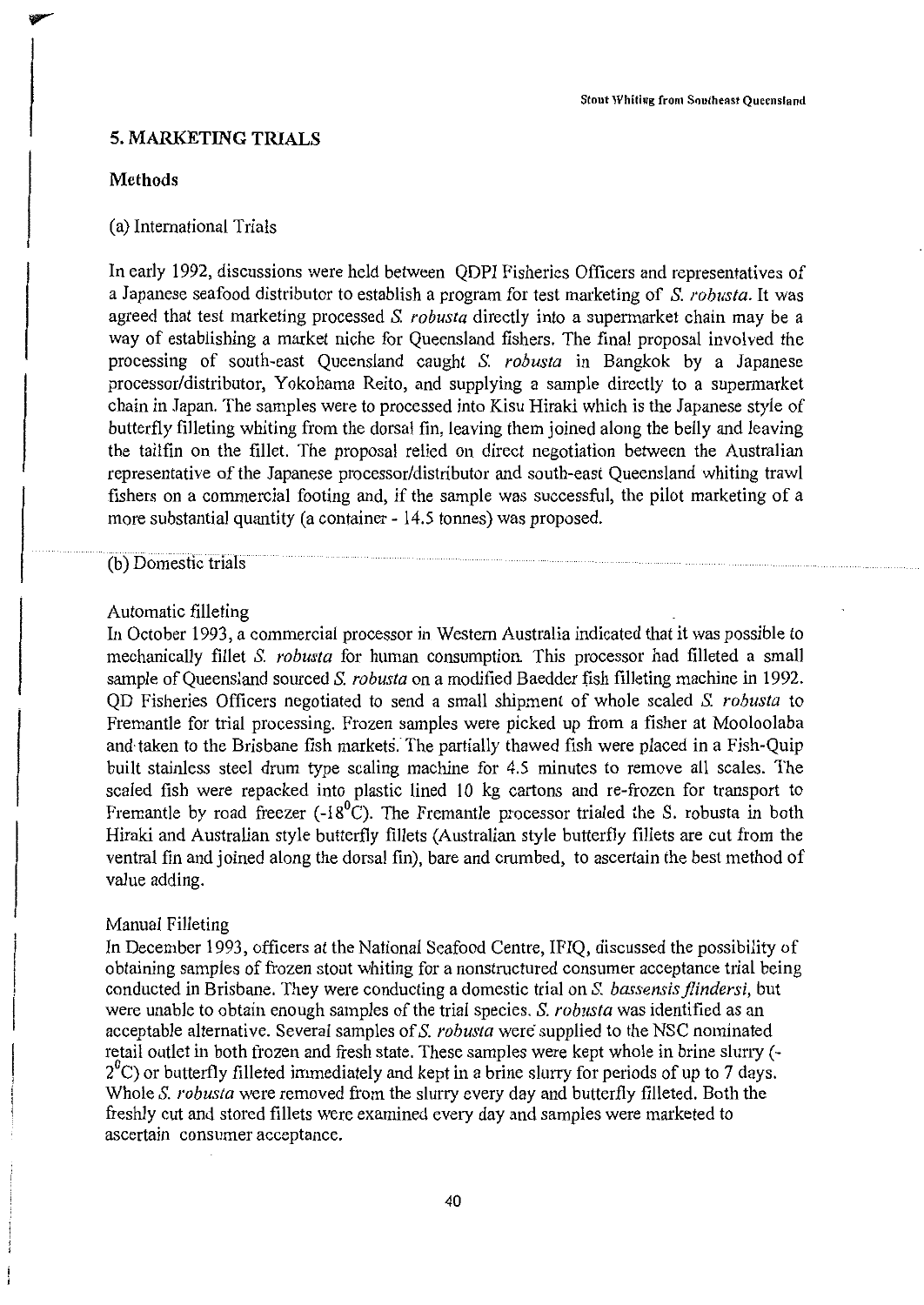## 5. MARKETING TRIALS

### Methods

(a) International Trials

In early 1992, discussions were held between QDPI Fisheries Officers and representatives of a Japanese seafood distributor to establish a program for test marketing of *S. robusta*. It was agreed that test marketing processed *S. robusta* directly into a supermarket chain may be a way of establishing a market niche for Queensland fishers. The final proposal involved the processing of south-east Queensland caught *S. robusta* in Bangkok by a Japanese processor/distributor, Yokohama Reito, and supplying a sample directly to a supermarket chain in Japan. The samples were to processed into Kisu Hiraki which is the Japanese style of butterfly filleting whiting from the dorsal fin, leaving them joined along the belly and leaving the tailfin on the fillet. The proposal relied on direct negotiation between the Australian representative of the Japanese processor/distributor and south-east Queensland whiting trawl fishers on a commercial footing and, if the sample was successful, the pilot marketing of a more substantial quantity (a container - 14.5 tonnes) was proposed.

(b) Domestic trials

Automatic filleting

In October 1993, a commercial processor in Western Australia indicated that it was possible to mechanically fillet *S. robusta* for human consumption. This processor had filleted a small sample of Queensland sourced *S. robusta* on a modified Baedder fish filleting machine in 1992. QD Fisheries Officers negotiated to send a small shipment of whole scaled *S. robusta* to Fremantle for trial processing. Frozen samples were picked up from a fisher at Mooloolaba and taken to the Brisbane fish markets. The partially thawed fish were placed in a Fish-Quip built stainless steel drum type scaling machine for 4.5 minutes to remove all scales. The scaled fish were repacked into plastic lined 10 kg cartons and re-frozen for transport to Fremantle by road freezer (-18$^0$C). The Fremantle processor trialed the S. robusta in both Hiraki and Australian style butterfly fillets (Australian style butterfly fillets are cut from the ventral fin and joined along the dorsal fin), bare and crumbed, to ascertain the best method of value adding.

Manual Filleting

In December 1993, officers at the National Seafood Centre, IFIQ, discussed the possibility of obtaining samples of frozen stout whiting for a nonstructured consumer acceptance trial being conducted in Brisbane. They were conducting a domestic trial on *S. bassensis flindersi*, but were unable to obtain enough samples of the trial species. *S. robusta* was identified as an acceptable alternative. Several samples of *S. robusta* were supplied to the NSC nominated retail outlet in both frozen and fresh state. These samples were kept whole in brine slurry (-2$^0$C) or butterfly filleted immediately and kept in a brine slurry for periods of up to 7 days. Whole *S. robusta* were removed from the slurry every day and butterfly filleted. Both the freshly cut and stored fillets were examined every day and samples were marketed to ascertain consumer acceptance.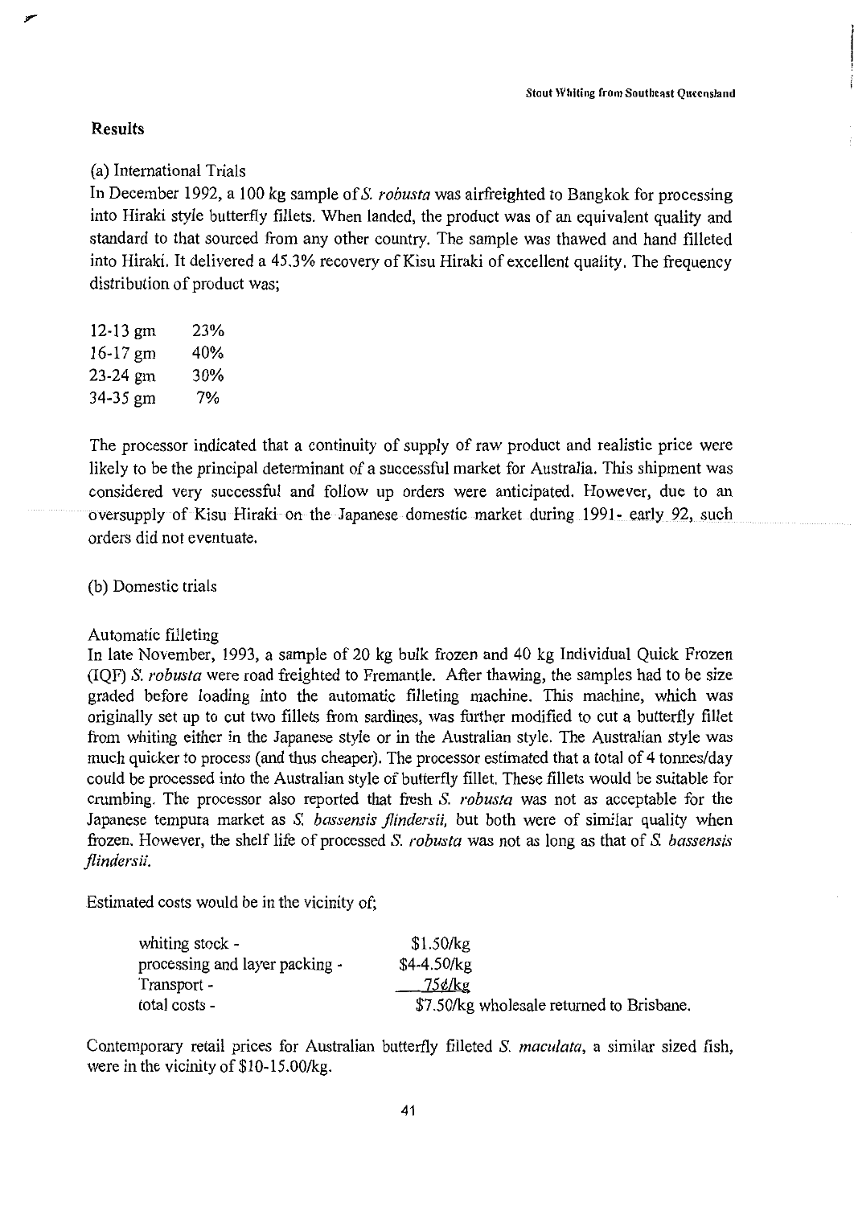## Results

(a) International Trials

In December 1992, a 100 kg sample of *S. robusta* was airfreighted to Bangkok for processing into Hiraki style butterfly fillets. When landed, the product was of an equivalent quality and standard to that sourced from any other country. The sample was thawed and hand filleted into Hiraki. It delivered a 45.3% recovery of Kisu Hiraki of excellent quality. The frequency distribution of product was;

| | |
|---|---|
| 12-13 gm | 23% |
| 16-17 gm | 40% |
| 23-24 gm | 30% |
| 34-35 gm | 7% |

The processor indicated that a continuity of supply of raw product and realistic price were likely to be the principal determinant of a successful market for Australia. This shipment was considered very successful and follow up orders were anticipated. However, due to an oversupply of Kisu Hiraki on the Japanese domestic market during 1991- early 92, such orders did not eventuate.

(b) Domestic trials

Automatic filleting

In late November, 1993, a sample of 20 kg bulk frozen and 40 kg Individual Quick Frozen (IQF) *S. robusta* were road freighted to Fremantle. After thawing, the samples had to be size graded before loading into the automatic filleting machine. This machine, which was originally set up to cut two fillets from sardines, was further modified to cut a butterfly fillet from whiting either in the Japanese style or in the Australian style. The Australian style was much quicker to process (and thus cheaper). The processor estimated that a total of 4 tonnes/day could be processed into the Australian style of butterfly fillet. These fillets would be suitable for crumbing. The processor also reported that fresh *S. robusta* was not as acceptable for the Japanese tempura market as *S. bassensis flindersii*, but both were of similar quality when frozen. However, the shelf life of processed *S. robusta* was not as long as that of *S. bassensis flindersii*.

Estimated costs would be in the vicinity of;

| | |
|---|---|
| whiting stock - | $1.50/kg |
| processing and layer packing - | $4-4.50/kg |
| Transport - | 75¢/kg |
| total costs - | $7.50/kg wholesale returned to Brisbane. |

Contemporary retail prices for Australian butterfly filleted *S. maculata*, a similar sized fish, were in the vicinity of $10-15.00/kg.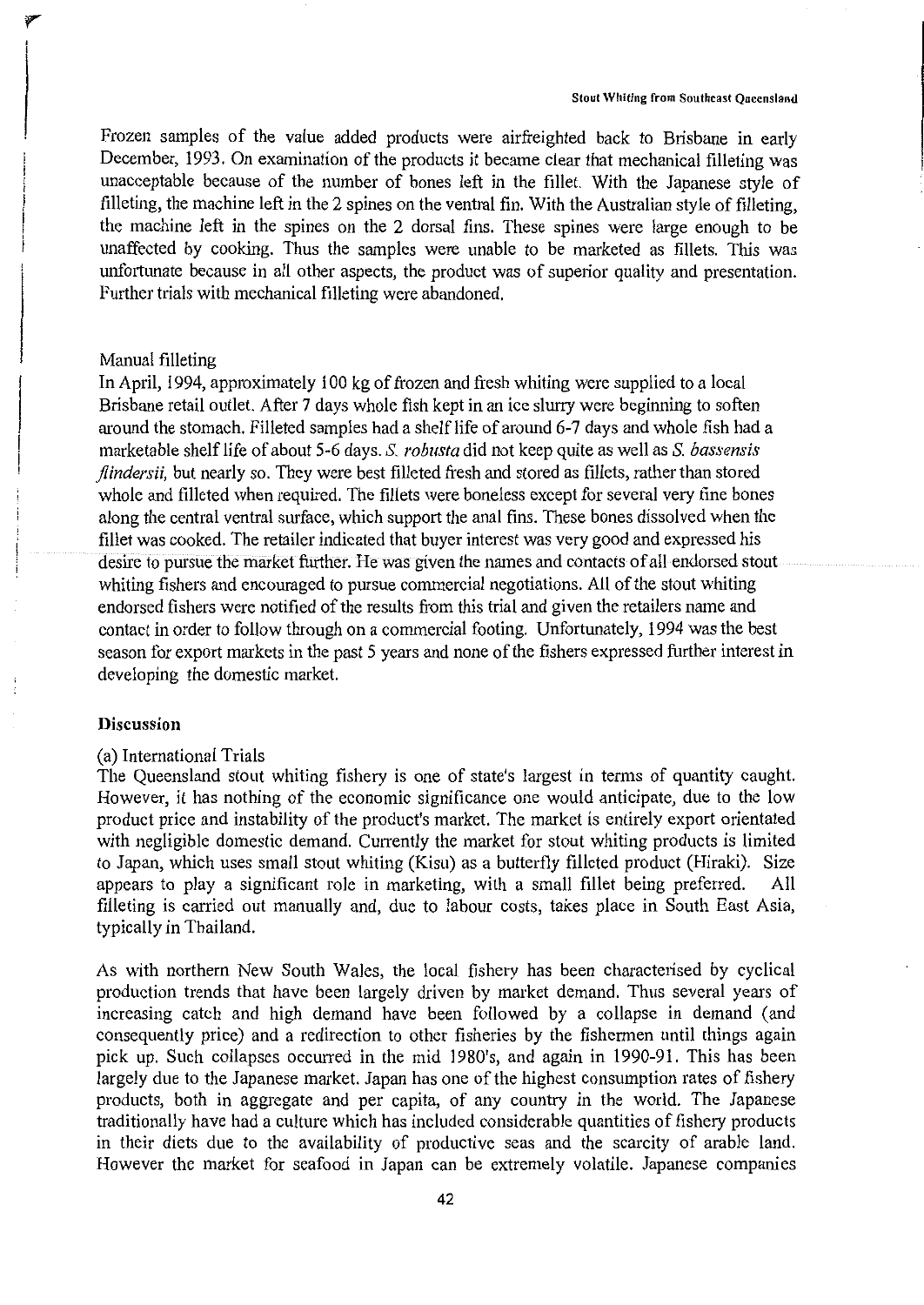Frozen samples of the value added products were airfreighted back to Brisbane in early December, 1993. On examination of the products it became clear that mechanical filleting was unacceptable because of the number of bones left in the fillet. With the Japanese style of filleting, the machine left in the 2 spines on the ventral fin. With the Australian style of filleting, the machine left in the spines on the 2 dorsal fins. These spines were large enough to be unaffected by cooking. Thus the samples were unable to be marketed as fillets. This was unfortunate because in all other aspects, the product was of superior quality and presentation. Further trials with mechanical filleting were abandoned.

Manual filleting

In April, 1994, approximately 100 kg of frozen and fresh whiting were supplied to a local Brisbane retail outlet. After 7 days whole fish kept in an ice slurry were beginning to soften around the stomach. Filleted samples had a shelf life of around 6-7 days and whole fish had a marketable shelf life of about 5-6 days. *S. robusta* did not keep quite as well as *S. bassensis flindersii*, but nearly so. They were best filleted fresh and stored as fillets, rather than stored whole and filleted when required. The fillets were boneless except for several very fine bones along the central ventral surface, which support the anal fins. These bones dissolved when the fillet was cooked. The retailer indicated that buyer interest was very good and expressed his desire to pursue the market further. He was given the names and contacts of all endorsed stout whiting fishers and encouraged to pursue commercial negotiations. All of the stout whiting endorsed fishers were notified of the results from this trial and given the retailers name and contact in order to follow through on a commercial footing. Unfortunately, 1994 was the best season for export markets in the past 5 years and none of the fishers expressed further interest in developing the domestic market.

## Discussion

(a) International Trials

The Queensland stout whiting fishery is one of state's largest in terms of quantity caught. However, it has nothing of the economic significance one would anticipate, due to the low product price and instability of the product's market. The market is entirely export orientated with negligible domestic demand. Currently the market for stout whiting products is limited to Japan, which uses small stout whiting (Kisu) as a butterfly filleted product (Hiraki). Size appears to play a significant role in marketing, with a small fillet being preferred. All filleting is carried out manually and, due to labour costs, takes place in South East Asia, typically in Thailand.

As with northern New South Wales, the local fishery has been characterised by cyclical production trends that have been largely driven by market demand. Thus several years of increasing catch and high demand have been followed by a collapse in demand (and consequently price) and a redirection to other fisheries by the fishermen until things again pick up. Such collapses occurred in the mid 1980's, and again in 1990-91. This has been largely due to the Japanese market. Japan has one of the highest consumption rates of fishery products, both in aggregate and per capita, of any country in the world. The Japanese traditionally have had a culture which has included considerable quantities of fishery products in their diets due to the availability of productive seas and the scarcity of arable land. However the market for seafood in Japan can be extremely volatile. Japanese companies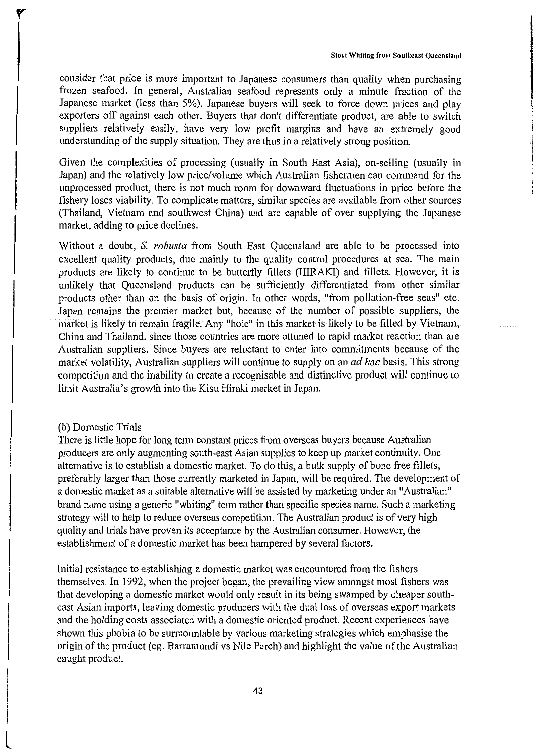consider that price is more important to Japanese consumers than quality when purchasing frozen seafood. In general, Australian seafood represents only a minute fraction of the Japanese market (less than 5%). Japanese buyers will seek to force down prices and play exporters off against each other. Buyers that don't differentiate product, are able to switch suppliers relatively easily, have very low profit margins and have an extremely good understanding of the supply situation. They are thus in a relatively strong position.

Given the complexities of processing (usually in South East Asia), on-selling (usually in Japan) and the relatively low price/volume which Australian fishermen can command for the unprocessed product, there is not much room for downward fluctuations in price before the fishery loses viability. To complicate matters, similar species are available from other sources (Thailand, Vietnam and southwest China) and are capable of over supplying the Japanese market, adding to price declines.

Without a doubt, *S. robusta* from South East Queensland are able to be processed into excellent quality products, due mainly to the quality control procedures at sea. The main products are likely to continue to be butterfly fillets (HIRAKI) and fillets. However, it is unlikely that Queensland products can be sufficiently differentiated from other similar products other than on the basis of origin. In other words, "from pollution-free seas" etc. Japan remains the premier market but, because of the number of possible suppliers, the market is likely to remain fragile. Any "hole" in this market is likely to be filled by Vietnam, China and Thailand, since those countries are more attuned to rapid market reaction than are Australian suppliers. Since buyers are reluctant to enter into commitments because of the market volatility, Australian suppliers will continue to supply on an *ad hoc* basis. This strong competition and the inability to create a recognisable and distinctive product will continue to limit Australia's growth into the Kisu Hiraki market in Japan.

(b) Domestic Trials

There is little hope for long term constant prices from overseas buyers because Australian producers are only augmenting south-east Asian supplies to keep up market continuity. One alternative is to establish a domestic market. To do this, a bulk supply of bone free fillets, preferably larger than those currently marketed in Japan, will be required. The development of a domestic market as a suitable alternative will be assisted by marketing under an "Australian" brand name using a generic "whiting" term rather than specific species name. Such a marketing strategy will to help to reduce overseas competition. The Australian product is of very high quality and trials have proven its acceptance by the Australian consumer. However, the establishment of a domestic market has been hampered by several factors.

Initial resistance to establishing a domestic market was encountered from the fishers themselves. In 1992, when the project began, the prevailing view amongst most fishers was that developing a domestic market would only result in its being swamped by cheaper south-east Asian imports, leaving domestic producers with the dual loss of overseas export markets and the holding costs associated with a domestic oriented product. Recent experiences have shown this phobia to be surmountable by various marketing strategies which emphasise the origin of the product (eg. Barramundi vs Nile Perch) and highlight the value of the Australian caught product.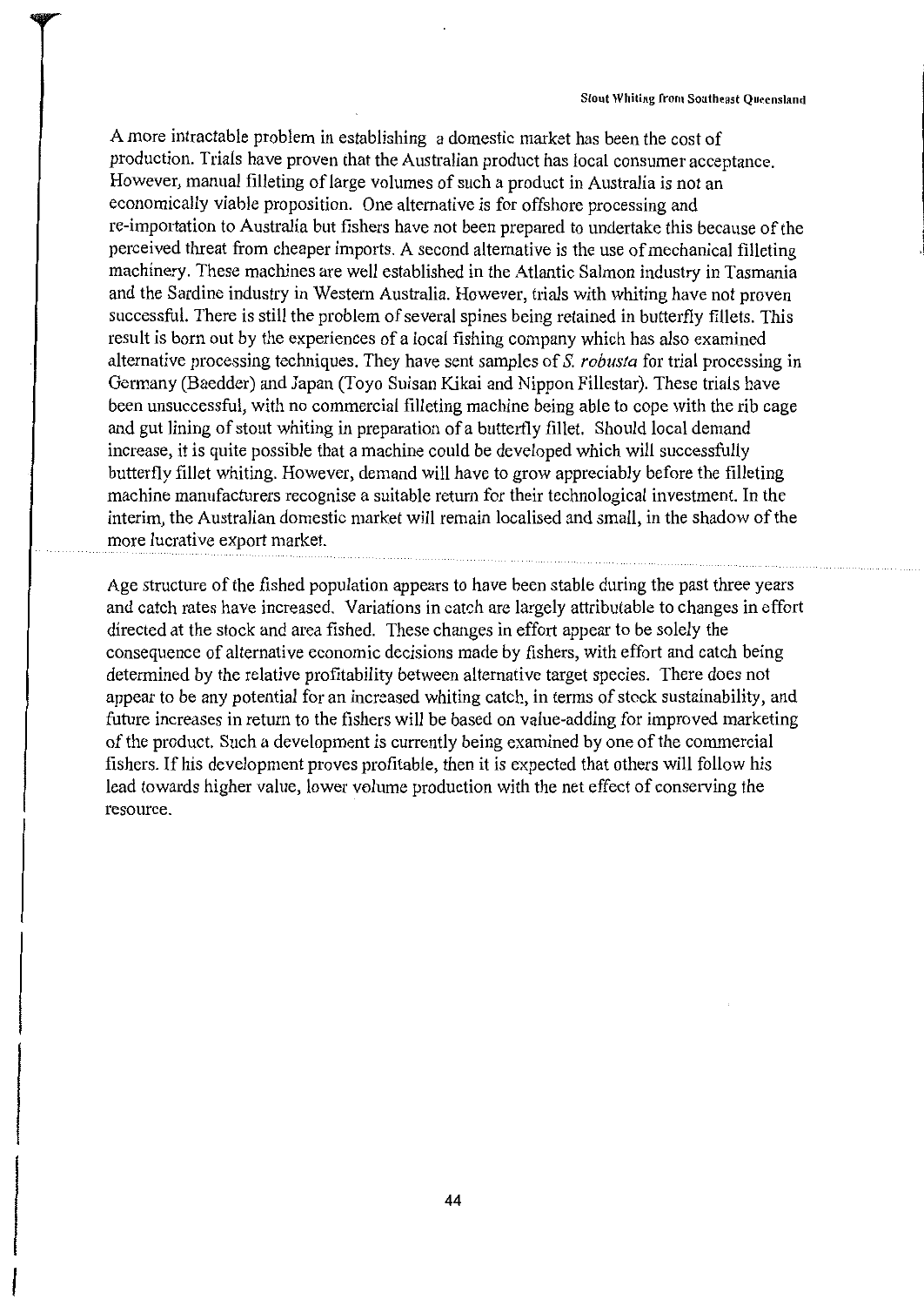A more intractable problem in establishing a domestic market has been the cost of production. Trials have proven that the Australian product has local consumer acceptance. However, manual filleting of large volumes of such a product in Australia is not an economically viable proposition. One alternative is for offshore processing and re-importation to Australia but fishers have not been prepared to undertake this because of the perceived threat from cheaper imports. A second alternative is the use of mechanical filleting machinery. These machines are well established in the Atlantic Salmon industry in Tasmania and the Sardine industry in Western Australia. However, trials with whiting have not proven successful. There is still the problem of several spines being retained in butterfly fillets. This result is born out by the experiences of a local fishing company which has also examined alternative processing techniques. They have sent samples of *S. robusta* for trial processing in Germany (Baedder) and Japan (Toyo Suisan Kikai and Nippon Fillestar). These trials have been unsuccessful, with no commercial filleting machine being able to cope with the rib cage and gut lining of stout whiting in preparation of a butterfly fillet. Should local demand increase, it is quite possible that a machine could be developed which will successfully butterfly fillet whiting. However, demand will have to grow appreciably before the filleting machine manufacturers recognise a suitable return for their technological investment. In the interim, the Australian domestic market will remain localised and small, in the shadow of the more lucrative export market.

Age structure of the fished population appears to have been stable during the past three years and catch rates have increased. Variations in catch are largely attributable to changes in effort directed at the stock and area fished. These changes in effort appear to be solely the consequence of alternative economic decisions made by fishers, with effort and catch being determined by the relative profitability between alternative target species. There does not appear to be any potential for an increased whiting catch, in terms of stock sustainability, and future increases in return to the fishers will be based on value-adding for improved marketing of the product. Such a development is currently being examined by one of the commercial fishers. If his development proves profitable, then it is expected that others will follow his lead towards higher value, lower volume production with the net effect of conserving the resource.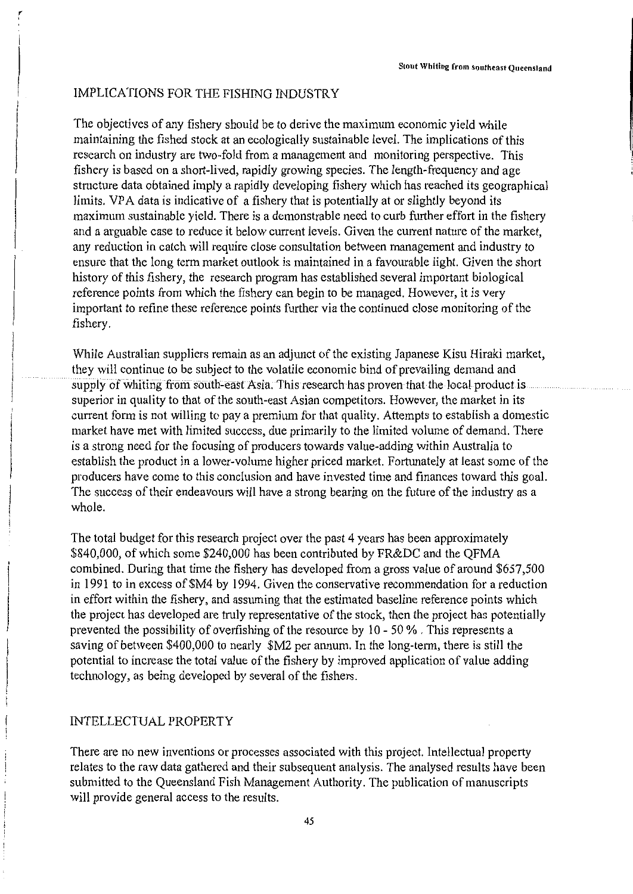## IMPLICATIONS FOR THE FISHING INDUSTRY

The objectives of any fishery should be to derive the maximum economic yield while maintaining the fished stock at an ecologically sustainable level. The implications of this research on industry are two-fold from a management and monitoring perspective. This fishery is based on a short-lived, rapidly growing species. The length-frequency and age structure data obtained imply a rapidly developing fishery which has reached its geographical limits. VPA data is indicative of a fishery that is potentially at or slightly beyond its maximum sustainable yield. There is a demonstrable need to curb further effort in the fishery and a arguable case to reduce it below current levels. Given the current nature of the market, any reduction in catch will require close consultation between management and industry to ensure that the long term market outlook is maintained in a favourable light. Given the short history of this fishery, the research program has established several important biological reference points from which the fishery can begin to be managed. However, it is very important to refine these reference points further via the continued close monitoring of the fishery.

While Australian suppliers remain as an adjunct of the existing Japanese Kisu Hiraki market, they will continue to be subject to the volatile economic bind of prevailing demand and supply of whiting from south-east Asia. This research has proven that the local product is superior in quality to that of the south-east Asian competitors. However, the market in its current form is not willing to pay a premium for that quality. Attempts to establish a domestic market have met with limited success, due primarily to the limited volume of demand. There is a strong need for the focusing of producers towards value-adding within Australia to establish the product in a lower-volume higher priced market. Fortunately at least some of the producers have come to this conclusion and have invested time and finances toward this goal. The success of their endeavours will have a strong bearing on the future of the industry as a whole.

The total budget for this research project over the past 4 years has been approximately \$840,000, of which some \$240,000 has been contributed by FR&DC and the QFMA combined. During that time the fishery has developed from a gross value of around \$657,500 in 1991 to in excess of \$M4 by 1994. Given the conservative recommendation for a reduction in effort within the fishery, and assuming that the estimated baseline reference points which the project has developed are truly representative of the stock, then the project has potentially prevented the possibility of overfishing of the resource by 10 - 50 % . This represents a saving of between \$400,000 to nearly \$M2 per annum. In the long-term, there is still the potential to increase the total value of the fishery by improved application of value adding technology, as being developed by several of the fishers.

## INTELLECTUAL PROPERTY

There are no new inventions or processes associated with this project. Intellectual property relates to the raw data gathered and their subsequent analysis. The analysed results have been submitted to the Queensland Fish Management Authority. The publication of manuscripts will provide general access to the results.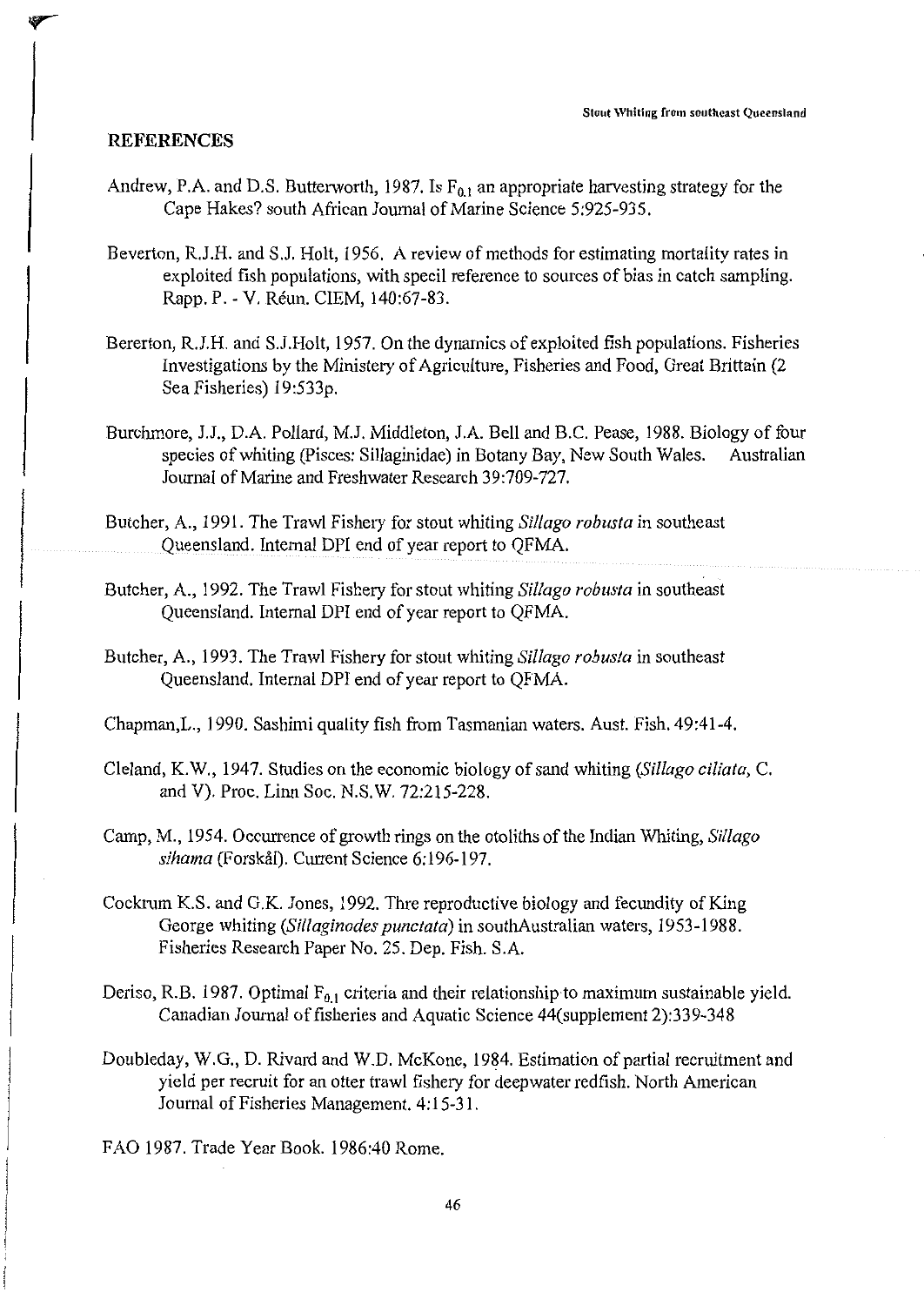## REFERENCES

Andrew, P.A. and D.S. Butterworth, 1987. Is $F_{0.1}$ an appropriate harvesting strategy for the Cape Hakes? south African Journal of Marine Science 5:925-935.

Beverton, R.J.H. and S.J. Holt, 1956. A review of methods for estimating mortality rates in exploited fish populations, with specil reference to sources of bias in catch sampling. Rapp. P. - V. Réun. CIEM, 140:67-83.

Bererton, R.J.H. and S.J.Holt, 1957. On the dynamics of exploited fish populations. Fisheries Investigations by the Ministery of Agriculture, Fisheries and Food, Great Brittain (2 Sea Fisheries) 19:533p.

Burchmore, J.J., D.A. Pollard, M.J. Middleton, J.A. Bell and B.C. Pease, 1988. Biology of four species of whiting (Pisces: Sillaginidae) in Botany Bay, New South Wales. Australian Journal of Marine and Freshwater Research 39:709-727.

Butcher, A., 1991. The Trawl Fishery for stout whiting *Sillago robusta* in southeast Queensland. Internal DPI end of year report to QFMA.

Butcher, A., 1992. The Trawl Fishery for stout whiting *Sillago robusta* in southeast Queensland. Internal DPI end of year report to QFMA.

Butcher, A., 1993. The Trawl Fishery for stout whiting *Sillago robusta* in southeast Queensland. Internal DPI end of year report to QFMA.

Chapman,L., 1990. Sashimi quality fish from Tasmanian waters. Aust. Fish. 49:41-4.

Cleland, K.W., 1947. Studies on the economic biology of sand whiting (*Sillago ciliata*, C. and V). Proc. Linn Soc. N.S.W. 72:215-228.

Camp, M., 1954. Occurrence of growth rings on the otoliths of the Indian Whiting, *Sillago sihama* (Forskål). Current Science 6:196-197.

Cockrum K.S. and G.K. Jones, 1992. Thre reproductive biology and fecundity of King George whiting (*Sillaginodes punctata*) in southAustralian waters, 1953-1988. Fisheries Research Paper No. 25. Dep. Fish. S.A.

Deriso, R.B. 1987. Optimal $F_{0.1}$ criteria and their relationship to maximum sustainable yield. Canadian Journal of fisheries and Aquatic Science 44(supplement 2):339-348

Doubleday, W.G., D. Rivard and W.D. McKone, 1984. Estimation of partial recruitment and yield per recruit for an otter trawl fishery for deepwater redfish. North American Journal of Fisheries Management. 4:15-31.

FAO 1987. Trade Year Book. 1986:40 Rome.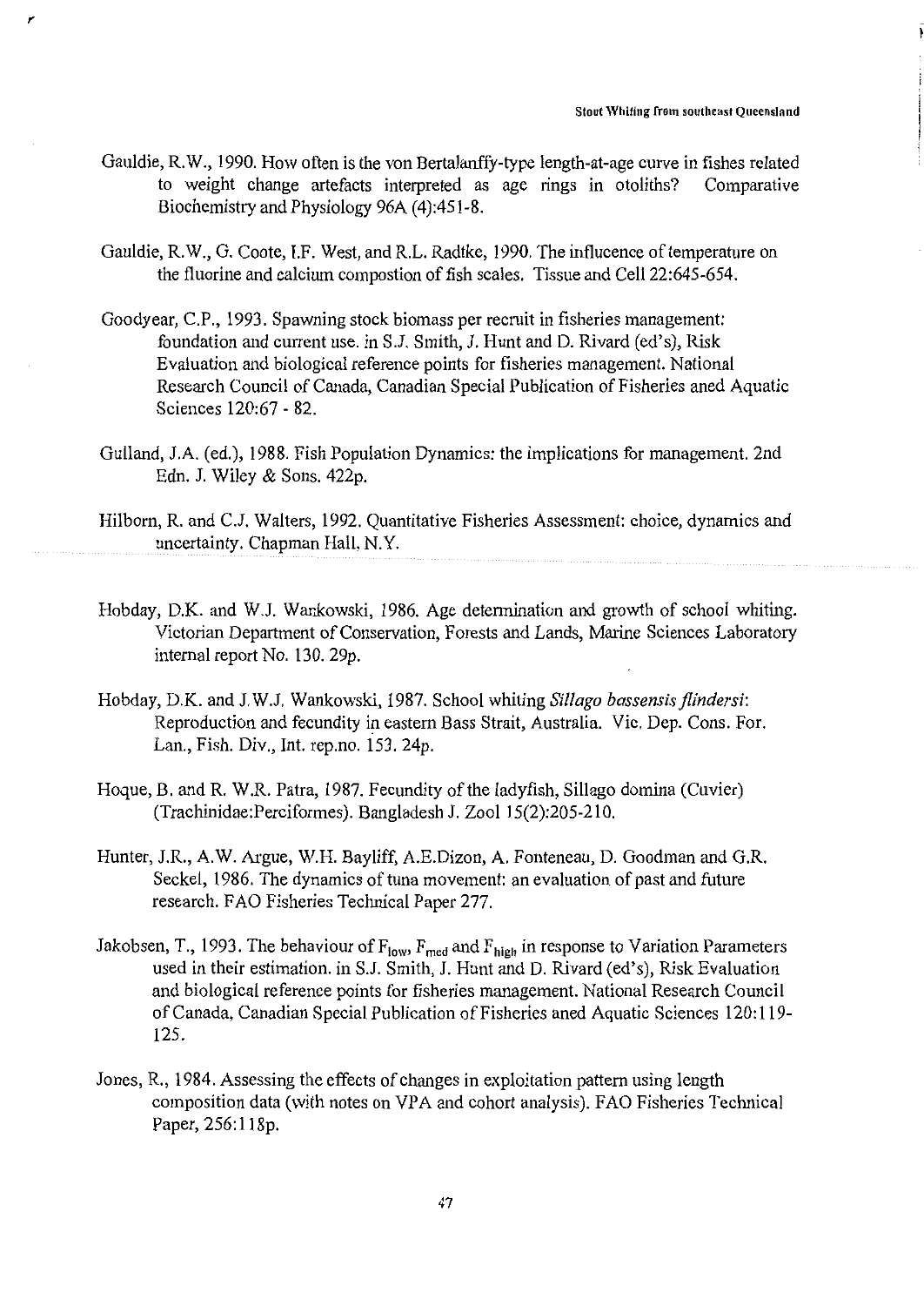Gauldie, R.W., 1990. How often is the von Bertalanffy-type length-at-age curve in fishes related to weight change artefacts interpreted as age rings in otoliths? Comparative Biochemistry and Physiology 96A (4):451-8.

Gauldie, R.W., G. Coote, I.F. West, and R.L. Radtke, 1990. The influcence of temperature on the fluorine and calcium compostion of fish scales. Tissue and Cell 22:645-654.

Goodyear, C.P., 1993. Spawning stock biomass per recruit in fisheries management: foundation and current use. in S.J. Smith, J. Hunt and D. Rivard (ed's), Risk Evaluation and biological reference points for fisheries management. National Research Council of Canada, Canadian Special Publication of Fisheries aned Aquatic Sciences 120:67 - 82.

Gulland, J.A. (ed.), 1988. Fish Population Dynamics: the implications for management. 2nd Edn. J. Wiley & Sons. 422p.

Hilborn, R. and C.J. Walters, 1992. Quantitative Fisheries Assessment: choice, dynamics and uncertainty. Chapman Hall, N.Y.

Hobday, D.K. and W.J. Wankowski, 1986. Age determination and growth of school whiting. Victorian Department of Conservation, Forests and Lands, Marine Sciences Laboratory internal report No. 130. 29p.

Hobday, D.K. and J.W.J. Wankowski, 1987. School whiting *Sillago bassensis flindersi*: Reproduction and fecundity in eastern Bass Strait, Australia. Vic. Dep. Cons. For. Lan., Fish. Div., Int. rep.no. 153. 24p.

Hoque, B. and R. W.R. Patra, 1987. Fecundity of the ladyfish, Sillago domina (Cuvier) (Trachinidae:Perciformes). Bangladesh J. Zool 15(2):205-210.

Hunter, J.R., A.W. Argue, W.H. Bayliff, A.E.Dizon, A. Fonteneau, D. Goodman and G.R. Seckel, 1986. The dynamics of tuna movement: an evaluation of past and future research. FAO Fisheries Technical Paper 277.

Jakobsen, T., 1993. The behaviour of $F_{low}$, $F_{med}$ and $F_{high}$ in response to Variation Parameters used in their estimation. in S.J. Smith, J. Hunt and D. Rivard (ed's), Risk Evaluation and biological reference points for fisheries management. National Research Council of Canada, Canadian Special Publication of Fisheries aned Aquatic Sciences 120:119-125.

Jones, R., 1984. Assessing the effects of changes in exploitation pattern using length composition data (with notes on VPA and cohort analysis). FAO Fisheries Technical Paper, 256:118p.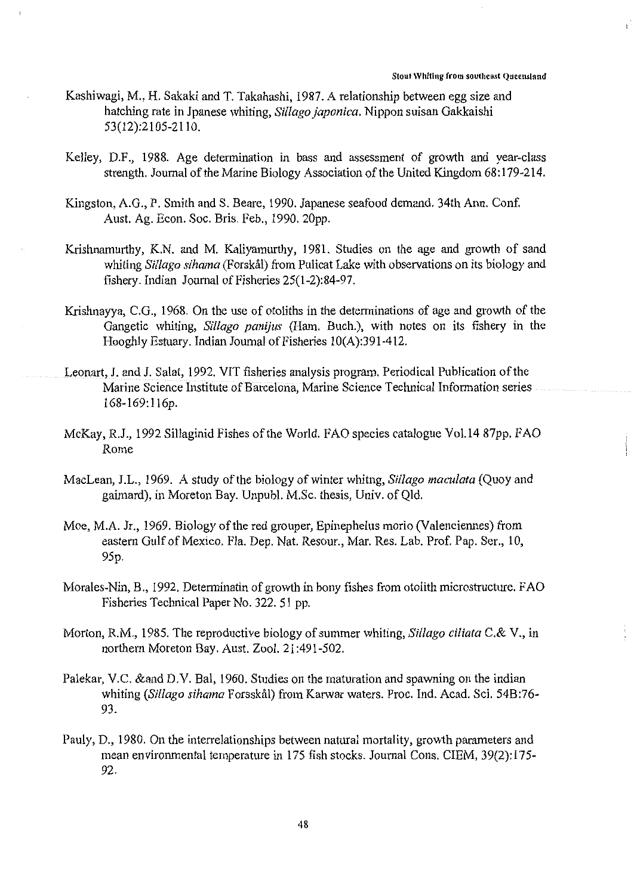Kashiwagi, M., H. Sakaki and T. Takahashi, 1987. A relationship between egg size and hatching rate in Jpanese whiting, *Sillago japonica*. Nippon suisan Gakkaishi 53(12):2105-2110.

Kelley, D.F., 1988. Age determination in bass and assessment of growth and year-class strength. Journal of the Marine Biology Association of the United Kingdom 68:179-214.

Kingston, A.G., P. Smith and S. Beare, 1990. Japanese seafood demand. 34th Ann. Conf. Aust. Ag. Econ. Soc. Bris. Feb., 1990. 20pp.

Krishnamurthy, K.N. and M. Kaliyamurthy, 1981. Studies on the age and growth of sand whiting *Sillago sihama* (Forskål) from Pulicat Lake with observations on its biology and fishery. Indian Journal of Fisheries 25(1-2):84-97.

Krishnayya, C.G., 1968. On the use of otoliths in the determinations of age and growth of the Gangetic whiting, *Sillago panijus* (Ham. Buch.), with notes on its fishery in the Hooghly Estuary. Indian Journal of Fisheries 10(A):391-412.

Leonart, J. and J. Salat, 1992. VIT fisheries analysis program. Periodical Publication of the Marine Science Institute of Barcelona, Marine Science Technical Information series 168-169:116p.

McKay, R.J., 1992 Sillaginid Fishes of the World. FAO species catalogue Vol.14 87pp. FAO Rome

MacLean, J.L., 1969. A study of the biology of winter whitng, *Sillago maculata* (Quoy and gaimard), in Moreton Bay. Unpubl. M.Sc. thesis, Univ. of Qld.

Moe, M.A. Jr., 1969. Biology of the red grouper, Epinephelus morio (Valenciennes) from eastern Gulf of Mexico. Fla. Dep. Nat. Resour., Mar. Res. Lab. Prof. Pap. Ser., 10, 95p.

Morales-Nin, B., 1992. Determinatin of growth in bony fishes from otolith microstructure. FAO Fisheries Technical Paper No. 322. 51 pp.

Morton, R.M., 1985. The reproductive biology of summer whiting, *Sillago ciliata* C.& V., in northern Moreton Bay. Aust. Zool. 21:491-502.

Palekar, V.C. &and D.V. Bal, 1960. Studies on the maturation and spawning on the indian whiting (*Sillago sihama* Forsskål) from Karwar waters. Proc. Ind. Acad. Sci. 54B:76-93.

Pauly, D., 1980. On the interrelationships between natural mortality, growth parameters and mean environmental temperature in 175 fish stocks. Journal Cons. CIEM, 39(2):175-92.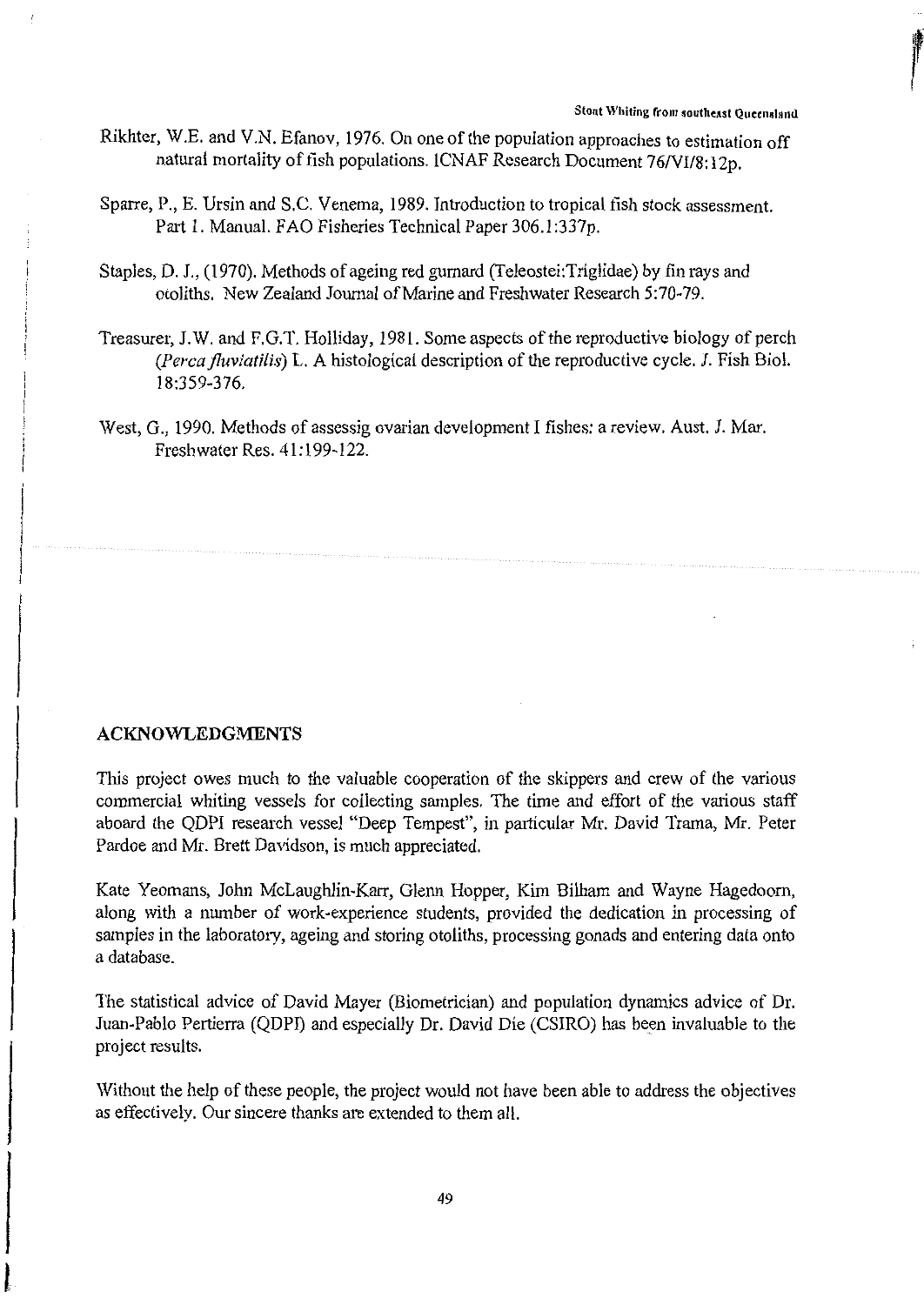Rikhter, W.E. and V.N. Efanov, 1976. On one of the population approaches to estimation off natural mortality of fish populations. ICNAF Research Document 76/VI/8:12p.

Sparre, P., E. Ursin and S.C. Venema, 1989. Introduction to tropical fish stock assessment. Part 1. Manual. FAO Fisheries Technical Paper 306.1:337p.

Staples, D. J., (1970). Methods of ageing red gurnard (Teleostei:Triglidae) by fin rays and otoliths. New Zealand Journal of Marine and Freshwater Research 5:70-79.

Treasurer, J.W. and F.G.T. Holliday, 1981. Some aspects of the reproductive biology of perch *(Perca fluviatilis)* L. A histological description of the reproductive cycle. J. Fish Biol. 18:359-376.

West, G., 1990. Methods of assessig ovarian development I fishes: a review. Aust. J. Mar. Freshwater Res. 41:199-122.

## ACKNOWLEDGMENTS

This project owes much to the valuable cooperation of the skippers and crew of the various commercial whiting vessels for collecting samples. The time and effort of the various staff aboard the QDPI research vessel "Deep Tempest", in particular Mr. David Trama, Mr. Peter Pardoe and Mr. Brett Davidson, is much appreciated.

Kate Yeomans, John McLaughlin-Karr, Glenn Hopper, Kim Bilham and Wayne Hagedoorn, along with a number of work-experience students, provided the dedication in processing of samples in the laboratory, ageing and storing otoliths, processing gonads and entering data onto a database.

The statistical advice of David Mayer (Biometrician) and population dynamics advice of Dr. Juan-Pablo Pertierra (QDPI) and especially Dr. David Die (CSIRO) has been invaluable to the project results.

Without the help of these people, the project would not have been able to address the objectives as effectively. Our sincere thanks are extended to them all.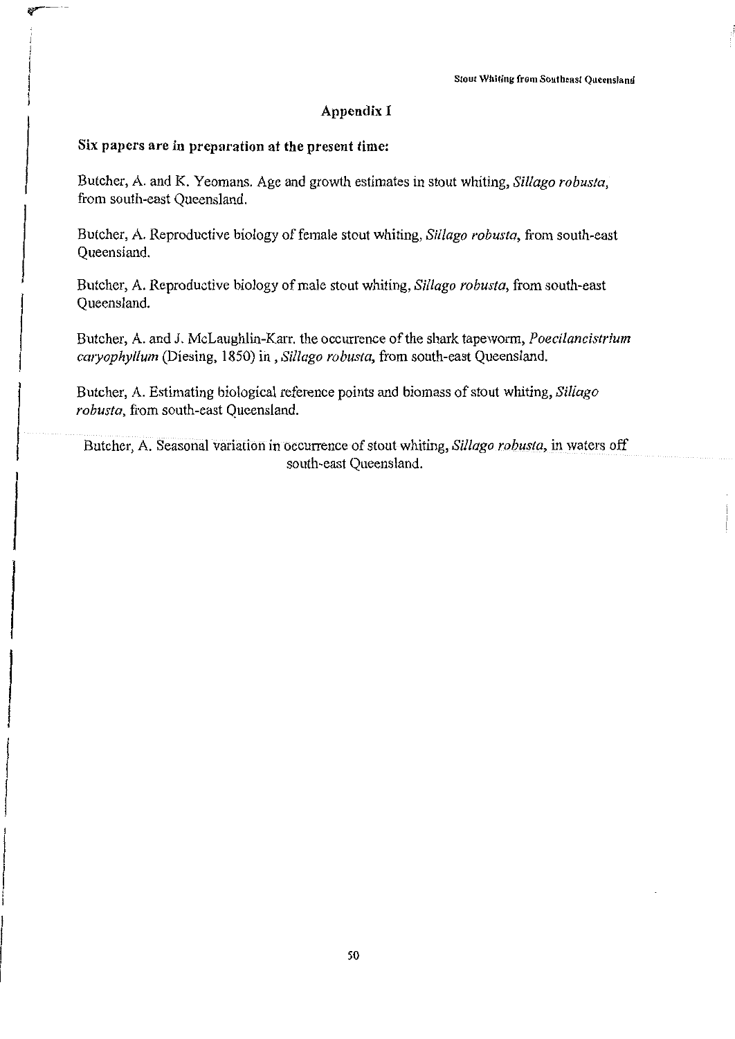## Appendix I

**Six papers are in preparation at the present time:**

Butcher, A. and K. Yeomans. Age and growth estimates in stout whiting, *Sillago robusta*, from south-east Queensland.

Butcher, A. Reproductive biology of female stout whiting, *Sillago robusta*, from south-east Queensland.

Butcher, A. Reproductive biology of male stout whiting, *Sillago robusta*, from south-east Queensland.

Butcher, A. and J. McLaughlin-Karr. the occurrence of the shark tapeworm, *Poecilancistrium caryophyllum* (Diesing, 1850) in , *Sillago robusta*, from south-east Queensland.

Butcher, A. Estimating biological reference points and biomass of stout whiting, *Sillago robusta*, from south-east Queensland.

Butcher, A. Seasonal variation in occurrence of stout whiting, *Sillago robusta*, in waters off south-east Queensland.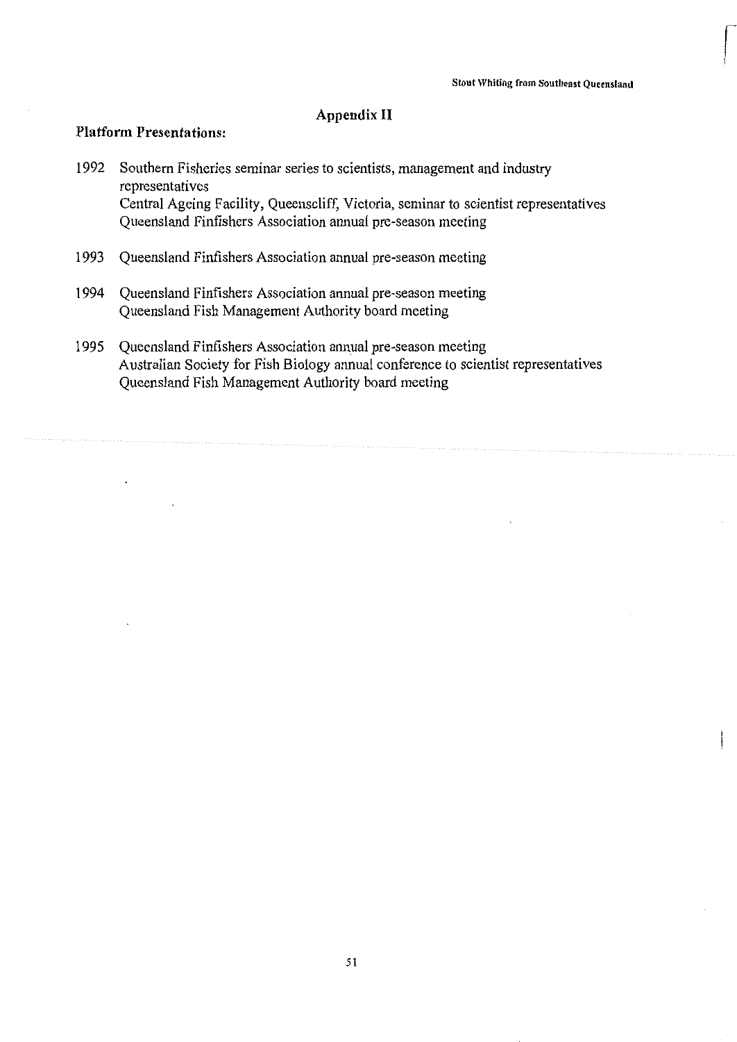## Appendix II

### Platform Presentations:

1992 Southern Fisheries seminar series to scientists, management and industry representatives
Central Ageing Facility, Queenscliff, Victoria, seminar to scientist representatives
Queensland Finfishers Association annual pre-season meeting

1993 Queensland Finfishers Association annual pre-season meeting

1994 Queensland Finfishers Association annual pre-season meeting
Queensland Fish Management Authority board meeting

1995 Queensland Finfishers Association annual pre-season meeting
Australian Society for Fish Biology annual conference to scientist representatives
Queensland Fish Management Authority board meeting